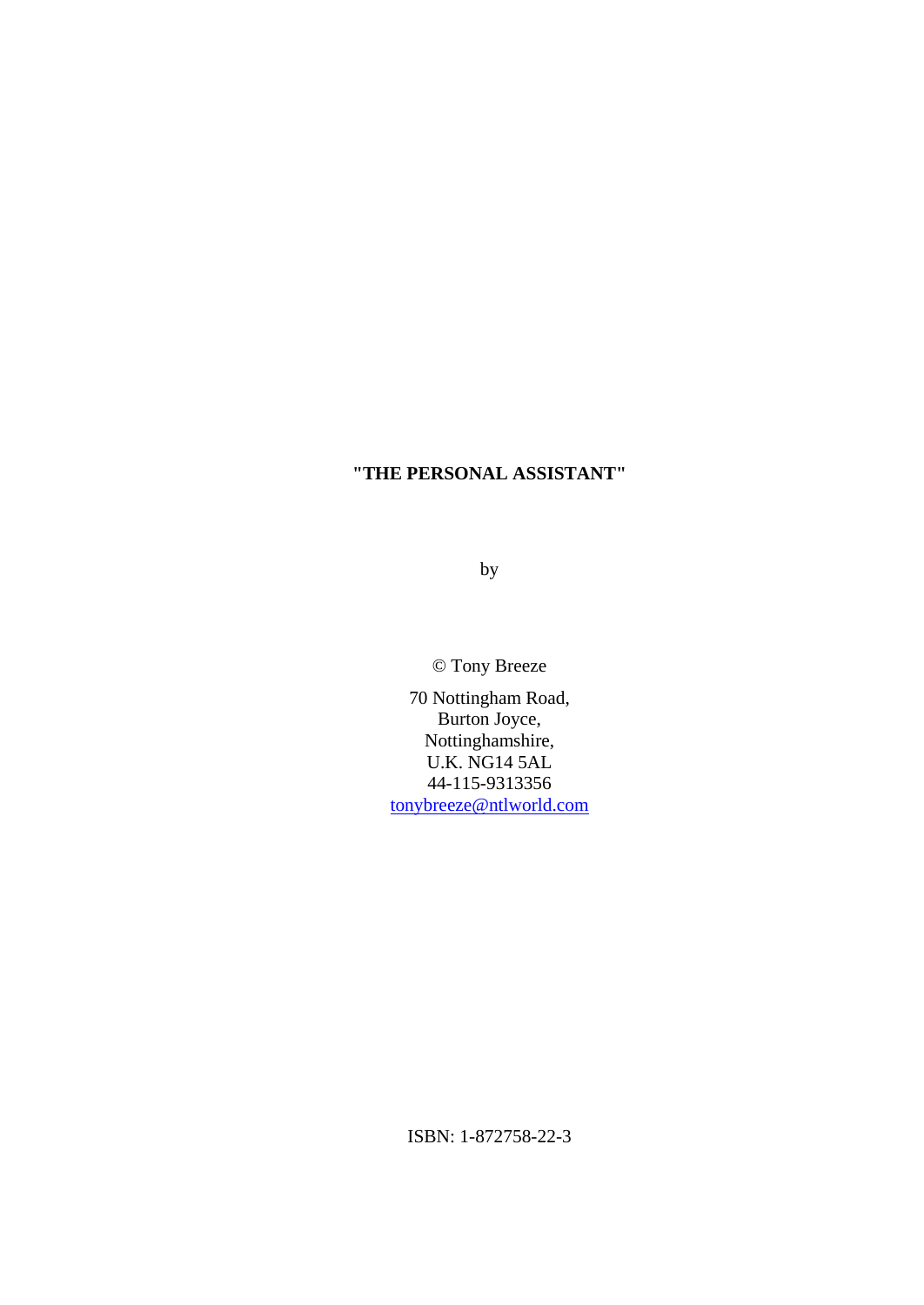**"THE PERSONAL ASSISTANT"**

by

© Tony Breeze

70 Nottingham Road,
Burton Joyce,
Nottinghamshire,
U.K. NG14 5AL
44-115-9313356
tonybreeze@ntlworld.com

ISBN: 1-872758-22-3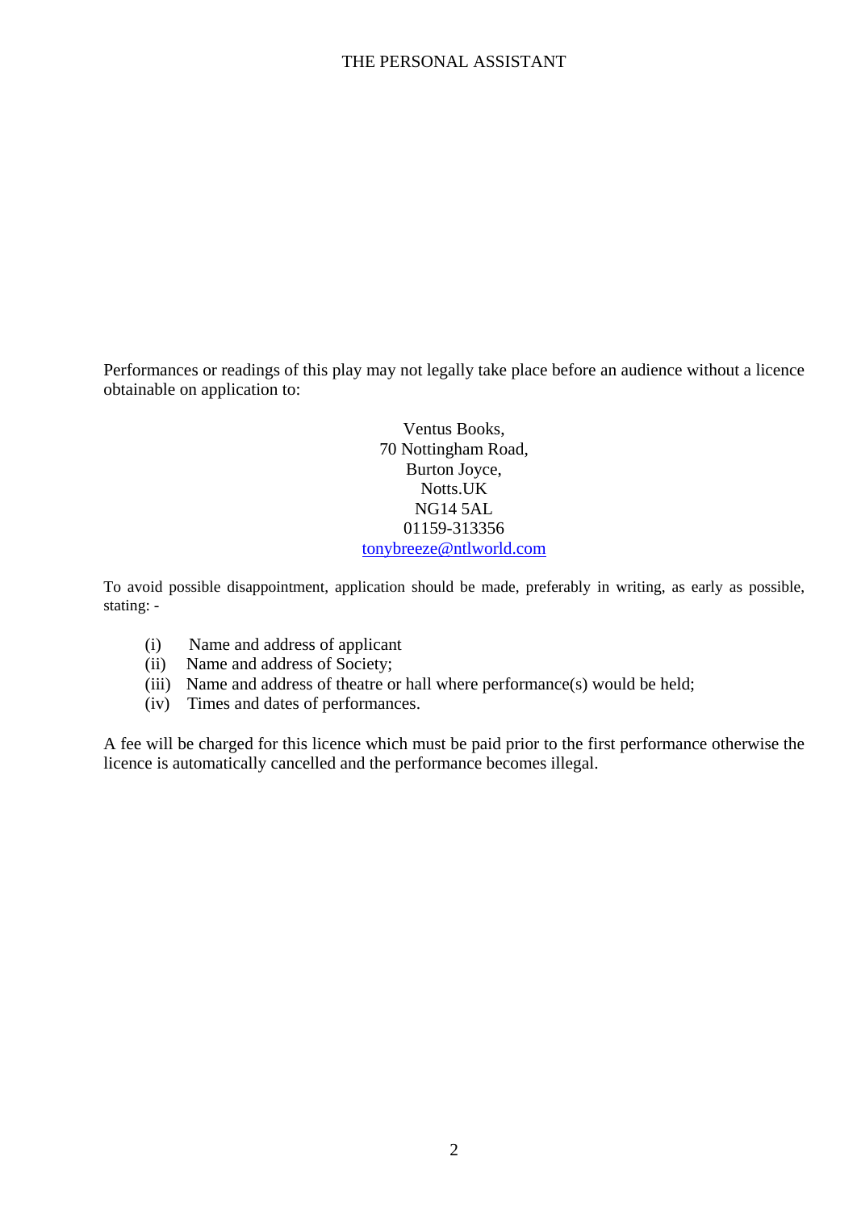Performances or readings of this play may not legally take place before an audience without a licence obtainable on application to:

Ventus Books,
70 Nottingham Road,
Burton Joyce,
Notts.UK
NG14 5AL
01159-313356
tonybreeze@ntlworld.com

To avoid possible disappointment, application should be made, preferably in writing, as early as possible, stating: -

(i) Name and address of applicant
(ii) Name and address of Society;
(iii) Name and address of theatre or hall where performance(s) would be held;
(iv) Times and dates of performances.

A fee will be charged for this licence which must be paid prior to the first performance otherwise the licence is automatically cancelled and the performance becomes illegal.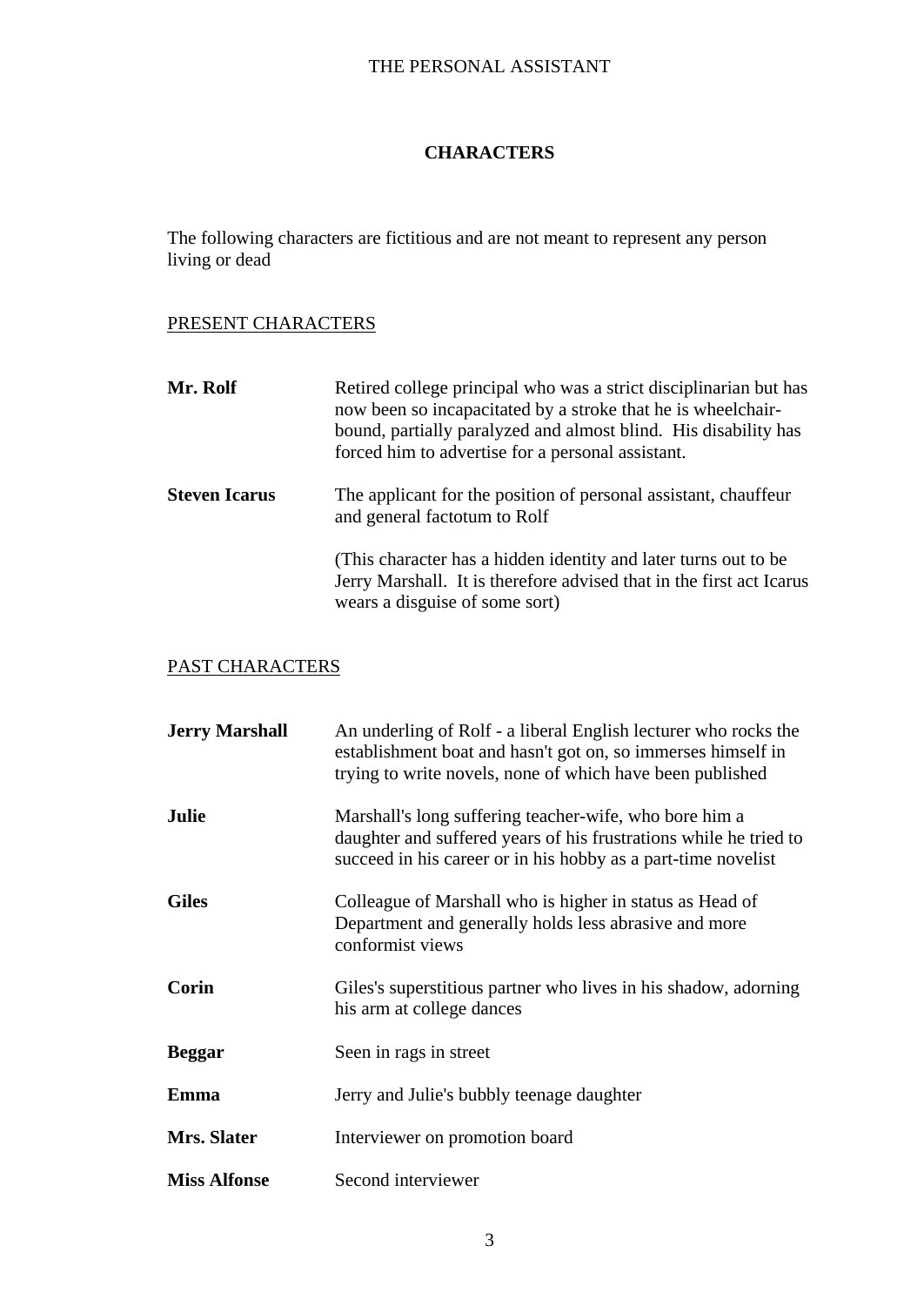## CHARACTERS

The following characters are fictitious and are not meant to represent any person living or dead

### PRESENT CHARACTERS

**Mr. Rolf** — Retired college principal who was a strict disciplinarian but has now been so incapacitated by a stroke that he is wheelchair-bound, partially paralyzed and almost blind. His disability has forced him to advertise for a personal assistant.

**Steven Icarus** — The applicant for the position of personal assistant, chauffeur and general factotum to Rolf

(This character has a hidden identity and later turns out to be Jerry Marshall. It is therefore advised that in the first act Icarus wears a disguise of some sort)

### PAST CHARACTERS

**Jerry Marshall** — An underling of Rolf - a liberal English lecturer who rocks the establishment boat and hasn't got on, so immerses himself in trying to write novels, none of which have been published

**Julie** — Marshall's long suffering teacher-wife, who bore him a daughter and suffered years of his frustrations while he tried to succeed in his career or in his hobby as a part-time novelist

**Giles** — Colleague of Marshall who is higher in status as Head of Department and generally holds less abrasive and more conformist views

**Corin** — Giles's superstitious partner who lives in his shadow, adorning his arm at college dances

**Beggar** — Seen in rags in street

**Emma** — Jerry and Julie's bubbly teenage daughter

**Mrs. Slater** — Interviewer on promotion board

**Miss Alfonse** — Second interviewer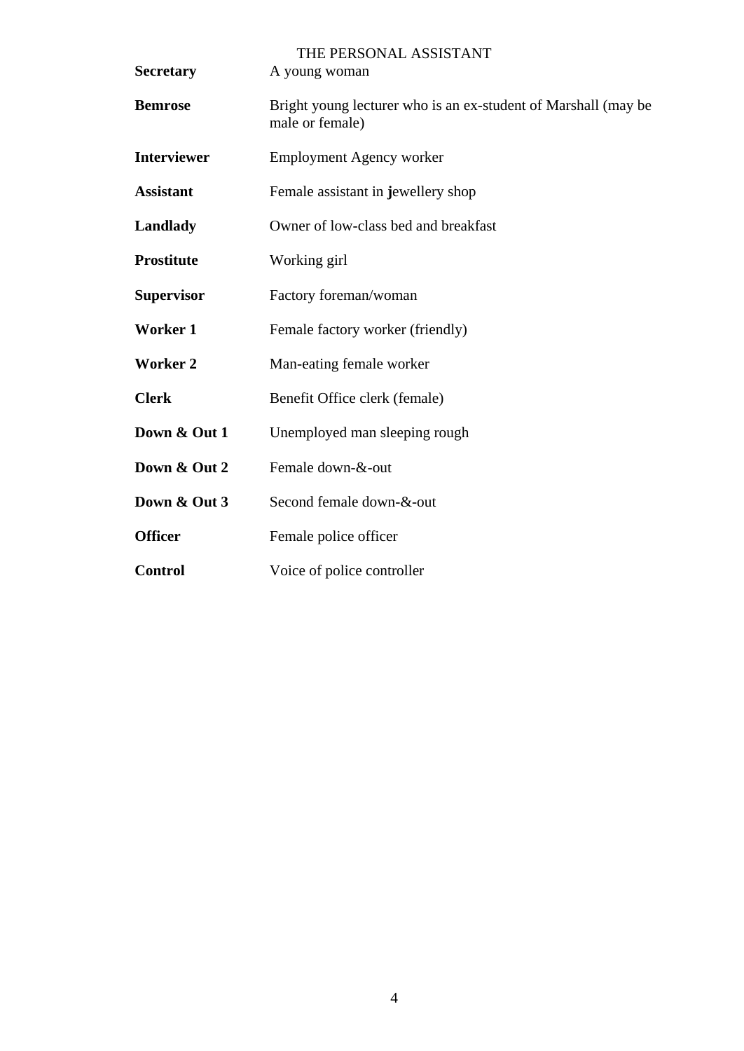# THE PERSONAL ASSISTANT

| | |
|---|---|
| **Secretary** | A young woman |
| **Bemrose** | Bright young lecturer who is an ex-student of Marshall (may be male or female) |
| **Interviewer** | Employment Agency worker |
| **Assistant** | Female assistant in **j**ewellery shop |
| **Landlady** | Owner of low-class bed and breakfast |
| **Prostitute** | Working girl |
| **Supervisor** | Factory foreman/woman |
| **Worker 1** | Female factory worker (friendly) |
| **Worker 2** | Man-eating female worker |
| **Clerk** | Benefit Office clerk (female) |
| **Down & Out 1** | Unemployed man sleeping rough |
| **Down & Out 2** | Female down-&-out |
| **Down & Out 3** | Second female down-&-out |
| **Officer** | Female police officer |
| **Control** | Voice of police controller |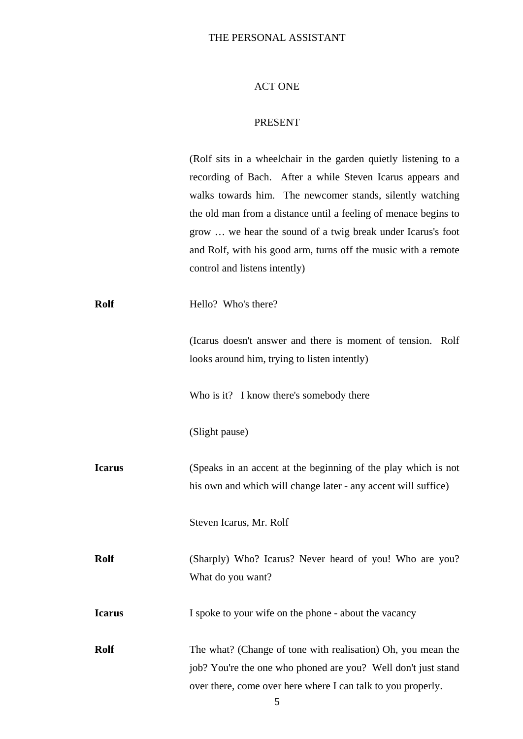# THE PERSONAL ASSISTANT

## ACT ONE

### PRESENT

(Rolf sits in a wheelchair in the garden quietly listening to a recording of Bach. After a while Steven Icarus appears and walks towards him. The newcomer stands, silently watching the old man from a distance until a feeling of menace begins to grow … we hear the sound of a twig break under Icarus's foot and Rolf, with his good arm, turns off the music with a remote control and listens intently)

**Rolf** Hello? Who's there?

(Icarus doesn't answer and there is moment of tension. Rolf looks around him, trying to listen intently)

Who is it? I know there's somebody there

(Slight pause)

**Icarus** (Speaks in an accent at the beginning of the play which is not his own and which will change later - any accent will suffice)

Steven Icarus, Mr. Rolf

**Rolf** (Sharply) Who? Icarus? Never heard of you! Who are you? What do you want?

**Icarus** I spoke to your wife on the phone - about the vacancy

**Rolf** The what? (Change of tone with realisation) Oh, you mean the job? You're the one who phoned are you? Well don't just stand over there, come over here where I can talk to you properly.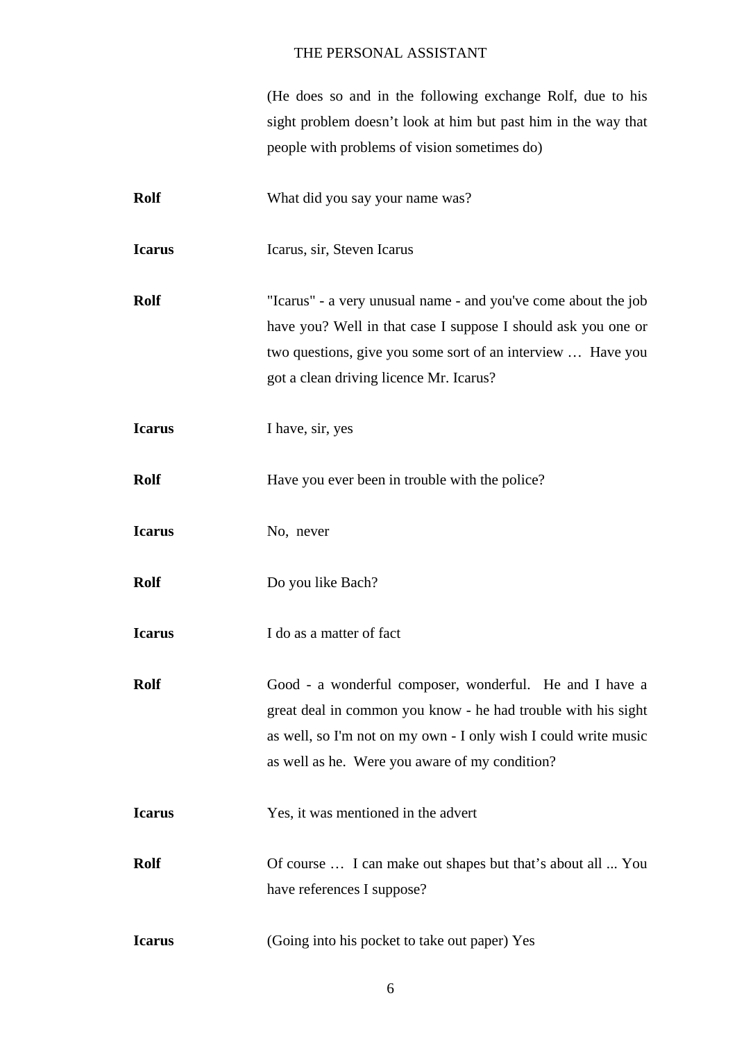(He does so and in the following exchange Rolf, due to his sight problem doesn't look at him but past him in the way that people with problems of vision sometimes do)

**Rolf** What did you say your name was?

**Icarus** Icarus, sir, Steven Icarus

**Rolf** "Icarus" - a very unusual name - and you've come about the job have you? Well in that case I suppose I should ask you one or two questions, give you some sort of an interview … Have you got a clean driving licence Mr. Icarus?

**Icarus** I have, sir, yes

**Rolf** Have you ever been in trouble with the police?

**Icarus** No, never

**Rolf** Do you like Bach?

**Icarus** I do as a matter of fact

**Rolf** Good - a wonderful composer, wonderful. He and I have a great deal in common you know - he had trouble with his sight as well, so I'm not on my own - I only wish I could write music as well as he. Were you aware of my condition?

**Icarus** Yes, it was mentioned in the advert

**Rolf** Of course … I can make out shapes but that's about all ... You have references I suppose?

**Icarus** (Going into his pocket to take out paper) Yes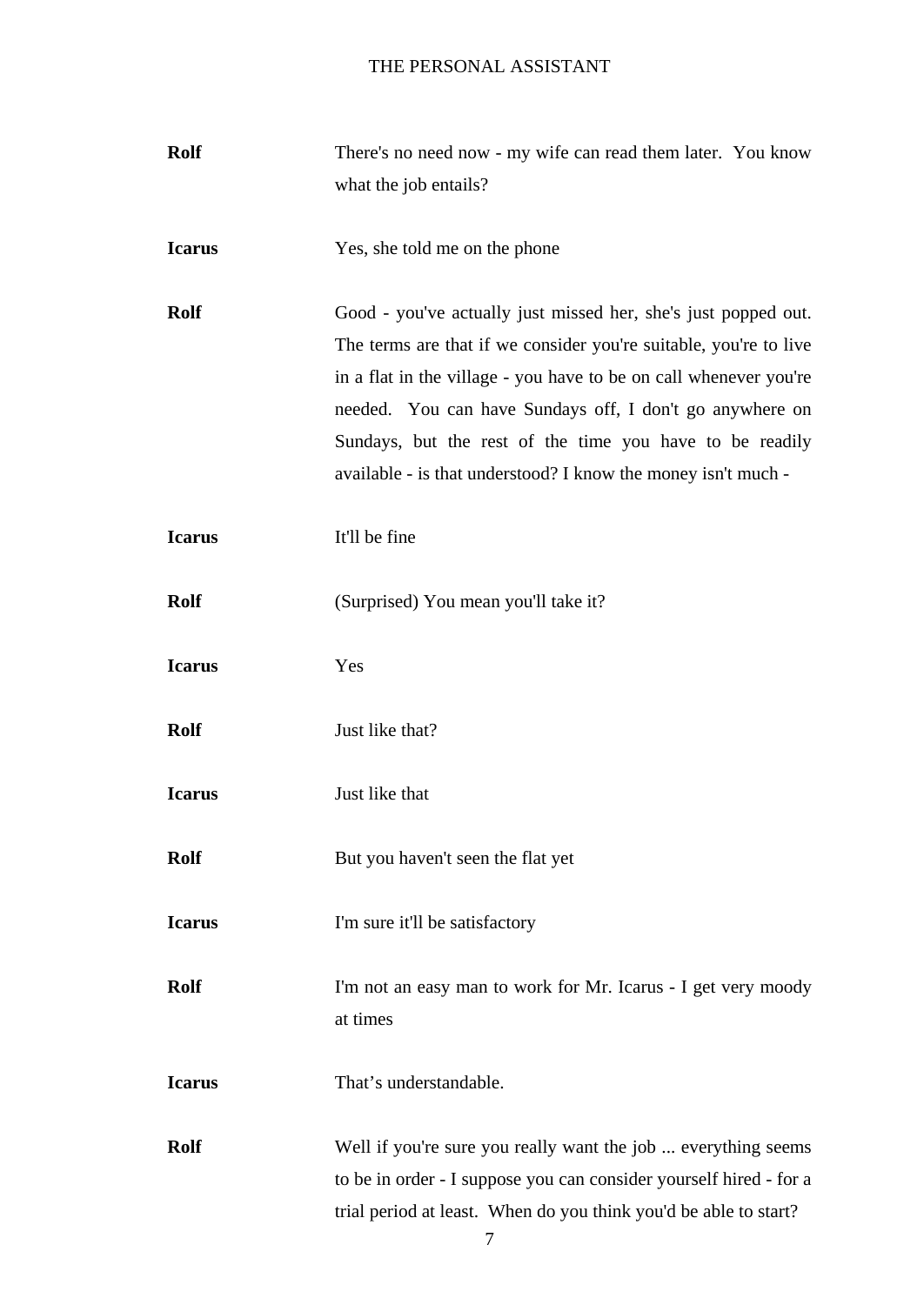**Rolf** There's no need now - my wife can read them later. You know what the job entails?

**Icarus** Yes, she told me on the phone

**Rolf** Good - you've actually just missed her, she's just popped out. The terms are that if we consider you're suitable, you're to live in a flat in the village - you have to be on call whenever you're needed. You can have Sundays off, I don't go anywhere on Sundays, but the rest of the time you have to be readily available - is that understood? I know the money isn't much -

**Icarus** It'll be fine

**Rolf** (Surprised) You mean you'll take it?

**Icarus** Yes

**Rolf** Just like that?

**Icarus** Just like that

**Rolf** But you haven't seen the flat yet

**Icarus** I'm sure it'll be satisfactory

**Rolf** I'm not an easy man to work for Mr. Icarus - I get very moody at times

**Icarus** That's understandable.

**Rolf** Well if you're sure you really want the job ... everything seems to be in order - I suppose you can consider yourself hired - for a trial period at least. When do you think you'd be able to start?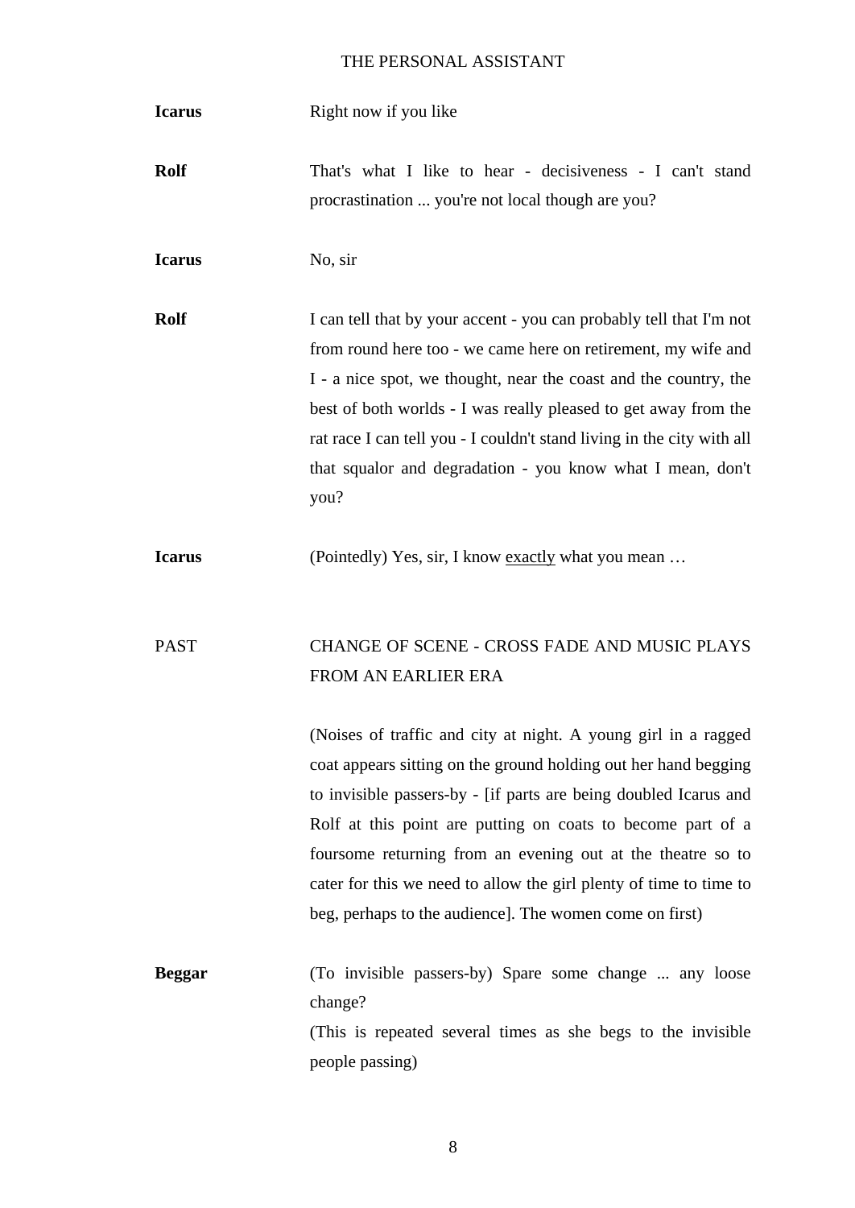**Icarus** Right now if you like

**Rolf** That's what I like to hear - decisiveness - I can't stand procrastination ... you're not local though are you?

**Icarus** No, sir

**Rolf** I can tell that by your accent - you can probably tell that I'm not from round here too - we came here on retirement, my wife and I - a nice spot, we thought, near the coast and the country, the best of both worlds - I was really pleased to get away from the rat race I can tell you - I couldn't stand living in the city with all that squalor and degradation - you know what I mean, don't you?

**Icarus** (Pointedly) Yes, sir, I know <u>exactly</u> what you mean …

PAST CHANGE OF SCENE - CROSS FADE AND MUSIC PLAYS FROM AN EARLIER ERA

(Noises of traffic and city at night. A young girl in a ragged coat appears sitting on the ground holding out her hand begging to invisible passers-by - [if parts are being doubled Icarus and Rolf at this point are putting on coats to become part of a foursome returning from an evening out at the theatre so to cater for this we need to allow the girl plenty of time to time to beg, perhaps to the audience]. The women come on first)

**Beggar** (To invisible passers-by) Spare some change ... any loose change?
(This is repeated several times as she begs to the invisible people passing)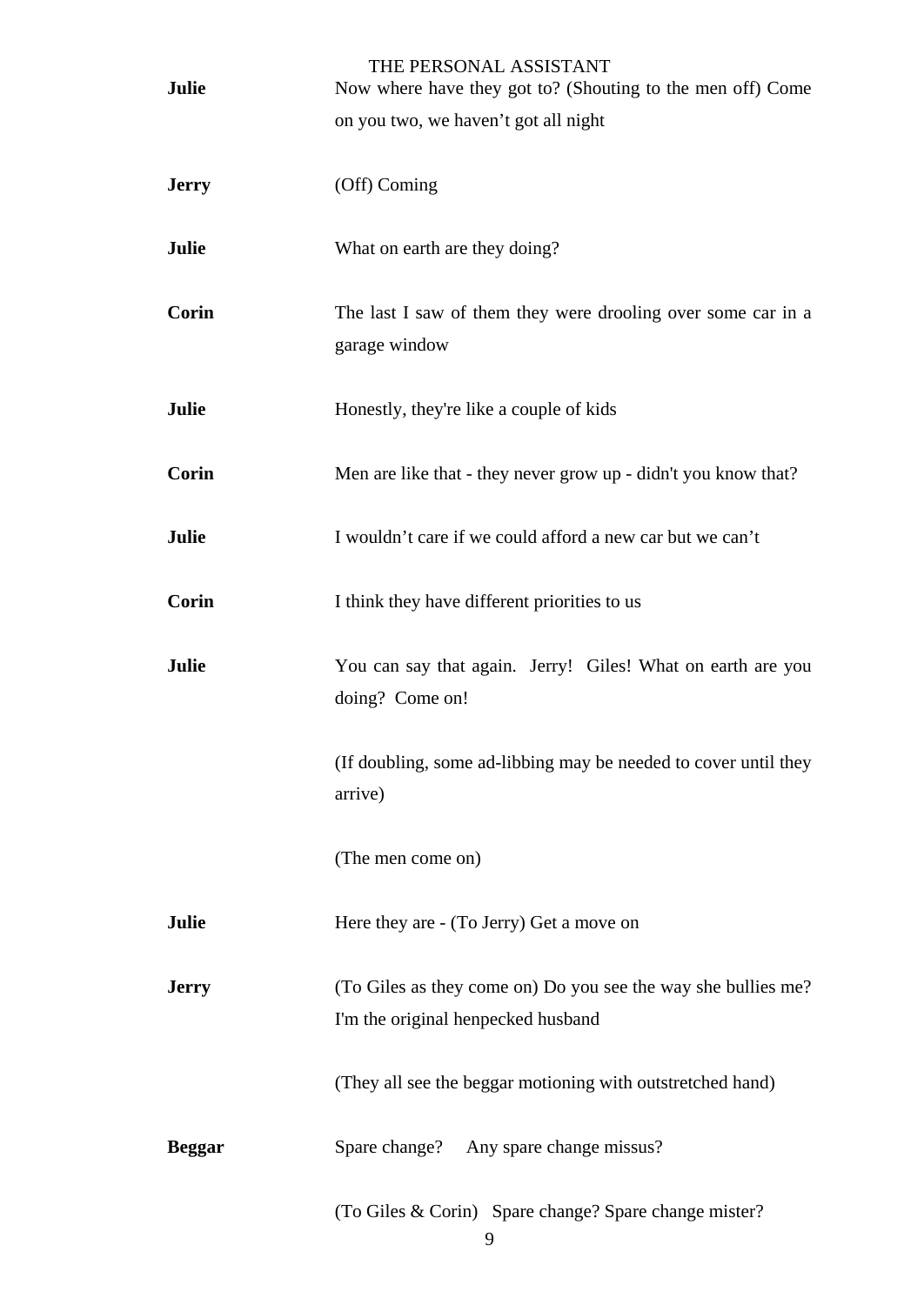**Julie** Now where have they got to? (Shouting to the men off) Come on you two, we haven't got all night

**Jerry** (Off) Coming

**Julie** What on earth are they doing?

**Corin** The last I saw of them they were drooling over some car in a garage window

**Julie** Honestly, they're like a couple of kids

**Corin** Men are like that - they never grow up - didn't you know that?

**Julie** I wouldn't care if we could afford a new car but we can't

**Corin** I think they have different priorities to us

**Julie** You can say that again. Jerry! Giles! What on earth are you doing? Come on!

(If doubling, some ad-libbing may be needed to cover until they arrive)

(The men come on)

**Julie** Here they are - (To Jerry) Get a move on

**Jerry** (To Giles as they come on) Do you see the way she bullies me? I'm the original henpecked husband

(They all see the beggar motioning with outstretched hand)

**Beggar** Spare change? Any spare change missus?

(To Giles & Corin) Spare change? Spare change mister?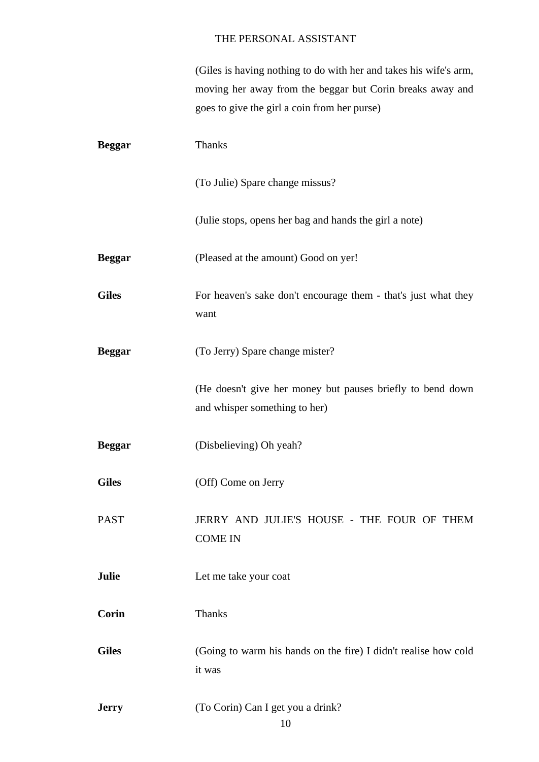(Giles is having nothing to do with her and takes his wife's arm, moving her away from the beggar but Corin breaks away and goes to give the girl a coin from her purse)

**Beggar** Thanks

(To Julie) Spare change missus?

(Julie stops, opens her bag and hands the girl a note)

**Beggar** (Pleased at the amount) Good on yer!

**Giles** For heaven's sake don't encourage them - that's just what they want

**Beggar** (To Jerry) Spare change mister?

(He doesn't give her money but pauses briefly to bend down and whisper something to her)

**Beggar** (Disbelieving) Oh yeah?

**Giles** (Off) Come on Jerry

PAST JERRY AND JULIE'S HOUSE - THE FOUR OF THEM COME IN

**Julie** Let me take your coat

**Corin** Thanks

**Giles** (Going to warm his hands on the fire) I didn't realise how cold it was

**Jerry** (To Corin) Can I get you a drink?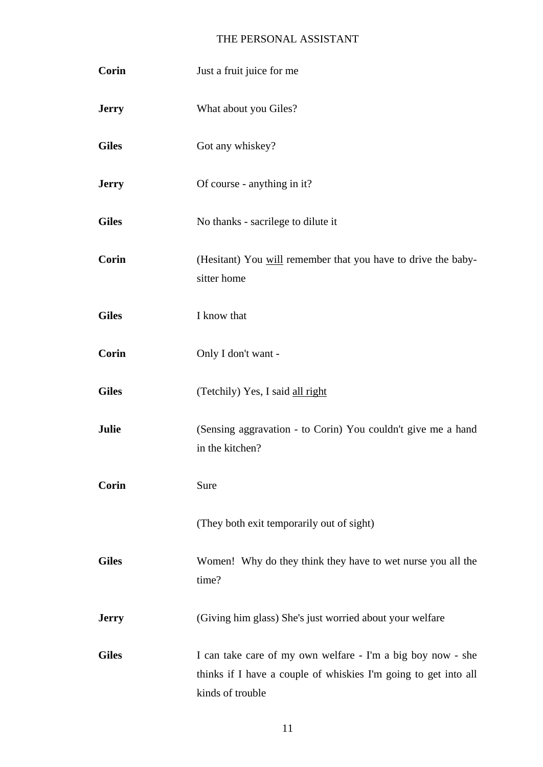**Corin** Just a fruit juice for me

**Jerry** What about you Giles?

**Giles** Got any whiskey?

**Jerry** Of course - anything in it?

**Giles** No thanks - sacrilege to dilute it

**Corin** (Hesitant) You <u>will</u> remember that you have to drive the baby-sitter home

**Giles** I know that

**Corin** Only I don't want -

**Giles** (Tetchily) Yes, I said <u>all right</u>

**Julie** (Sensing aggravation - to Corin) You couldn't give me a hand in the kitchen?

**Corin** Sure

(They both exit temporarily out of sight)

**Giles** Women! Why do they think they have to wet nurse you all the time?

**Jerry** (Giving him glass) She's just worried about your welfare

**Giles** I can take care of my own welfare - I'm a big boy now - she thinks if I have a couple of whiskies I'm going to get into all kinds of trouble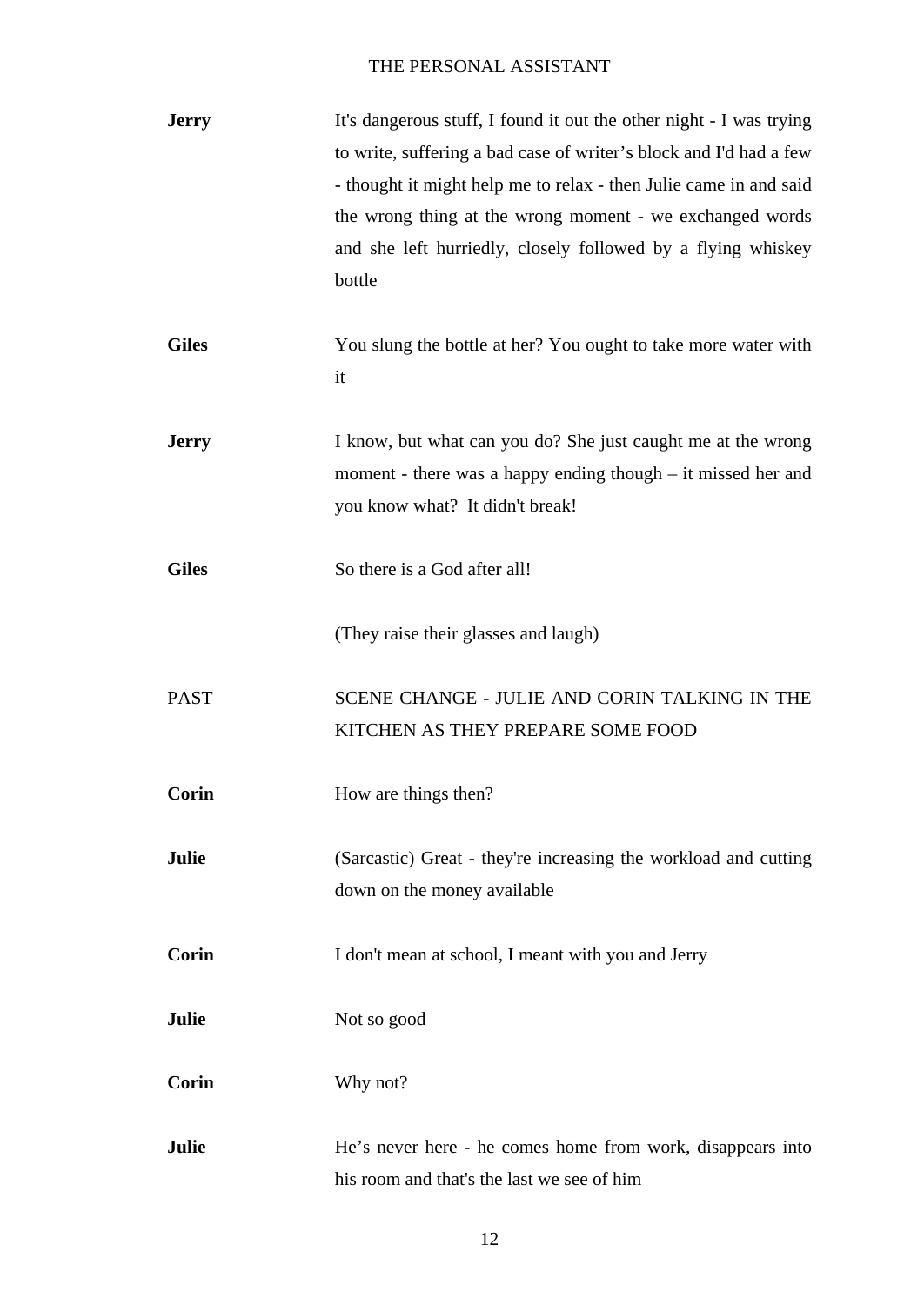**Jerry** It's dangerous stuff, I found it out the other night - I was trying to write, suffering a bad case of writer's block and I'd had a few - thought it might help me to relax - then Julie came in and said the wrong thing at the wrong moment - we exchanged words and she left hurriedly, closely followed by a flying whiskey bottle

**Giles** You slung the bottle at her? You ought to take more water with it

**Jerry** I know, but what can you do? She just caught me at the wrong moment - there was a happy ending though – it missed her and you know what? It didn't break!

**Giles** So there is a God after all!

(They raise their glasses and laugh)

PAST SCENE CHANGE - JULIE AND CORIN TALKING IN THE KITCHEN AS THEY PREPARE SOME FOOD

**Corin** How are things then?

**Julie** (Sarcastic) Great - they're increasing the workload and cutting down on the money available

**Corin** I don't mean at school, I meant with you and Jerry

**Julie** Not so good

**Corin** Why not?

**Julie** He's never here - he comes home from work, disappears into his room and that's the last we see of him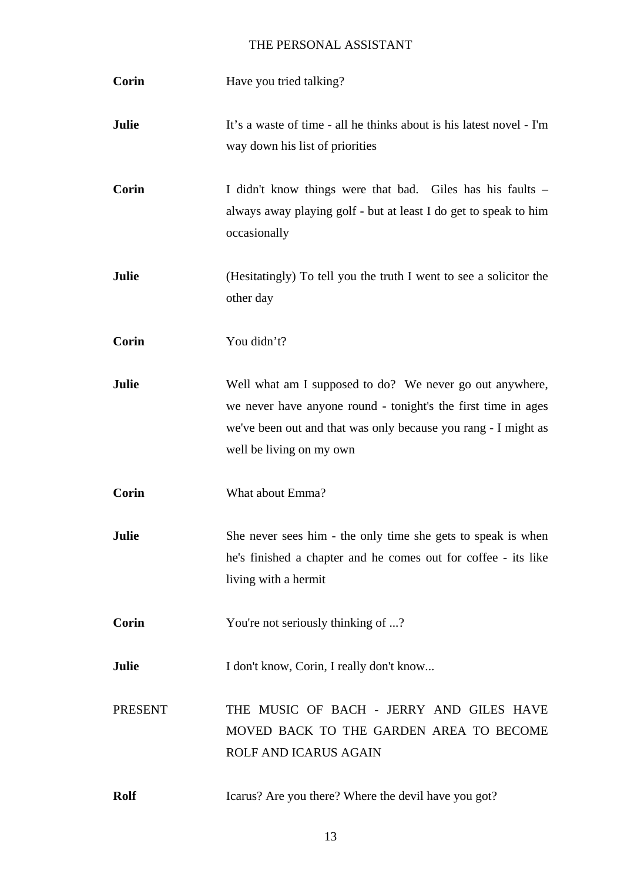**Corin** Have you tried talking?

**Julie** It’s a waste of time - all he thinks about is his latest novel - I'm way down his list of priorities

**Corin** I didn't know things were that bad. Giles has his faults – always away playing golf - but at least I do get to speak to him occasionally

**Julie** (Hesitatingly) To tell you the truth I went to see a solicitor the other day

**Corin** You didn’t?

**Julie** Well what am I supposed to do? We never go out anywhere, we never have anyone round - tonight's the first time in ages we've been out and that was only because you rang - I might as well be living on my own

**Corin** What about Emma?

**Julie** She never sees him - the only time she gets to speak is when he's finished a chapter and he comes out for coffee - its like living with a hermit

**Corin** You're not seriously thinking of ...?

**Julie** I don't know, Corin, I really don't know...

PRESENT THE MUSIC OF BACH - JERRY AND GILES HAVE MOVED BACK TO THE GARDEN AREA TO BECOME ROLF AND ICARUS AGAIN

**Rolf** Icarus? Are you there? Where the devil have you got?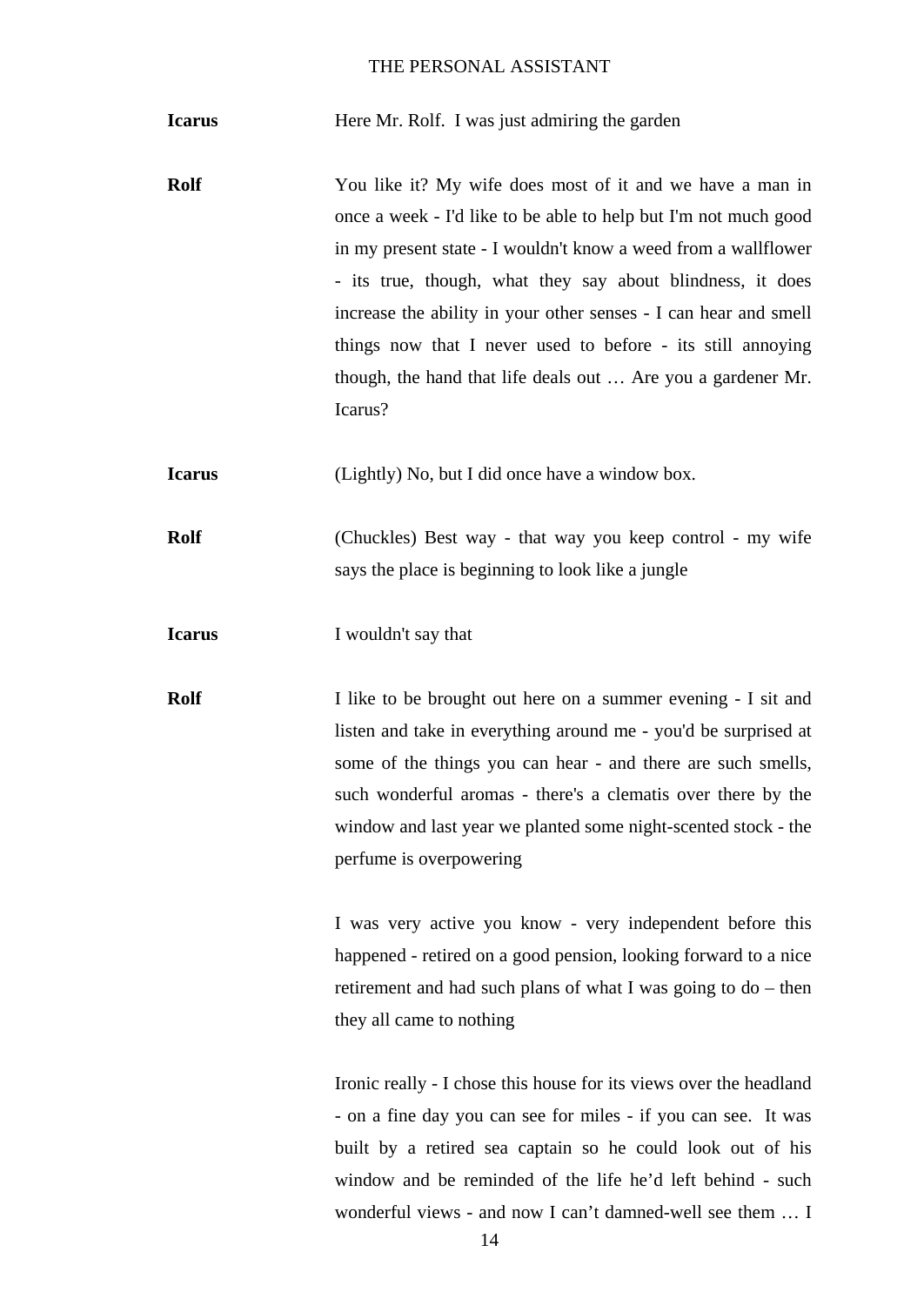**Icarus** Here Mr. Rolf. I was just admiring the garden

**Rolf** You like it? My wife does most of it and we have a man in once a week - I'd like to be able to help but I'm not much good in my present state - I wouldn't know a weed from a wallflower - its true, though, what they say about blindness, it does increase the ability in your other senses - I can hear and smell things now that I never used to before - its still annoying though, the hand that life deals out … Are you a gardener Mr. Icarus?

**Icarus** (Lightly) No, but I did once have a window box.

**Rolf** (Chuckles) Best way - that way you keep control - my wife says the place is beginning to look like a jungle

**Icarus** I wouldn't say that

**Rolf** I like to be brought out here on a summer evening - I sit and listen and take in everything around me - you'd be surprised at some of the things you can hear - and there are such smells, such wonderful aromas - there's a clematis over there by the window and last year we planted some night-scented stock - the perfume is overpowering

I was very active you know - very independent before this happened - retired on a good pension, looking forward to a nice retirement and had such plans of what I was going to do – then they all came to nothing

Ironic really - I chose this house for its views over the headland - on a fine day you can see for miles - if you can see. It was built by a retired sea captain so he could look out of his window and be reminded of the life he'd left behind - such wonderful views - and now I can't damned-well see them … I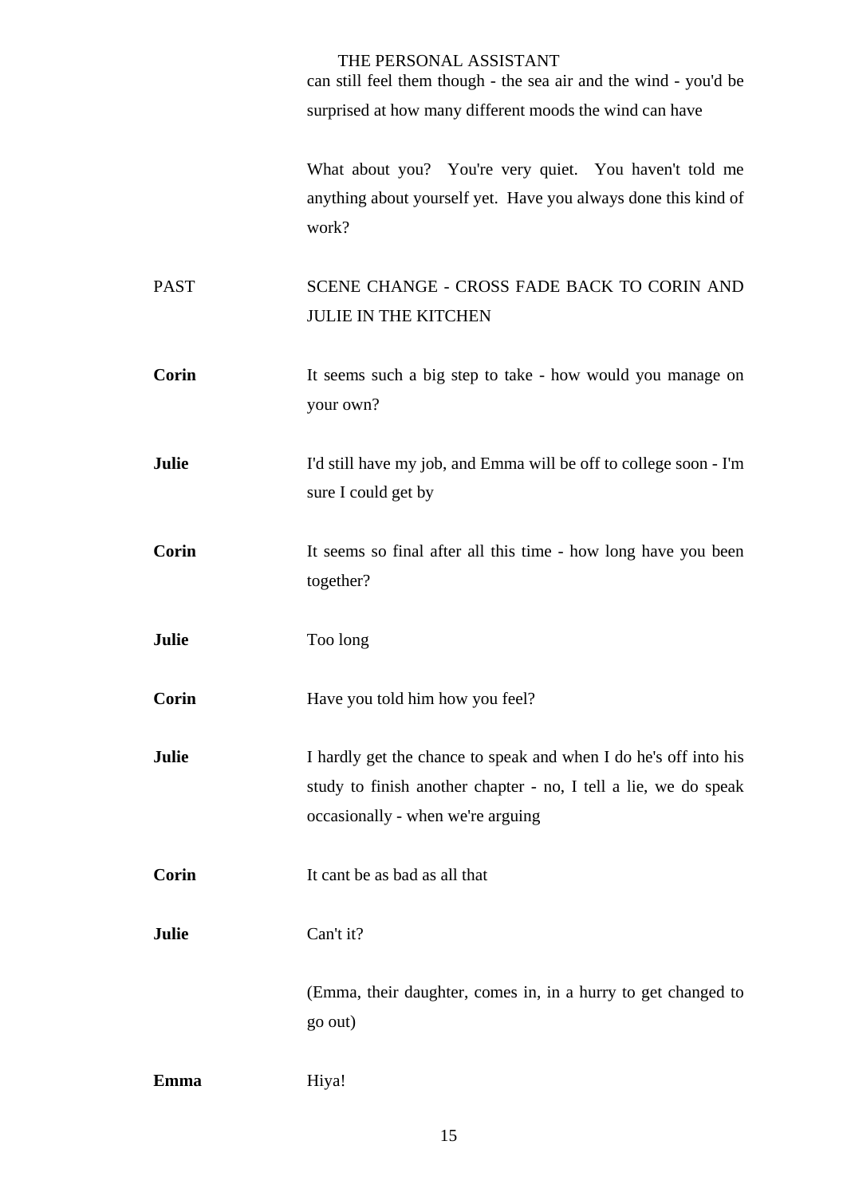can still feel them though - the sea air and the wind - you'd be surprised at how many different moods the wind can have

What about you? You're very quiet. You haven't told me anything about yourself yet. Have you always done this kind of work?

PAST SCENE CHANGE - CROSS FADE BACK TO CORIN AND JULIE IN THE KITCHEN

**Corin** It seems such a big step to take - how would you manage on your own?

**Julie** I'd still have my job, and Emma will be off to college soon - I'm sure I could get by

**Corin** It seems so final after all this time - how long have you been together?

**Julie** Too long

**Corin** Have you told him how you feel?

**Julie** I hardly get the chance to speak and when I do he's off into his study to finish another chapter - no, I tell a lie, we do speak occasionally - when we're arguing

**Corin** It cant be as bad as all that

**Julie** Can't it?

(Emma, their daughter, comes in, in a hurry to get changed to go out)

**Emma** Hiya!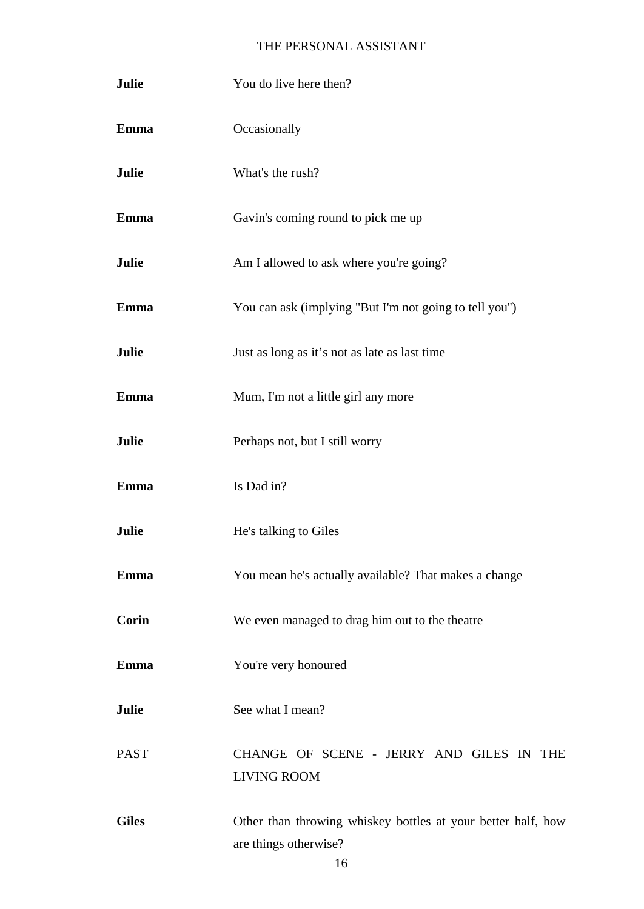**Julie** You do live here then?

**Emma** Occasionally

**Julie** What's the rush?

**Emma** Gavin's coming round to pick me up

**Julie** Am I allowed to ask where you're going?

**Emma** You can ask (implying "But I'm not going to tell you")

**Julie** Just as long as it's not as late as last time

**Emma** Mum, I'm not a little girl any more

**Julie** Perhaps not, but I still worry

**Emma** Is Dad in?

**Julie** He's talking to Giles

**Emma** You mean he's actually available? That makes a change

**Corin** We even managed to drag him out to the theatre

**Emma** You're very honoured

**Julie** See what I mean?

PAST CHANGE OF SCENE - JERRY AND GILES IN THE LIVING ROOM

**Giles** Other than throwing whiskey bottles at your better half, how are things otherwise?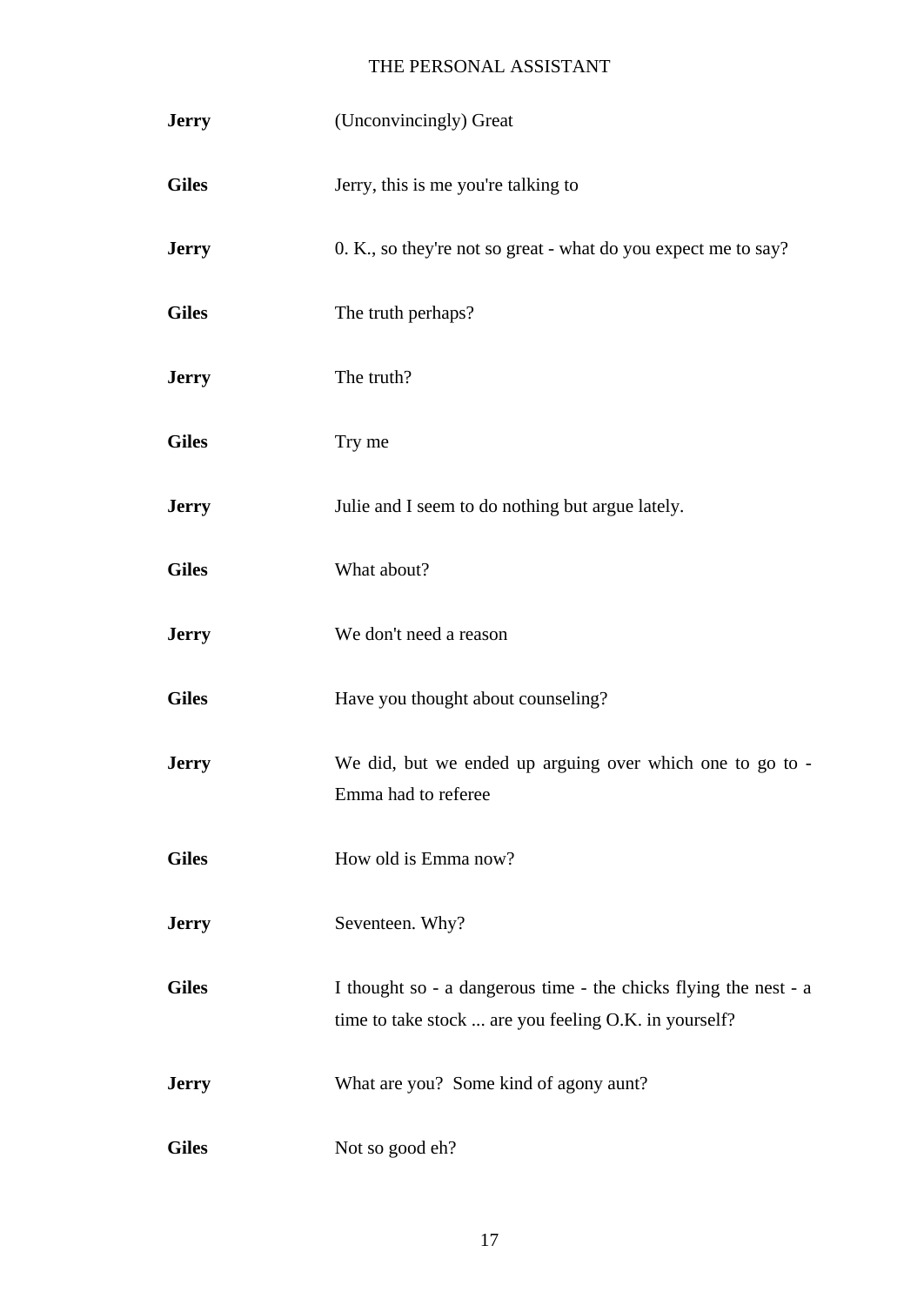**Jerry** (Unconvincingly) Great

**Giles** Jerry, this is me you're talking to

**Jerry** 0. K., so they're not so great - what do you expect me to say?

**Giles** The truth perhaps?

**Jerry** The truth?

**Giles** Try me

**Jerry** Julie and I seem to do nothing but argue lately.

**Giles** What about?

**Jerry** We don't need a reason

**Giles** Have you thought about counseling?

**Jerry** We did, but we ended up arguing over which one to go to - Emma had to referee

**Giles** How old is Emma now?

**Jerry** Seventeen. Why?

**Giles** I thought so - a dangerous time - the chicks flying the nest - a time to take stock ... are you feeling O.K. in yourself?

**Jerry** What are you? Some kind of agony aunt?

**Giles** Not so good eh?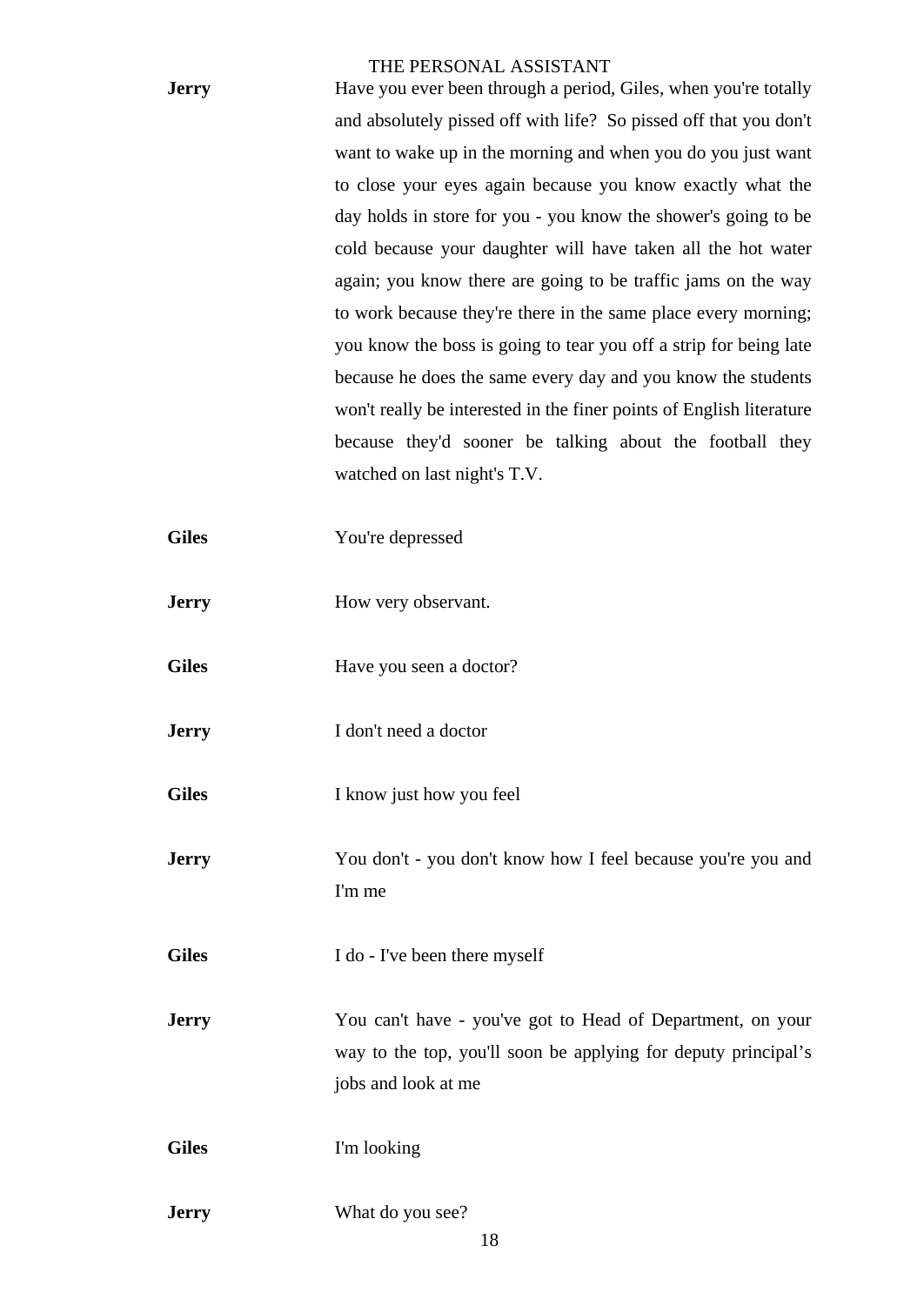**Jerry** Have you ever been through a period, Giles, when you're totally and absolutely pissed off with life? So pissed off that you don't want to wake up in the morning and when you do you just want to close your eyes again because you know exactly what the day holds in store for you - you know the shower's going to be cold because your daughter will have taken all the hot water again; you know there are going to be traffic jams on the way to work because they're there in the same place every morning; you know the boss is going to tear you off a strip for being late because he does the same every day and you know the students won't really be interested in the finer points of English literature because they'd sooner be talking about the football they watched on last night's T.V.

**Giles** You're depressed

**Jerry** How very observant.

**Giles** Have you seen a doctor?

**Jerry** I don't need a doctor

**Giles** I know just how you feel

**Jerry** You don't - you don't know how I feel because you're you and I'm me

**Giles** I do - I've been there myself

**Jerry** You can't have - you've got to Head of Department, on your way to the top, you'll soon be applying for deputy principal's jobs and look at me

**Giles** I'm looking

**Jerry** What do you see?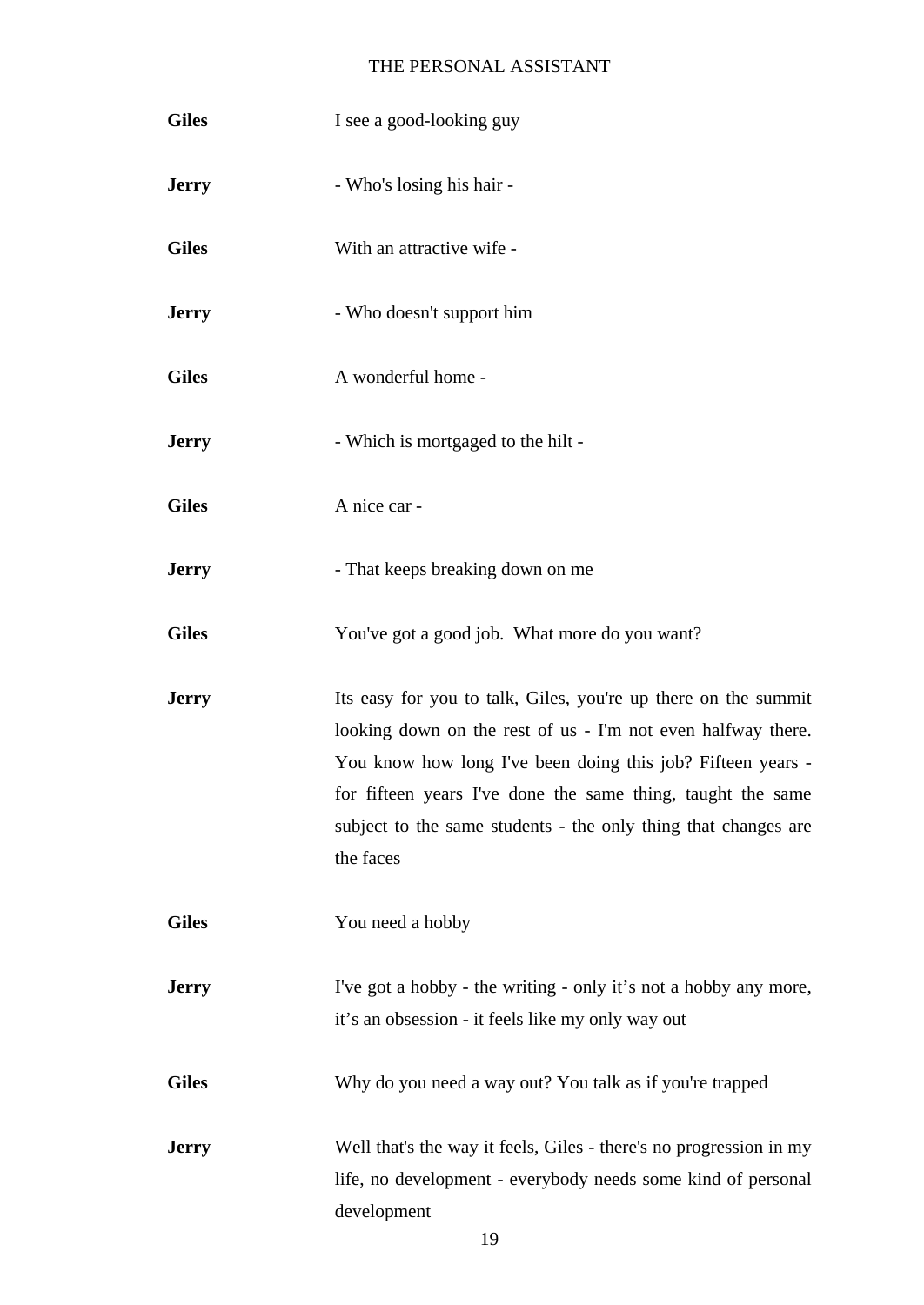**Giles** I see a good-looking guy

**Jerry** - Who's losing his hair -

**Giles** With an attractive wife -

**Jerry** - Who doesn't support him

**Giles** A wonderful home -

**Jerry** - Which is mortgaged to the hilt -

**Giles** A nice car -

**Jerry** - That keeps breaking down on me

**Giles** You've got a good job. What more do you want?

**Jerry** Its easy for you to talk, Giles, you're up there on the summit looking down on the rest of us - I'm not even halfway there. You know how long I've been doing this job? Fifteen years - for fifteen years I've done the same thing, taught the same subject to the same students - the only thing that changes are the faces

**Giles** You need a hobby

**Jerry** I've got a hobby - the writing - only it's not a hobby any more, it's an obsession - it feels like my only way out

**Giles** Why do you need a way out? You talk as if you're trapped

**Jerry** Well that's the way it feels, Giles - there's no progression in my life, no development - everybody needs some kind of personal development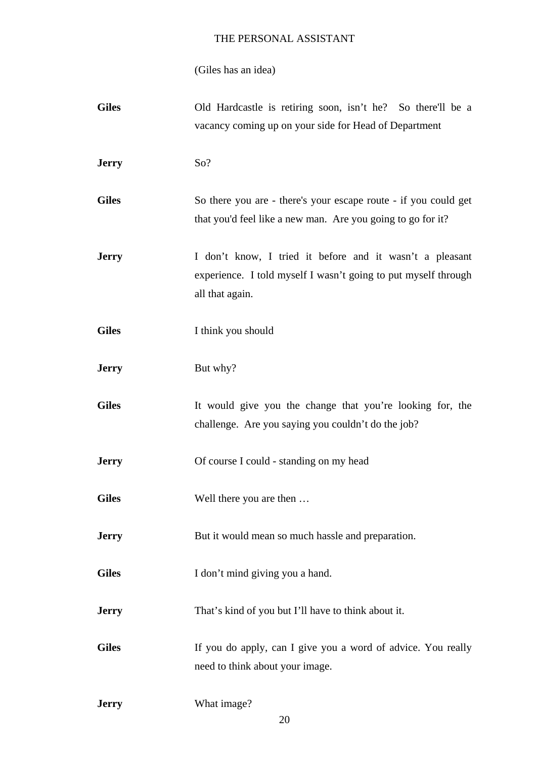(Giles has an idea)

**Giles** Old Hardcastle is retiring soon, isn't he? So there'll be a vacancy coming up on your side for Head of Department

**Jerry** So?

**Giles** So there you are - there's your escape route - if you could get that you'd feel like a new man. Are you going to go for it?

**Jerry** I don't know, I tried it before and it wasn't a pleasant experience. I told myself I wasn't going to put myself through all that again.

**Giles** I think you should

**Jerry** But why?

**Giles** It would give you the change that you're looking for, the challenge. Are you saying you couldn't do the job?

**Jerry** Of course I could - standing on my head

**Giles** Well there you are then …

**Jerry** But it would mean so much hassle and preparation.

**Giles** I don't mind giving you a hand.

**Jerry** That's kind of you but I'll have to think about it.

**Giles** If you do apply, can I give you a word of advice. You really need to think about your image.

**Jerry** What image?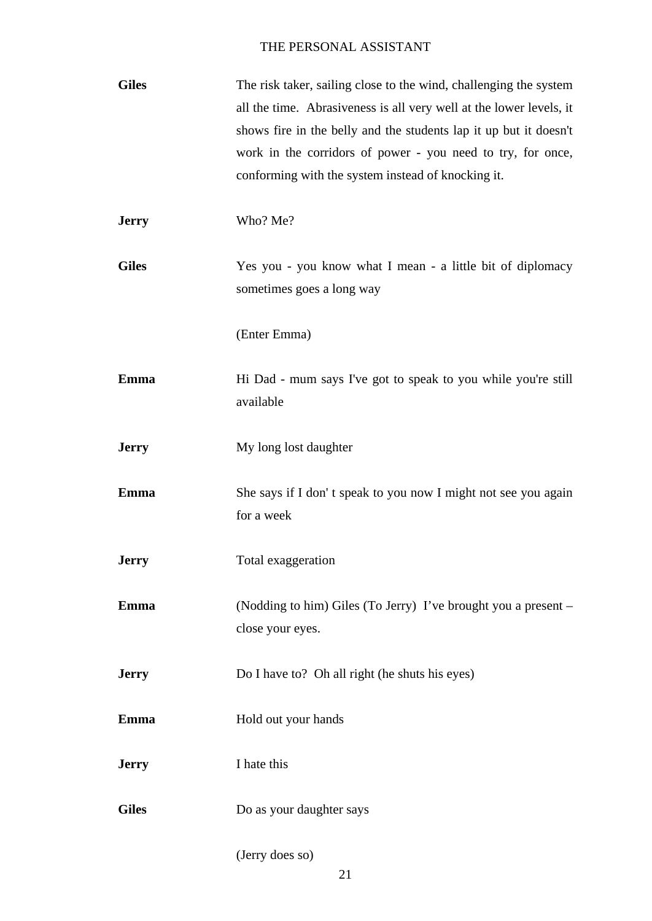**Giles** The risk taker, sailing close to the wind, challenging the system all the time. Abrasiveness is all very well at the lower levels, it shows fire in the belly and the students lap it up but it doesn't work in the corridors of power - you need to try, for once, conforming with the system instead of knocking it.

**Jerry** Who? Me?

**Giles** Yes you - you know what I mean - a little bit of diplomacy sometimes goes a long way

(Enter Emma)

**Emma** Hi Dad - mum says I've got to speak to you while you're still available

**Jerry** My long lost daughter

**Emma** She says if I don' t speak to you now I might not see you again for a week

**Jerry** Total exaggeration

**Emma** (Nodding to him) Giles (To Jerry) I've brought you a present – close your eyes.

**Jerry** Do I have to? Oh all right (he shuts his eyes)

**Emma** Hold out your hands

**Jerry** I hate this

**Giles** Do as your daughter says

(Jerry does so)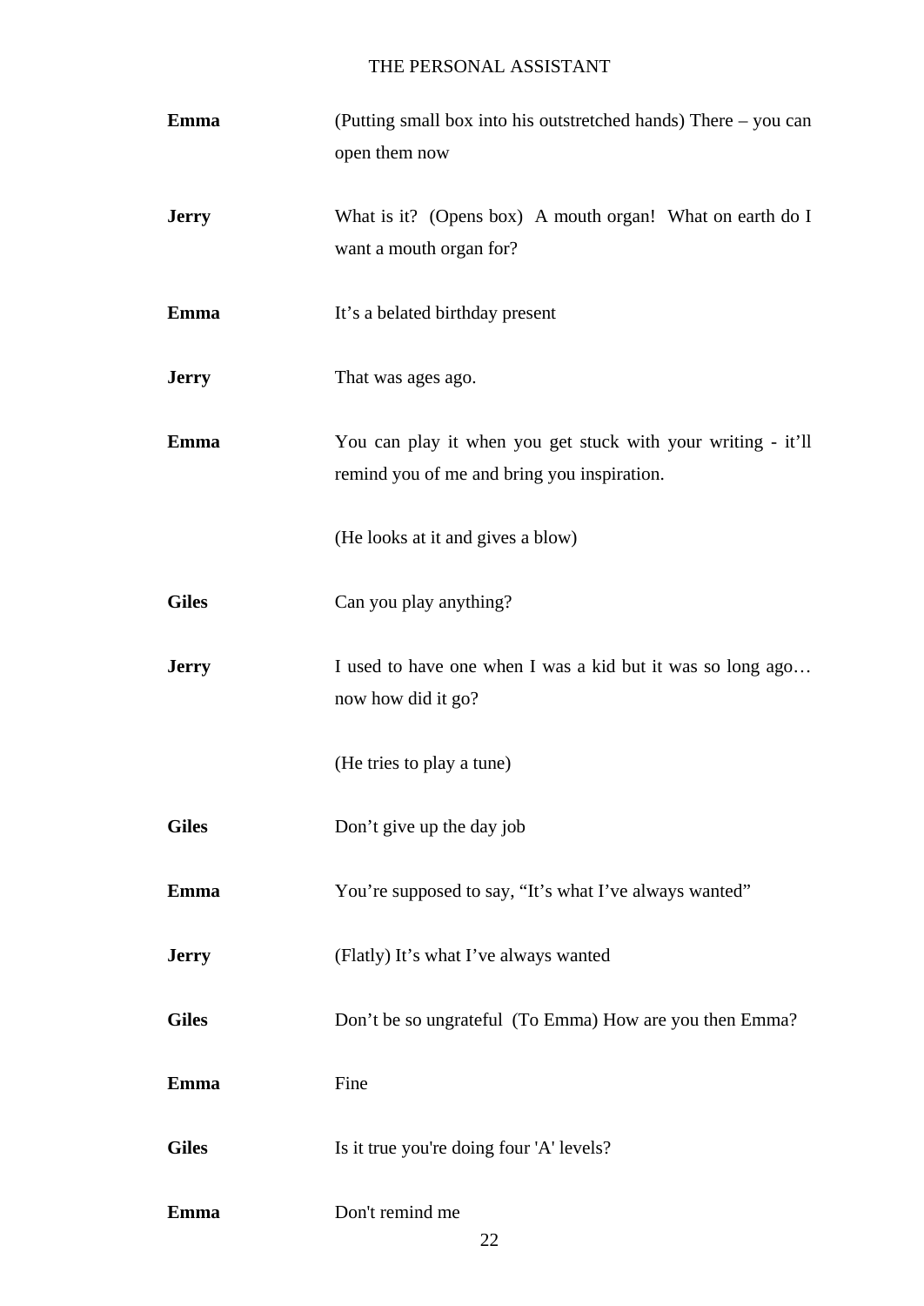**Emma** (Putting small box into his outstretched hands) There – you can open them now

**Jerry** What is it? (Opens box) A mouth organ! What on earth do I want a mouth organ for?

**Emma** It's a belated birthday present

**Jerry** That was ages ago.

**Emma** You can play it when you get stuck with your writing - it'll remind you of me and bring you inspiration.

(He looks at it and gives a blow)

**Giles** Can you play anything?

**Jerry** I used to have one when I was a kid but it was so long ago… now how did it go?

(He tries to play a tune)

**Giles** Don't give up the day job

**Emma** You're supposed to say, "It's what I've always wanted"

**Jerry** (Flatly) It's what I've always wanted

**Giles** Don't be so ungrateful (To Emma) How are you then Emma?

**Emma** Fine

**Giles** Is it true you're doing four 'A' levels?

**Emma** Don't remind me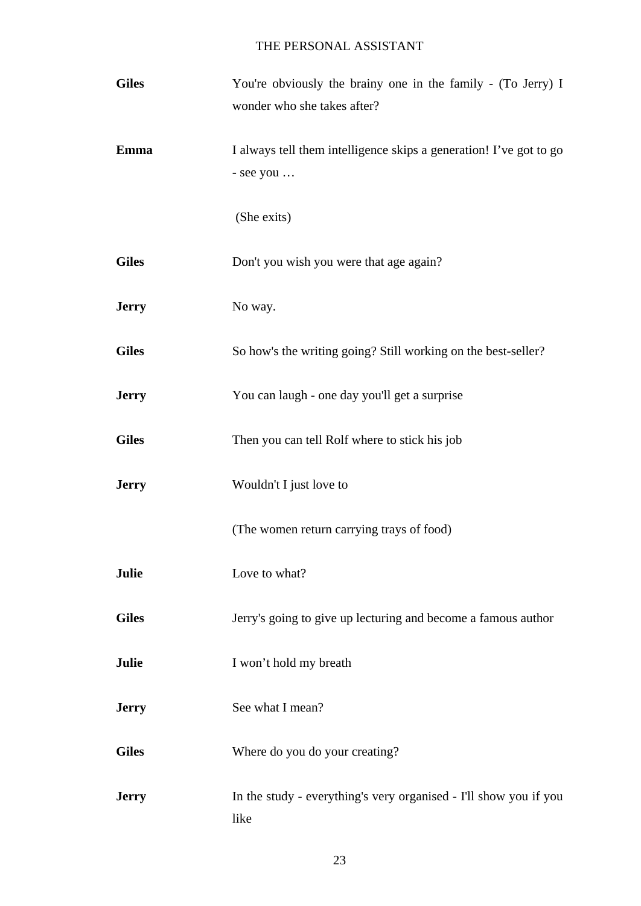**Giles** You're obviously the brainy one in the family - (To Jerry) I wonder who she takes after?

**Emma** I always tell them intelligence skips a generation! I've got to go - see you …

(She exits)

**Giles** Don't you wish you were that age again?

**Jerry** No way.

**Giles** So how's the writing going? Still working on the best-seller?

**Jerry** You can laugh - one day you'll get a surprise

**Giles** Then you can tell Rolf where to stick his job

**Jerry** Wouldn't I just love to

(The women return carrying trays of food)

**Julie** Love to what?

**Giles** Jerry's going to give up lecturing and become a famous author

**Julie** I won't hold my breath

**Jerry** See what I mean?

**Giles** Where do you do your creating?

**Jerry** In the study - everything's very organised - I'll show you if you like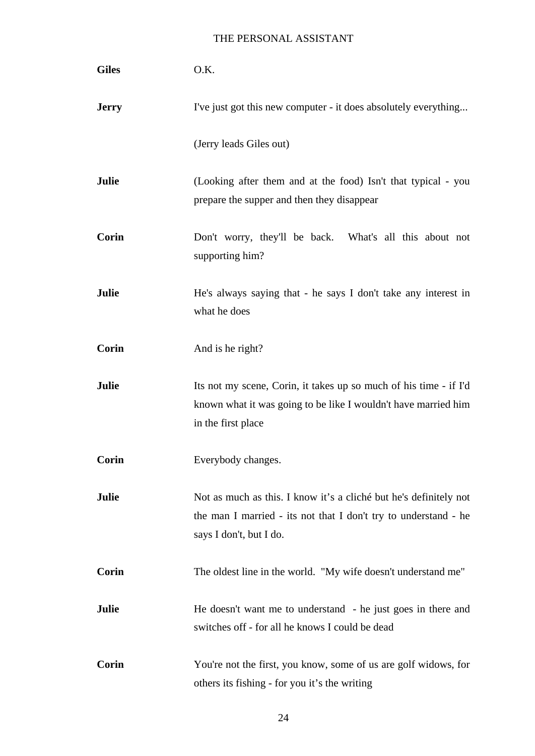**Giles** O.K.

**Jerry** I've just got this new computer - it does absolutely everything...

(Jerry leads Giles out)

**Julie** (Looking after them and at the food) Isn't that typical - you prepare the supper and then they disappear

**Corin** Don't worry, they'll be back. What's all this about not supporting him?

**Julie** He's always saying that - he says I don't take any interest in what he does

**Corin** And is he right?

**Julie** Its not my scene, Corin, it takes up so much of his time - if I'd known what it was going to be like I wouldn't have married him in the first place

**Corin** Everybody changes.

**Julie** Not as much as this. I know it’s a cliché but he's definitely not the man I married - its not that I don't try to understand - he says I don't, but I do.

**Corin** The oldest line in the world. "My wife doesn't understand me"

**Julie** He doesn't want me to understand - he just goes in there and switches off - for all he knows I could be dead

**Corin** You're not the first, you know, some of us are golf widows, for others its fishing - for you it’s the writing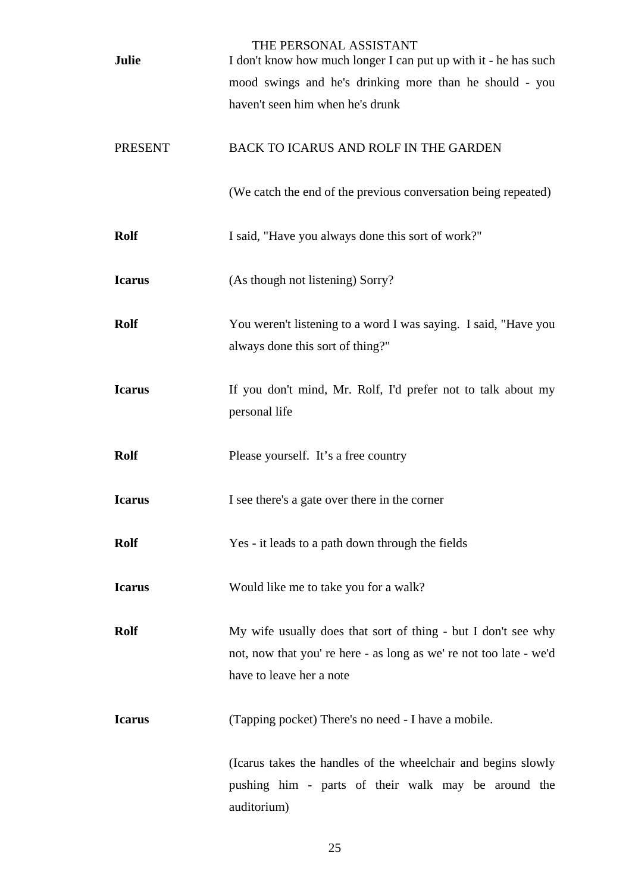**Julie** I don't know how much longer I can put up with it - he has such mood swings and he's drinking more than he should - you haven't seen him when he's drunk

PRESENT BACK TO ICARUS AND ROLF IN THE GARDEN

(We catch the end of the previous conversation being repeated)

**Rolf** I said, "Have you always done this sort of work?"

**Icarus** (As though not listening) Sorry?

**Rolf** You weren't listening to a word I was saying. I said, "Have you always done this sort of thing?"

**Icarus** If you don't mind, Mr. Rolf, I'd prefer not to talk about my personal life

**Rolf** Please yourself. It's a free country

**Icarus** I see there's a gate over there in the corner

**Rolf** Yes - it leads to a path down through the fields

**Icarus** Would like me to take you for a walk?

**Rolf** My wife usually does that sort of thing - but I don't see why not, now that you' re here - as long as we' re not too late - we'd have to leave her a note

**Icarus** (Tapping pocket) There's no need - I have a mobile.

(Icarus takes the handles of the wheelchair and begins slowly pushing him - parts of their walk may be around the auditorium)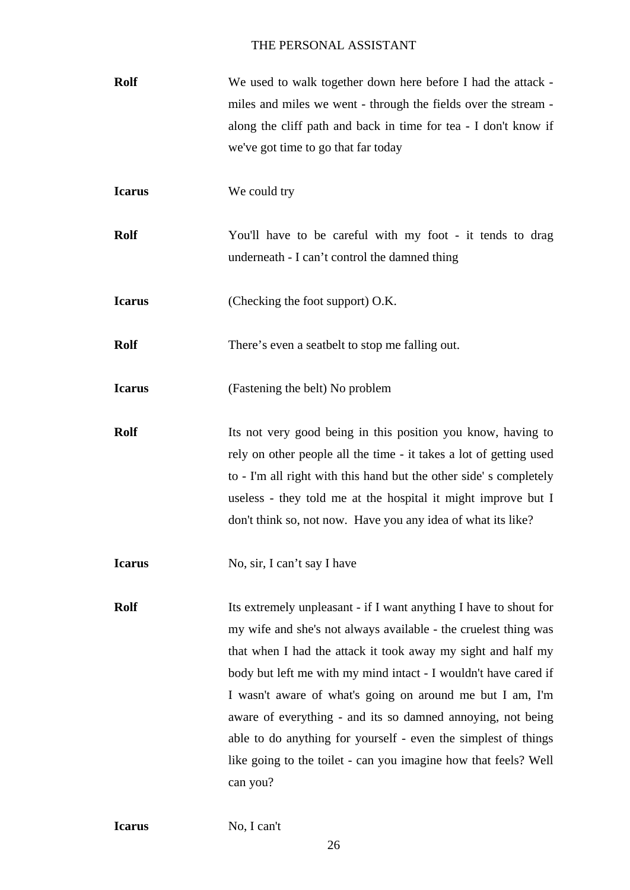**Rolf** We used to walk together down here before I had the attack - miles and miles we went - through the fields over the stream - along the cliff path and back in time for tea - I don't know if we've got time to go that far today

**Icarus** We could try

**Rolf** You'll have to be careful with my foot - it tends to drag underneath - I can’t control the damned thing

**Icarus** (Checking the foot support) O.K.

**Rolf** There’s even a seatbelt to stop me falling out.

**Icarus** (Fastening the belt) No problem

**Rolf** Its not very good being in this position you know, having to rely on other people all the time - it takes a lot of getting used to - I'm all right with this hand but the other side' s completely useless - they told me at the hospital it might improve but I don't think so, not now. Have you any idea of what its like?

**Icarus** No, sir, I can’t say I have

**Rolf** Its extremely unpleasant - if I want anything I have to shout for my wife and she's not always available - the cruelest thing was that when I had the attack it took away my sight and half my body but left me with my mind intact - I wouldn't have cared if I wasn't aware of what's going on around me but I am, I'm aware of everything - and its so damned annoying, not being able to do anything for yourself - even the simplest of things like going to the toilet - can you imagine how that feels? Well can you?

**Icarus** No, I can't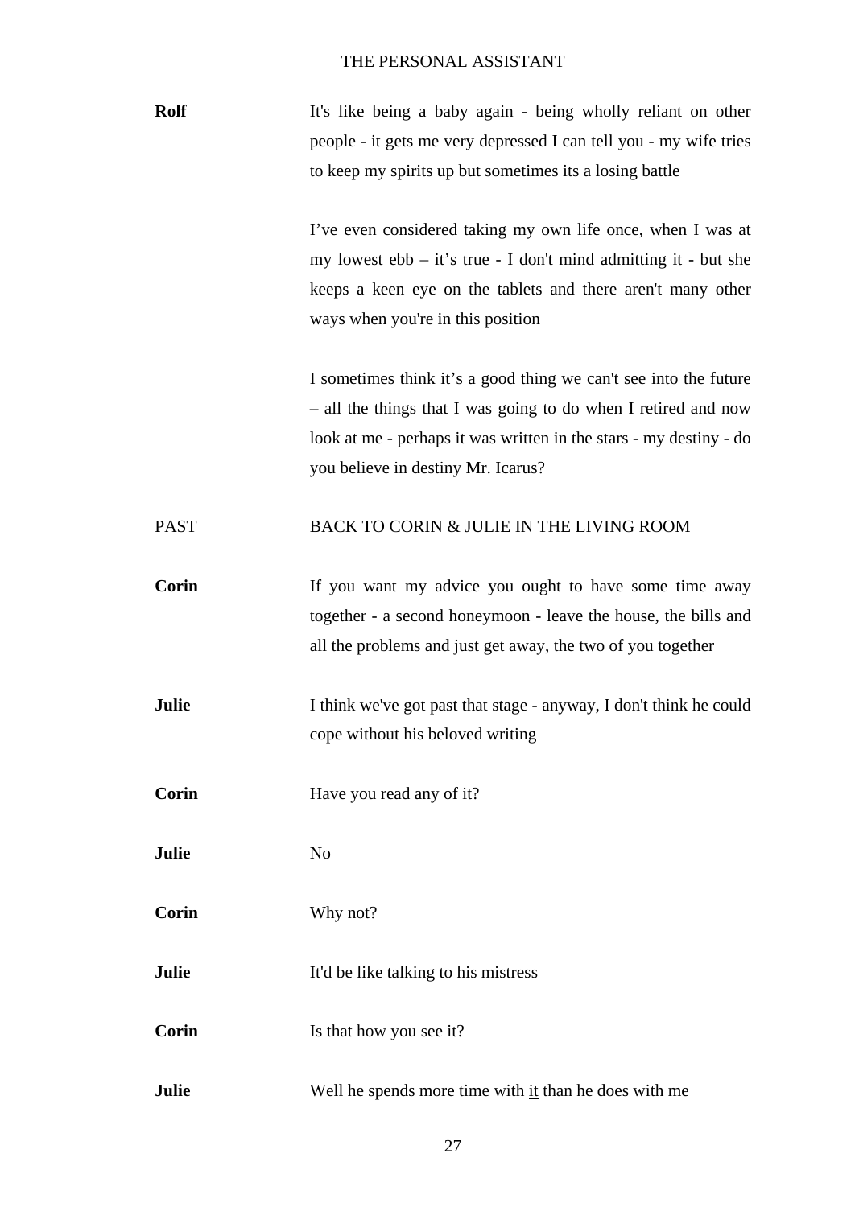**Rolf** It's like being a baby again - being wholly reliant on other people - it gets me very depressed I can tell you - my wife tries to keep my spirits up but sometimes its a losing battle

I've even considered taking my own life once, when I was at my lowest ebb – it's true - I don't mind admitting it - but she keeps a keen eye on the tablets and there aren't many other ways when you're in this position

I sometimes think it's a good thing we can't see into the future – all the things that I was going to do when I retired and now look at me - perhaps it was written in the stars - my destiny - do you believe in destiny Mr. Icarus?

PAST BACK TO CORIN & JULIE IN THE LIVING ROOM

**Corin** If you want my advice you ought to have some time away together - a second honeymoon - leave the house, the bills and all the problems and just get away, the two of you together

**Julie** I think we've got past that stage - anyway, I don't think he could cope without his beloved writing

**Corin** Have you read any of it?

**Julie** No

**Corin** Why not?

**Julie** It'd be like talking to his mistress

**Corin** Is that how you see it?

**Julie** Well he spends more time with <u>it</u> than he does with me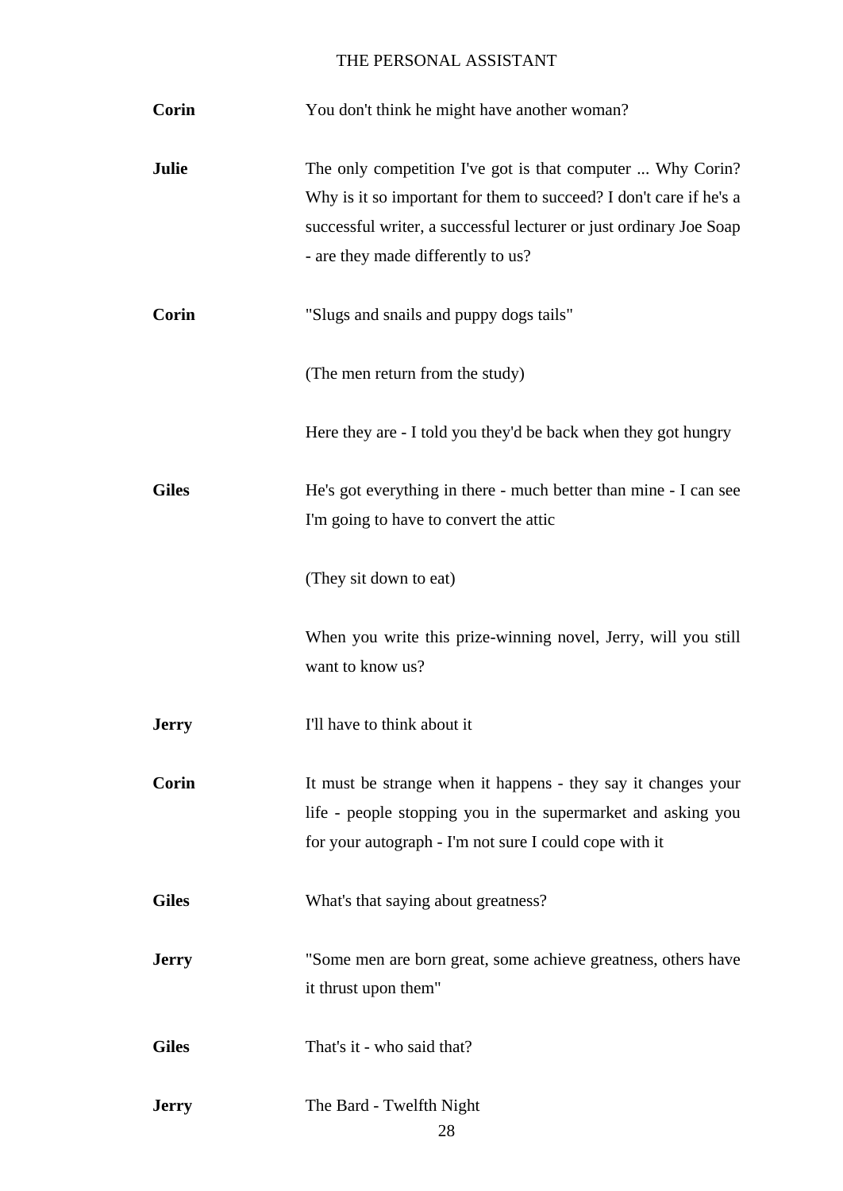**Corin** You don't think he might have another woman?

**Julie** The only competition I've got is that computer ... Why Corin? Why is it so important for them to succeed? I don't care if he's a successful writer, a successful lecturer or just ordinary Joe Soap - are they made differently to us?

**Corin** "Slugs and snails and puppy dogs tails"

(The men return from the study)

Here they are - I told you they'd be back when they got hungry

**Giles** He's got everything in there - much better than mine - I can see I'm going to have to convert the attic

(They sit down to eat)

When you write this prize-winning novel, Jerry, will you still want to know us?

**Jerry** I'll have to think about it

**Corin** It must be strange when it happens - they say it changes your life - people stopping you in the supermarket and asking you for your autograph - I'm not sure I could cope with it

**Giles** What's that saying about greatness?

**Jerry** "Some men are born great, some achieve greatness, others have it thrust upon them"

**Giles** That's it - who said that?

**Jerry** The Bard - Twelfth Night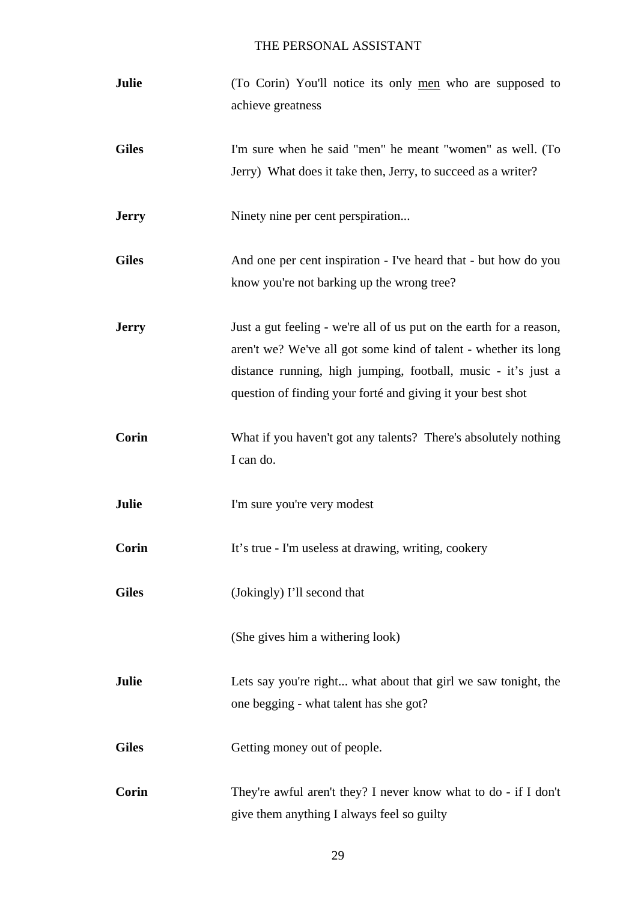**Julie** (To Corin) You'll notice its only <u>men</u> who are supposed to achieve greatness

**Giles** I'm sure when he said "men" he meant "women" as well. (To Jerry) What does it take then, Jerry, to succeed as a writer?

**Jerry** Ninety nine per cent perspiration...

**Giles** And one per cent inspiration - I've heard that - but how do you know you're not barking up the wrong tree?

**Jerry** Just a gut feeling - we're all of us put on the earth for a reason, aren't we? We've all got some kind of talent - whether its long distance running, high jumping, football, music - it's just a question of finding your forté and giving it your best shot

**Corin** What if you haven't got any talents? There's absolutely nothing I can do.

**Julie** I'm sure you're very modest

**Corin** It's true - I'm useless at drawing, writing, cookery

**Giles** (Jokingly) I'll second that

(She gives him a withering look)

**Julie** Lets say you're right... what about that girl we saw tonight, the one begging - what talent has she got?

**Giles** Getting money out of people.

**Corin** They're awful aren't they? I never know what to do - if I don't give them anything I always feel so guilty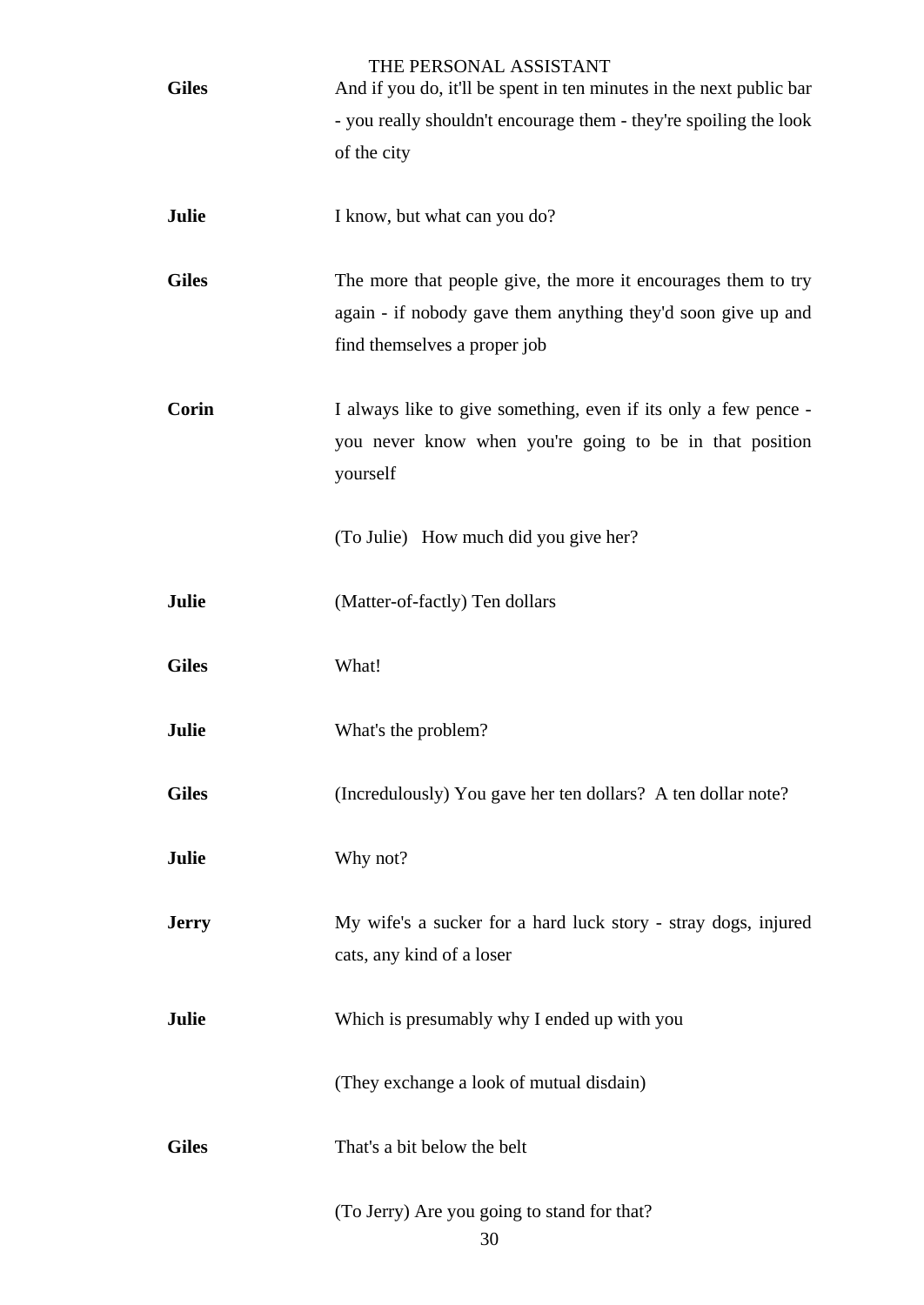**Giles** And if you do, it'll be spent in ten minutes in the next public bar - you really shouldn't encourage them - they're spoiling the look of the city

**Julie** I know, but what can you do?

**Giles** The more that people give, the more it encourages them to try again - if nobody gave them anything they'd soon give up and find themselves a proper job

**Corin** I always like to give something, even if its only a few pence - you never know when you're going to be in that position yourself

(To Julie) How much did you give her?

**Julie** (Matter-of-factly) Ten dollars

**Giles** What!

**Julie** What's the problem?

**Giles** (Incredulously) You gave her ten dollars? A ten dollar note?

**Julie** Why not?

**Jerry** My wife's a sucker for a hard luck story - stray dogs, injured cats, any kind of a loser

**Julie** Which is presumably why I ended up with you

(They exchange a look of mutual disdain)

**Giles** That's a bit below the belt

(To Jerry) Are you going to stand for that?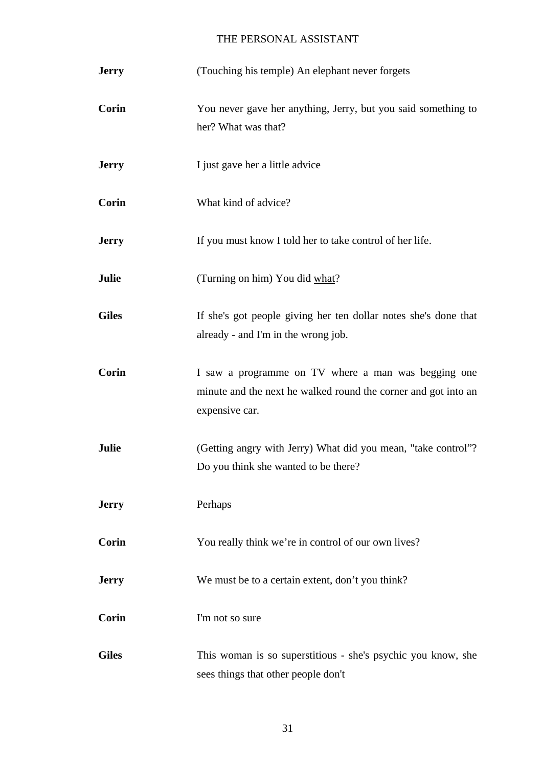**Jerry** (Touching his temple) An elephant never forgets

**Corin** You never gave her anything, Jerry, but you said something to her? What was that?

**Jerry** I just gave her a little advice

**Corin** What kind of advice?

**Jerry** If you must know I told her to take control of her life.

**Julie** (Turning on him) You did <u>what</u>?

**Giles** If she's got people giving her ten dollar notes she's done that already - and I'm in the wrong job.

**Corin** I saw a programme on TV where a man was begging one minute and the next he walked round the corner and got into an expensive car.

**Julie** (Getting angry with Jerry) What did you mean, "take control”? Do you think she wanted to be there?

**Jerry** Perhaps

**Corin** You really think we’re in control of our own lives?

**Jerry** We must be to a certain extent, don’t you think?

**Corin** I'm not so sure

**Giles** This woman is so superstitious - she's psychic you know, she sees things that other people don't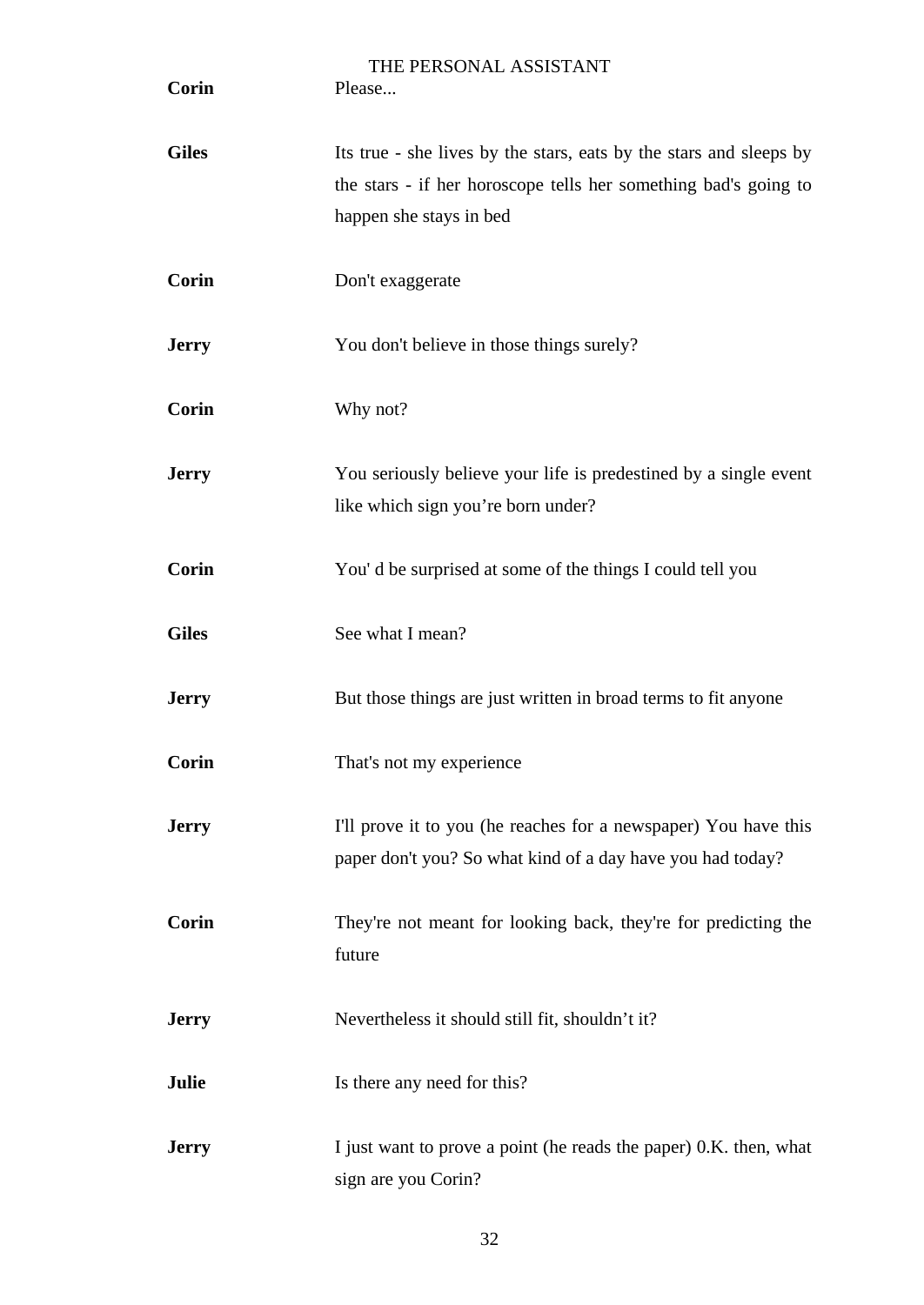**Corin** Please...

**Giles** Its true - she lives by the stars, eats by the stars and sleeps by the stars - if her horoscope tells her something bad's going to happen she stays in bed

**Corin** Don't exaggerate

**Jerry** You don't believe in those things surely?

**Corin** Why not?

**Jerry** You seriously believe your life is predestined by a single event like which sign you're born under?

**Corin** You' d be surprised at some of the things I could tell you

**Giles** See what I mean?

**Jerry** But those things are just written in broad terms to fit anyone

**Corin** That's not my experience

**Jerry** I'll prove it to you (he reaches for a newspaper) You have this paper don't you? So what kind of a day have you had today?

**Corin** They're not meant for looking back, they're for predicting the future

**Jerry** Nevertheless it should still fit, shouldn't it?

**Julie** Is there any need for this?

**Jerry** I just want to prove a point (he reads the paper) 0.K. then, what sign are you Corin?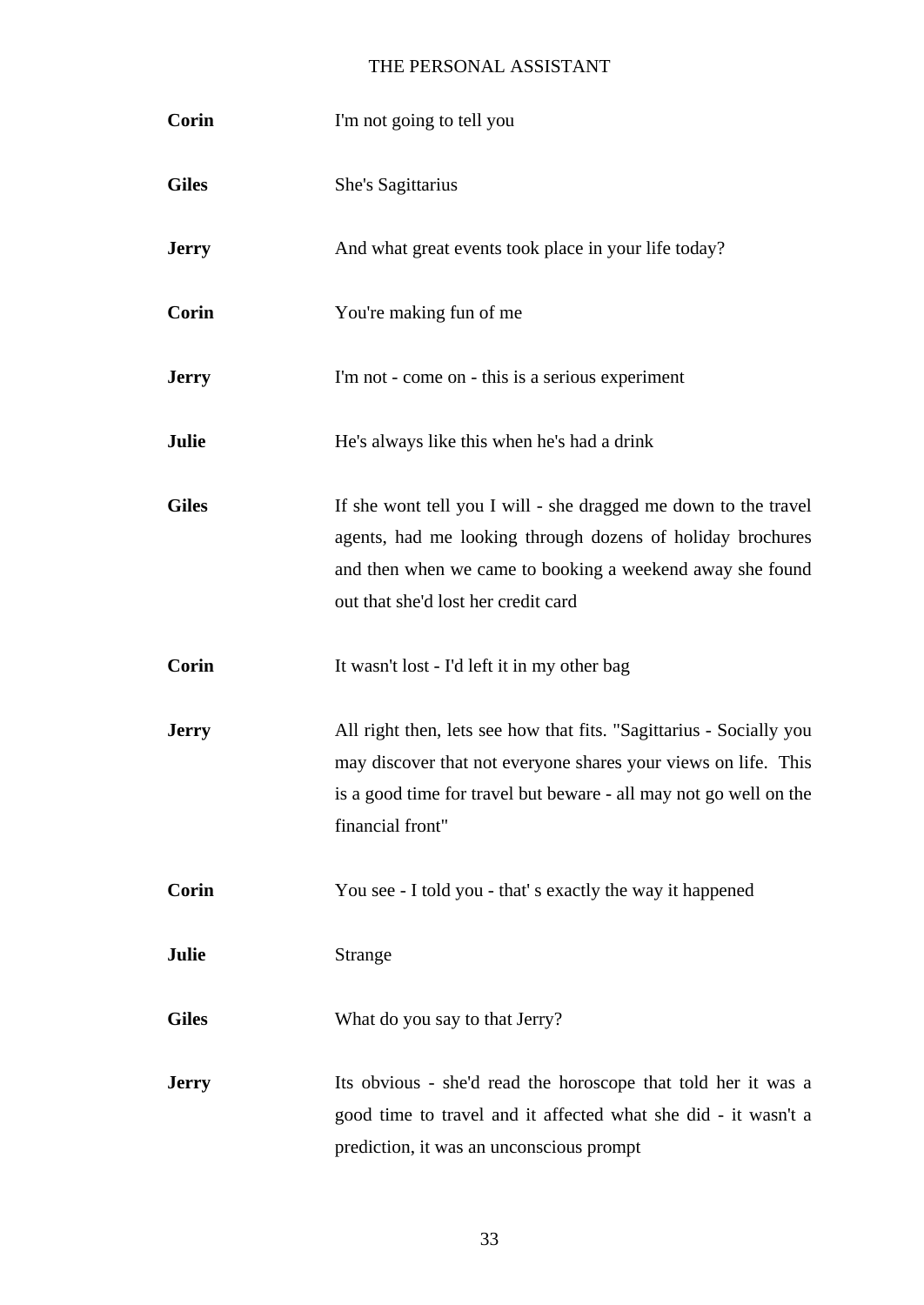**Corin** I'm not going to tell you

**Giles** She's Sagittarius

**Jerry** And what great events took place in your life today?

**Corin** You're making fun of me

**Jerry** I'm not - come on - this is a serious experiment

**Julie** He's always like this when he's had a drink

**Giles** If she wont tell you I will - she dragged me down to the travel agents, had me looking through dozens of holiday brochures and then when we came to booking a weekend away she found out that she'd lost her credit card

**Corin** It wasn't lost - I'd left it in my other bag

**Jerry** All right then, lets see how that fits. "Sagittarius - Socially you may discover that not everyone shares your views on life. This is a good time for travel but beware - all may not go well on the financial front"

**Corin** You see - I told you - that' s exactly the way it happened

**Julie** Strange

**Giles** What do you say to that Jerry?

**Jerry** Its obvious - she'd read the horoscope that told her it was a good time to travel and it affected what she did - it wasn't a prediction, it was an unconscious prompt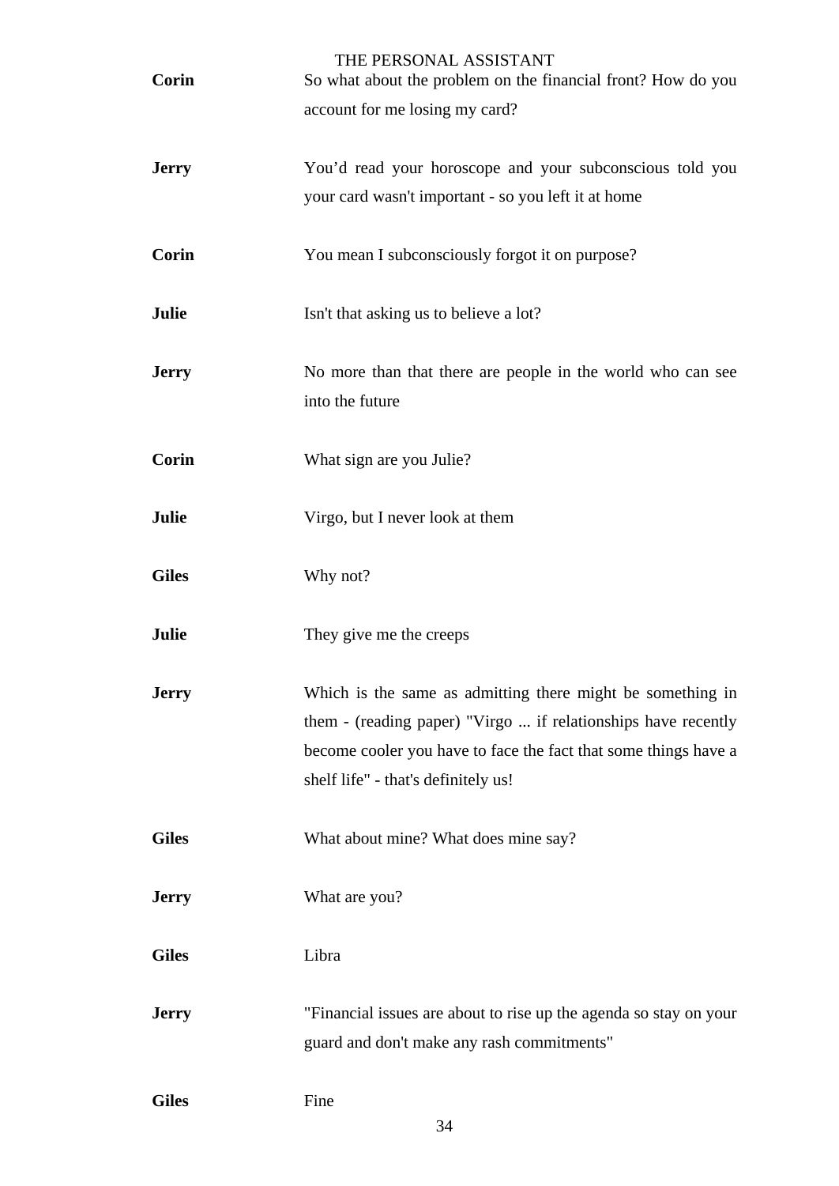**Corin** So what about the problem on the financial front? How do you account for me losing my card?

**Jerry** You’d read your horoscope and your subconscious told you your card wasn't important - so you left it at home

**Corin** You mean I subconsciously forgot it on purpose?

**Julie** Isn't that asking us to believe a lot?

**Jerry** No more than that there are people in the world who can see into the future

**Corin** What sign are you Julie?

**Julie** Virgo, but I never look at them

**Giles** Why not?

**Julie** They give me the creeps

**Jerry** Which is the same as admitting there might be something in them - (reading paper) "Virgo ... if relationships have recently become cooler you have to face the fact that some things have a shelf life" - that's definitely us!

**Giles** What about mine? What does mine say?

**Jerry** What are you?

**Giles** Libra

**Jerry** "Financial issues are about to rise up the agenda so stay on your guard and don't make any rash commitments"

**Giles** Fine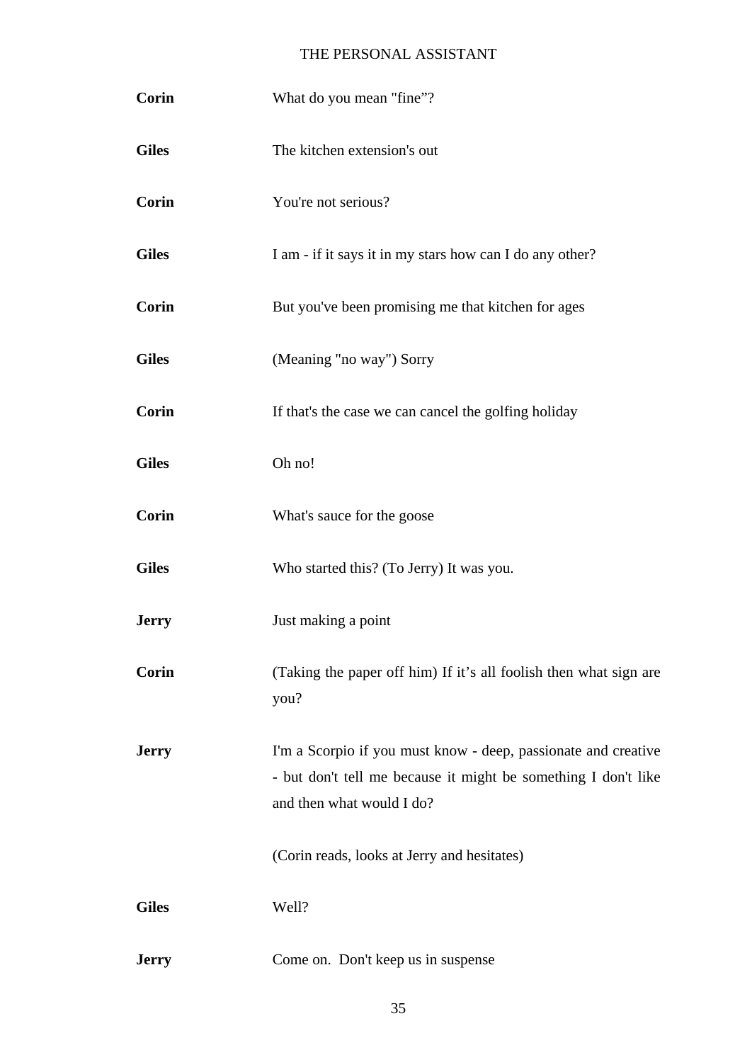**Corin** What do you mean "fine"?

**Giles** The kitchen extension's out

**Corin** You're not serious?

**Giles** I am - if it says it in my stars how can I do any other?

**Corin** But you've been promising me that kitchen for ages

**Giles** (Meaning "no way") Sorry

**Corin** If that's the case we can cancel the golfing holiday

**Giles** Oh no!

**Corin** What's sauce for the goose

**Giles** Who started this? (To Jerry) It was you.

**Jerry** Just making a point

**Corin** (Taking the paper off him) If it's all foolish then what sign are you?

**Jerry** I'm a Scorpio if you must know - deep, passionate and creative - but don't tell me because it might be something I don't like and then what would I do?

(Corin reads, looks at Jerry and hesitates)

**Giles** Well?

**Jerry** Come on. Don't keep us in suspense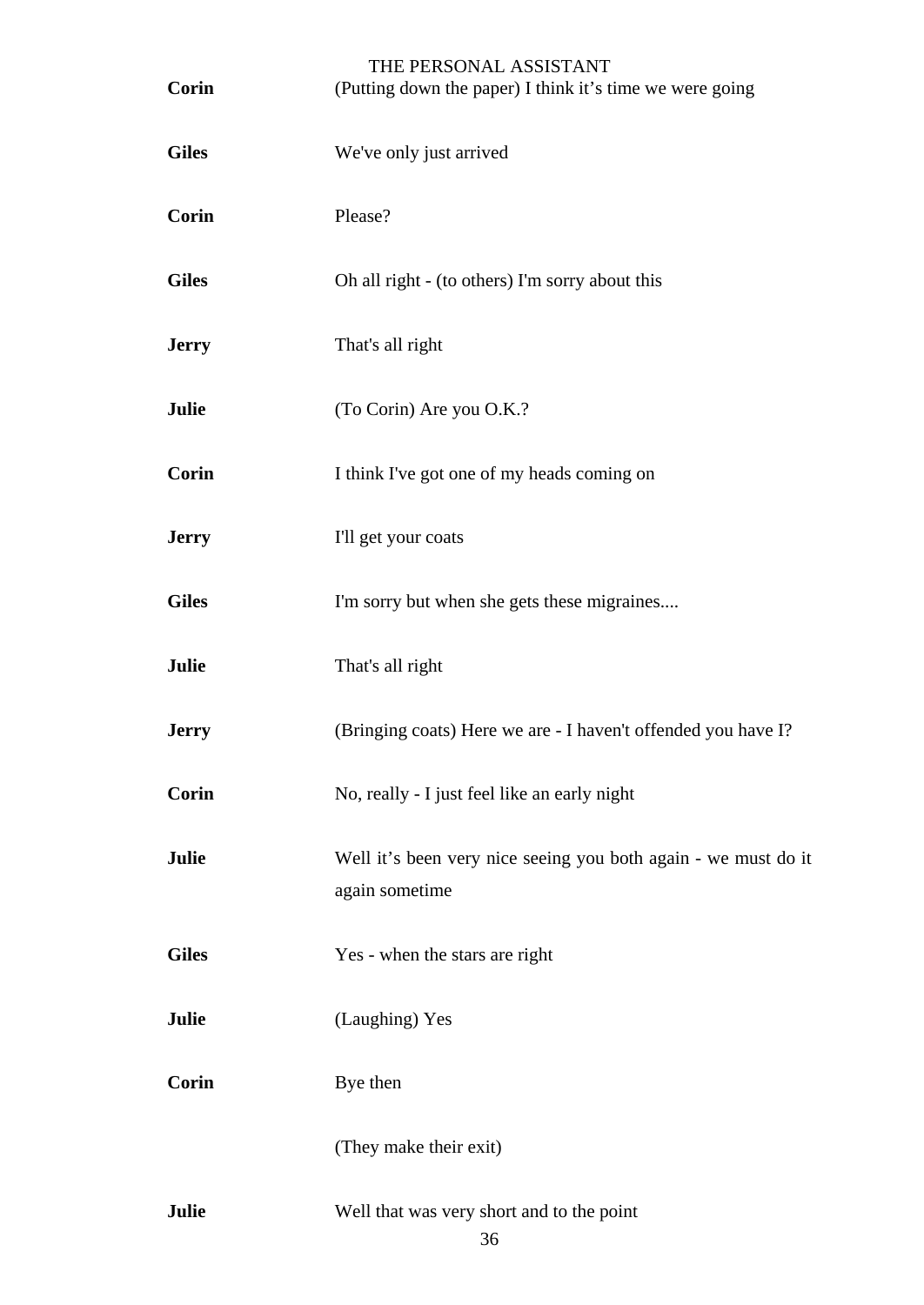**Corin** (Putting down the paper) I think it’s time we were going

**Giles** We've only just arrived

**Corin** Please?

**Giles** Oh all right - (to others) I'm sorry about this

**Jerry** That's all right

**Julie** (To Corin) Are you O.K.?

**Corin** I think I've got one of my heads coming on

**Jerry** I'll get your coats

**Giles** I'm sorry but when she gets these migraines....

**Julie** That's all right

**Jerry** (Bringing coats) Here we are - I haven't offended you have I?

**Corin** No, really - I just feel like an early night

**Julie** Well it’s been very nice seeing you both again - we must do it again sometime

**Giles** Yes - when the stars are right

**Julie** (Laughing) Yes

**Corin** Bye then

(They make their exit)

**Julie** Well that was very short and to the point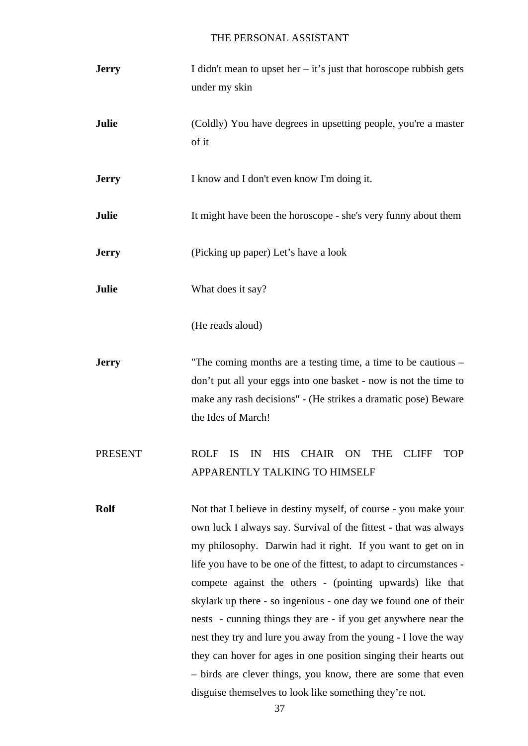**Jerry** I didn't mean to upset her – it's just that horoscope rubbish gets under my skin

**Julie** (Coldly) You have degrees in upsetting people, you're a master of it

**Jerry** I know and I don't even know I'm doing it.

**Julie** It might have been the horoscope - she's very funny about them

**Jerry** (Picking up paper) Let's have a look

**Julie** What does it say?

(He reads aloud)

**Jerry** "The coming months are a testing time, a time to be cautious – don't put all your eggs into one basket - now is not the time to make any rash decisions" - (He strikes a dramatic pose) Beware the Ides of March!

PRESENT ROLF IS IN HIS CHAIR ON THE CLIFF TOP APPARENTLY TALKING TO HIMSELF

**Rolf** Not that I believe in destiny myself, of course - you make your own luck I always say. Survival of the fittest - that was always my philosophy. Darwin had it right. If you want to get on in life you have to be one of the fittest, to adapt to circumstances - compete against the others - (pointing upwards) like that skylark up there - so ingenious - one day we found one of their nests - cunning things they are - if you get anywhere near the nest they try and lure you away from the young - I love the way they can hover for ages in one position singing their hearts out – birds are clever things, you know, there are some that even disguise themselves to look like something they're not.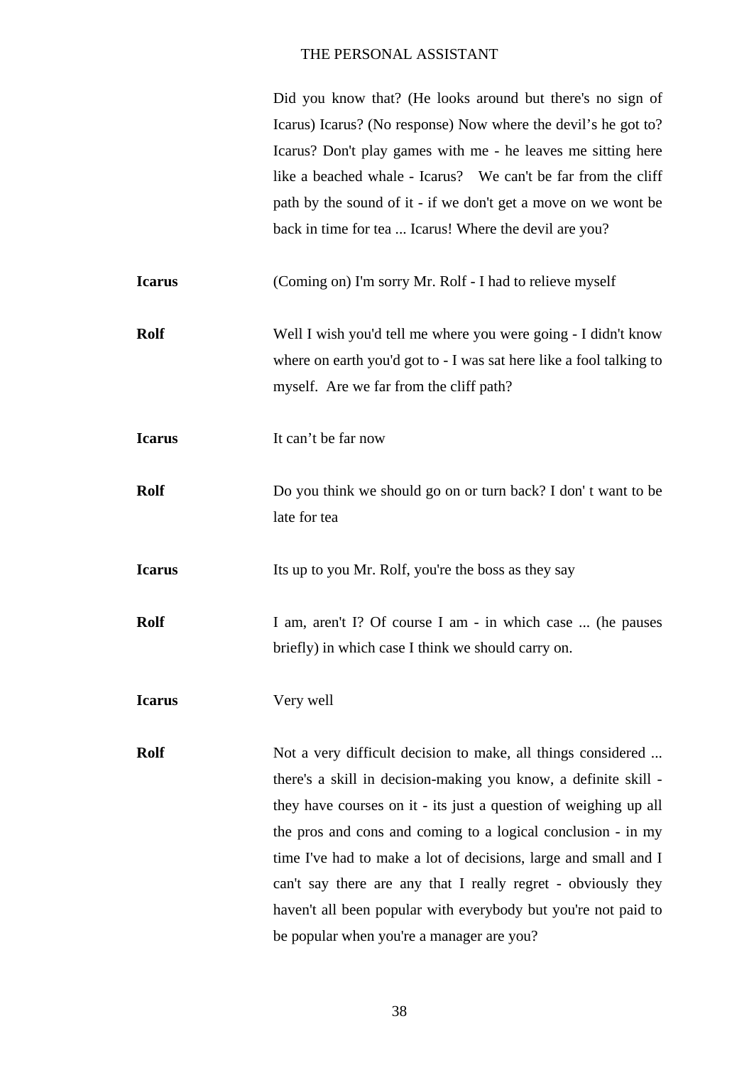Did you know that? (He looks around but there's no sign of Icarus) Icarus? (No response) Now where the devil's he got to? Icarus? Don't play games with me - he leaves me sitting here like a beached whale - Icarus? We can't be far from the cliff path by the sound of it - if we don't get a move on we wont be back in time for tea ... Icarus! Where the devil are you?

**Icarus** (Coming on) I'm sorry Mr. Rolf - I had to relieve myself

**Rolf** Well I wish you'd tell me where you were going - I didn't know where on earth you'd got to - I was sat here like a fool talking to myself. Are we far from the cliff path?

**Icarus** It can't be far now

**Rolf** Do you think we should go on or turn back? I don' t want to be late for tea

**Icarus** Its up to you Mr. Rolf, you're the boss as they say

**Rolf** I am, aren't I? Of course I am - in which case ... (he pauses briefly) in which case I think we should carry on.

**Icarus** Very well

**Rolf** Not a very difficult decision to make, all things considered ... there's a skill in decision-making you know, a definite skill - they have courses on it - its just a question of weighing up all the pros and cons and coming to a logical conclusion - in my time I've had to make a lot of decisions, large and small and I can't say there are any that I really regret - obviously they haven't all been popular with everybody but you're not paid to be popular when you're a manager are you?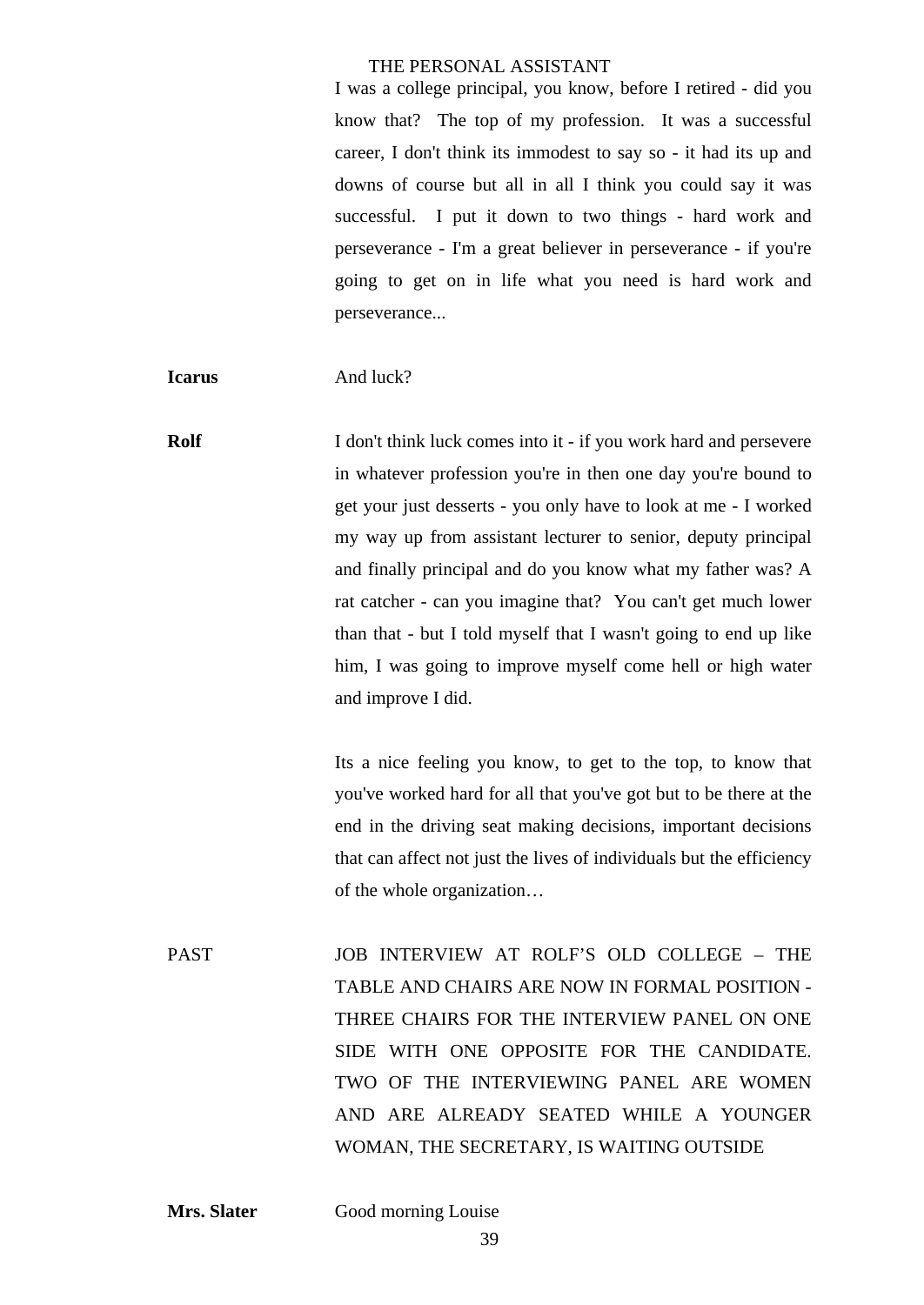I was a college principal, you know, before I retired - did you know that? The top of my profession. It was a successful career, I don't think its immodest to say so - it had its up and downs of course but all in all I think you could say it was successful. I put it down to two things - hard work and perseverance - I'm a great believer in perseverance - if you're going to get on in life what you need is hard work and perseverance...

**Icarus** And luck?

**Rolf** I don't think luck comes into it - if you work hard and persevere in whatever profession you're in then one day you're bound to get your just desserts - you only have to look at me - I worked my way up from assistant lecturer to senior, deputy principal and finally principal and do you know what my father was? A rat catcher - can you imagine that? You can't get much lower than that - but I told myself that I wasn't going to end up like him, I was going to improve myself come hell or high water and improve I did.

Its a nice feeling you know, to get to the top, to know that you've worked hard for all that you've got but to be there at the end in the driving seat making decisions, important decisions that can affect not just the lives of individuals but the efficiency of the whole organization…

PAST JOB INTERVIEW AT ROLF'S OLD COLLEGE – THE TABLE AND CHAIRS ARE NOW IN FORMAL POSITION - THREE CHAIRS FOR THE INTERVIEW PANEL ON ONE SIDE WITH ONE OPPOSITE FOR THE CANDIDATE. TWO OF THE INTERVIEWING PANEL ARE WOMEN AND ARE ALREADY SEATED WHILE A YOUNGER WOMAN, THE SECRETARY, IS WAITING OUTSIDE

**Mrs. Slater** Good morning Louise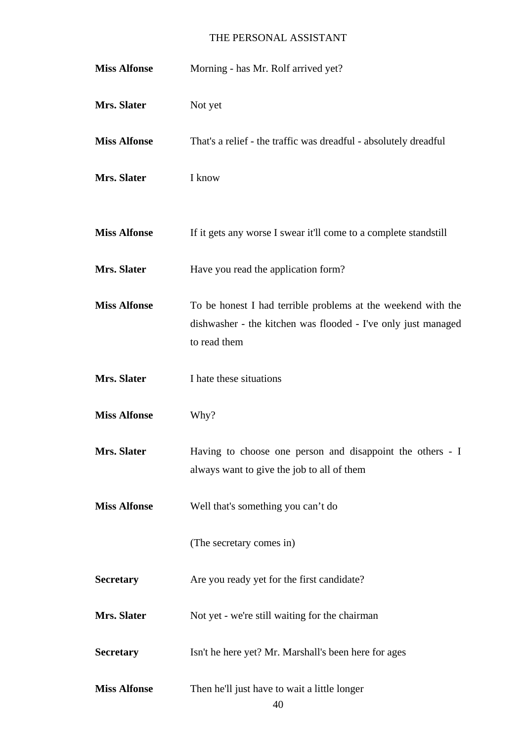**Miss Alfonse** Morning - has Mr. Rolf arrived yet?

**Mrs. Slater** Not yet

**Miss Alfonse** That's a relief - the traffic was dreadful - absolutely dreadful

**Mrs. Slater** I know

**Miss Alfonse** If it gets any worse I swear it'll come to a complete standstill

**Mrs. Slater** Have you read the application form?

**Miss Alfonse** To be honest I had terrible problems at the weekend with the dishwasher - the kitchen was flooded - I've only just managed to read them

**Mrs. Slater** I hate these situations

**Miss Alfonse** Why?

**Mrs. Slater** Having to choose one person and disappoint the others - I always want to give the job to all of them

**Miss Alfonse** Well that's something you can't do

(The secretary comes in)

**Secretary** Are you ready yet for the first candidate?

**Mrs. Slater** Not yet - we're still waiting for the chairman

**Secretary** Isn't he here yet? Mr. Marshall's been here for ages

**Miss Alfonse** Then he'll just have to wait a little longer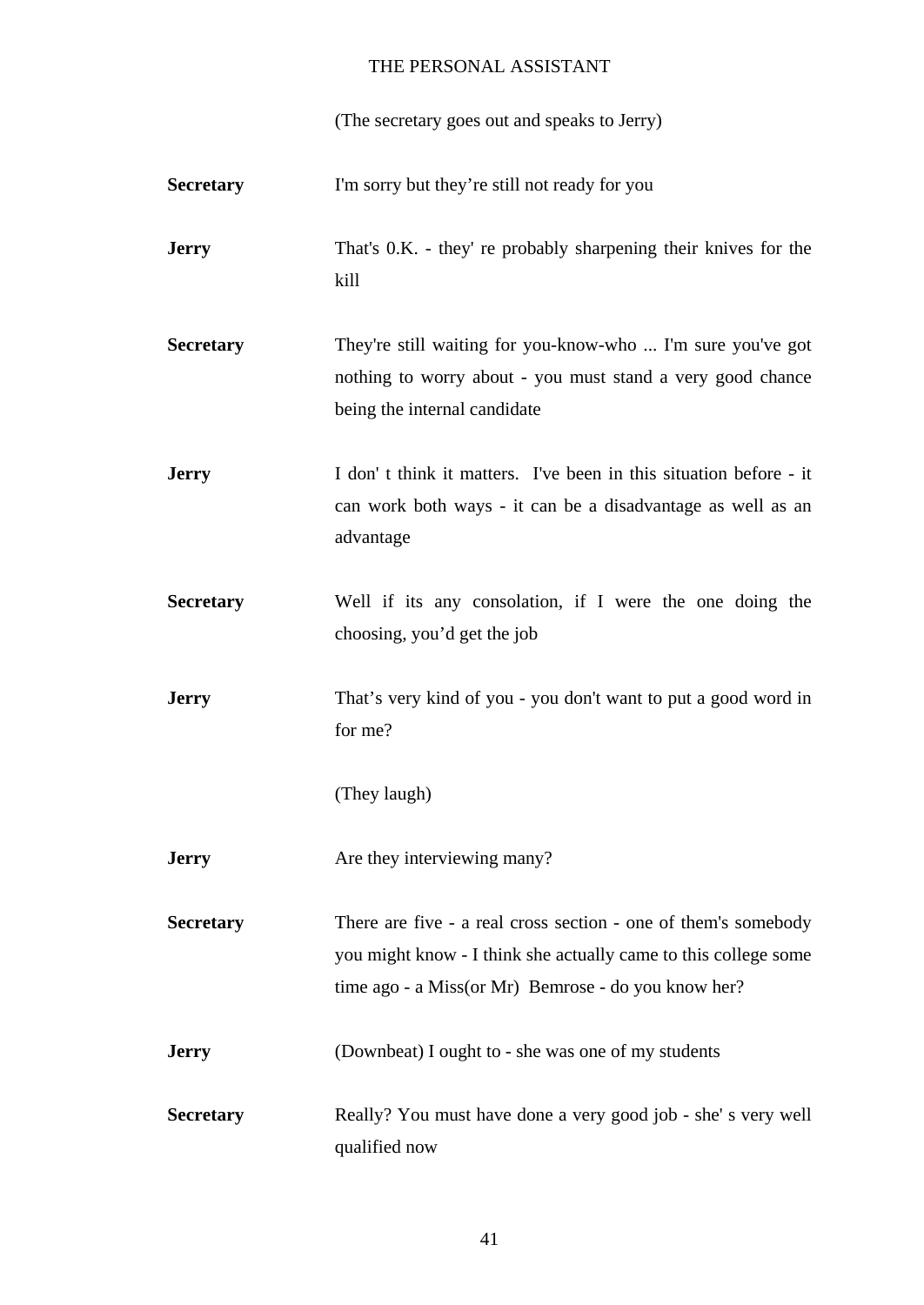(The secretary goes out and speaks to Jerry)

**Secretary** I'm sorry but they're still not ready for you

**Jerry** That's 0.K. - they' re probably sharpening their knives for the kill

**Secretary** They're still waiting for you-know-who ... I'm sure you've got nothing to worry about - you must stand a very good chance being the internal candidate

**Jerry** I don' t think it matters. I've been in this situation before - it can work both ways - it can be a disadvantage as well as an advantage

**Secretary** Well if its any consolation, if I were the one doing the choosing, you'd get the job

**Jerry** That's very kind of you - you don't want to put a good word in for me?

(They laugh)

**Jerry** Are they interviewing many?

**Secretary** There are five - a real cross section - one of them's somebody you might know - I think she actually came to this college some time ago - a Miss(or Mr) Bemrose - do you know her?

**Jerry** (Downbeat) I ought to - she was one of my students

**Secretary** Really? You must have done a very good job - she' s very well qualified now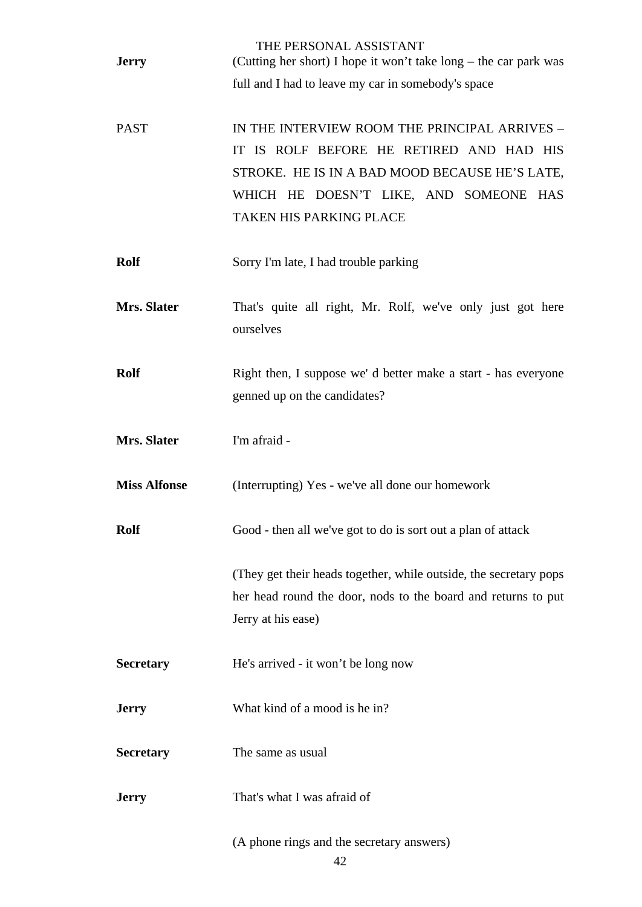**Jerry** (Cutting her short) I hope it won't take long – the car park was full and I had to leave my car in somebody's space

PAST IN THE INTERVIEW ROOM THE PRINCIPAL ARRIVES – IT IS ROLF BEFORE HE RETIRED AND HAD HIS STROKE. HE IS IN A BAD MOOD BECAUSE HE'S LATE, WHICH HE DOESN'T LIKE, AND SOMEONE HAS TAKEN HIS PARKING PLACE

**Rolf** Sorry I'm late, I had trouble parking

**Mrs. Slater** That's quite all right, Mr. Rolf, we've only just got here ourselves

**Rolf** Right then, I suppose we' d better make a start - has everyone genned up on the candidates?

**Mrs. Slater** I'm afraid -

**Miss Alfonse** (Interrupting) Yes - we've all done our homework

**Rolf** Good - then all we've got to do is sort out a plan of attack

(They get their heads together, while outside, the secretary pops her head round the door, nods to the board and returns to put Jerry at his ease)

**Secretary** He's arrived - it won't be long now

**Jerry** What kind of a mood is he in?

**Secretary** The same as usual

**Jerry** That's what I was afraid of

(A phone rings and the secretary answers)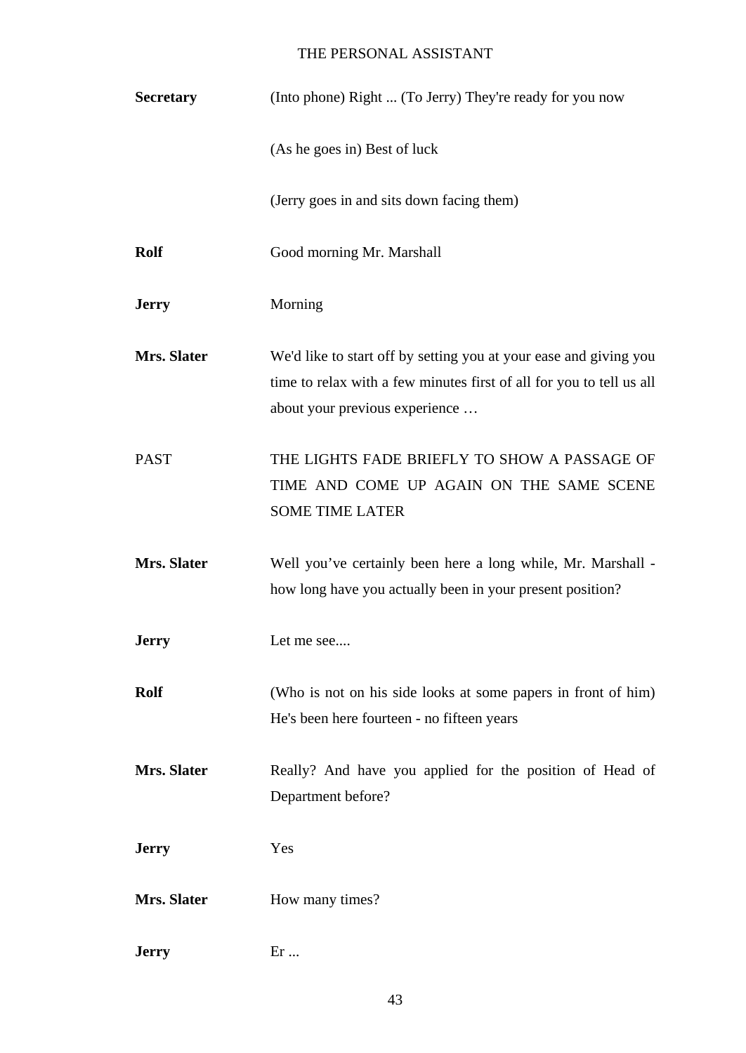**Secretary** (Into phone) Right ... (To Jerry) They're ready for you now

(As he goes in) Best of luck

(Jerry goes in and sits down facing them)

**Rolf** Good morning Mr. Marshall

**Jerry** Morning

**Mrs. Slater** We'd like to start off by setting you at your ease and giving you time to relax with a few minutes first of all for you to tell us all about your previous experience …

PAST THE LIGHTS FADE BRIEFLY TO SHOW A PASSAGE OF TIME AND COME UP AGAIN ON THE SAME SCENE SOME TIME LATER

**Mrs. Slater** Well you've certainly been here a long while, Mr. Marshall - how long have you actually been in your present position?

**Jerry** Let me see....

**Rolf** (Who is not on his side looks at some papers in front of him) He's been here fourteen - no fifteen years

**Mrs. Slater** Really? And have you applied for the position of Head of Department before?

**Jerry** Yes

**Mrs. Slater** How many times?

**Jerry** Er ...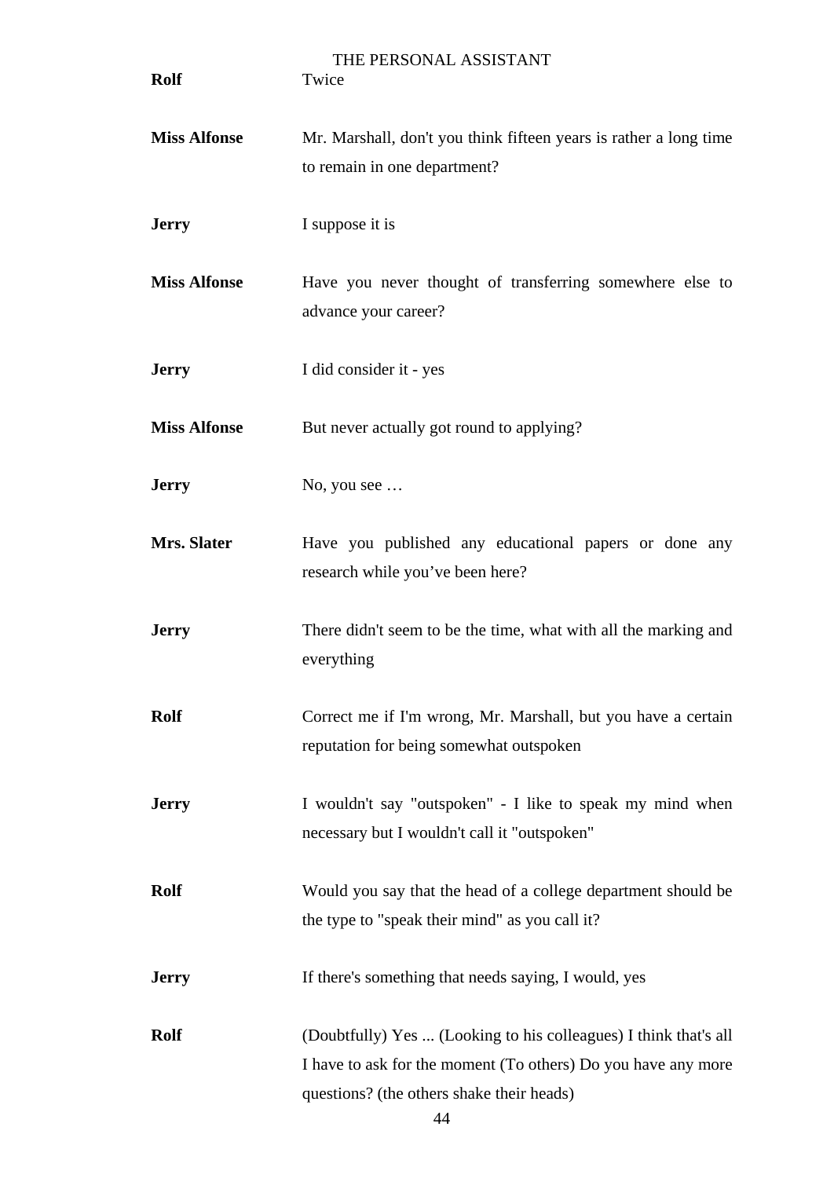**Rolf** Twice

**Miss Alfonse** Mr. Marshall, don't you think fifteen years is rather a long time to remain in one department?

**Jerry** I suppose it is

**Miss Alfonse** Have you never thought of transferring somewhere else to advance your career?

**Jerry** I did consider it - yes

**Miss Alfonse** But never actually got round to applying?

**Jerry** No, you see …

**Mrs. Slater** Have you published any educational papers or done any research while you've been here?

**Jerry** There didn't seem to be the time, what with all the marking and everything

**Rolf** Correct me if I'm wrong, Mr. Marshall, but you have a certain reputation for being somewhat outspoken

**Jerry** I wouldn't say "outspoken" - I like to speak my mind when necessary but I wouldn't call it "outspoken"

**Rolf** Would you say that the head of a college department should be the type to "speak their mind" as you call it?

**Jerry** If there's something that needs saying, I would, yes

**Rolf** (Doubtfully) Yes ... (Looking to his colleagues) I think that's all I have to ask for the moment (To others) Do you have any more questions? (the others shake their heads)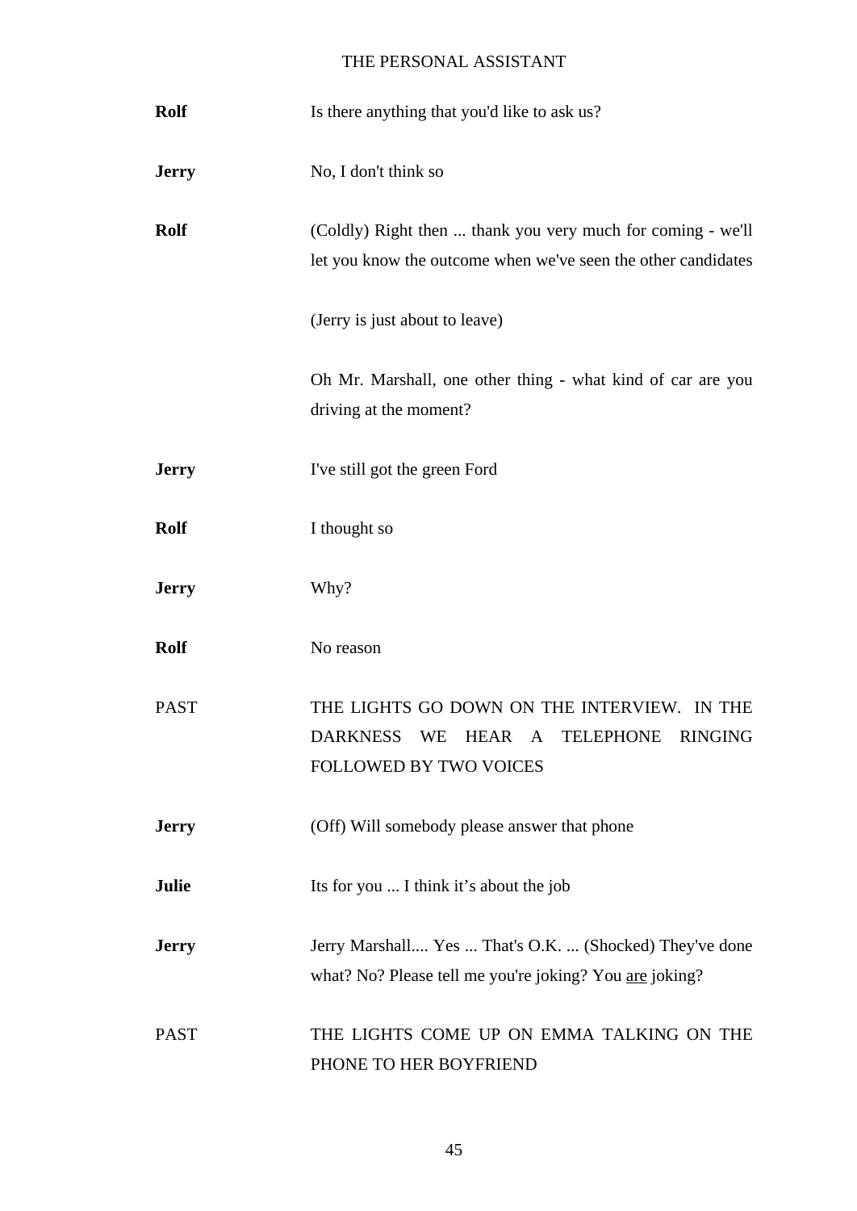**Rolf** Is there anything that you'd like to ask us?

**Jerry** No, I don't think so

**Rolf** (Coldly) Right then ... thank you very much for coming - we'll let you know the outcome when we've seen the other candidates

(Jerry is just about to leave)

Oh Mr. Marshall, one other thing - what kind of car are you driving at the moment?

**Jerry** I've still got the green Ford

**Rolf** I thought so

**Jerry** Why?

**Rolf** No reason

PAST THE LIGHTS GO DOWN ON THE INTERVIEW. IN THE DARKNESS WE HEAR A TELEPHONE RINGING FOLLOWED BY TWO VOICES

**Jerry** (Off) Will somebody please answer that phone

**Julie** Its for you ... I think it's about the job

**Jerry** Jerry Marshall.... Yes ... That's O.K. ... (Shocked) They've done what? No? Please tell me you're joking? You <u>are</u> joking?

PAST THE LIGHTS COME UP ON EMMA TALKING ON THE PHONE TO HER BOYFRIEND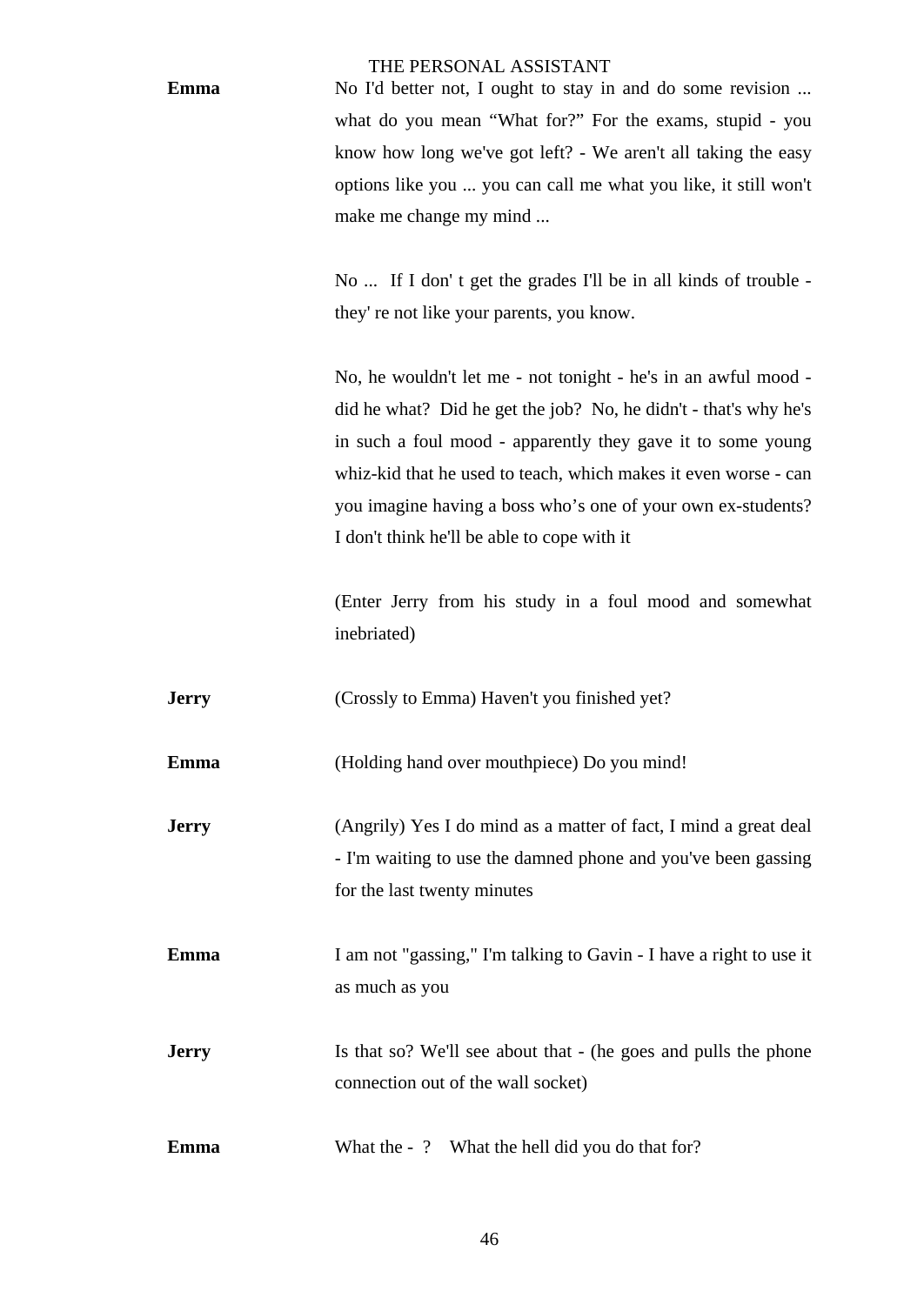**Emma** No I'd better not, I ought to stay in and do some revision ... what do you mean "What for?" For the exams, stupid - you know how long we've got left? - We aren't all taking the easy options like you ... you can call me what you like, it still won't make me change my mind ...

No ... If I don' t get the grades I'll be in all kinds of trouble - they' re not like your parents, you know.

No, he wouldn't let me - not tonight - he's in an awful mood - did he what? Did he get the job? No, he didn't - that's why he's in such a foul mood - apparently they gave it to some young whiz-kid that he used to teach, which makes it even worse - can you imagine having a boss who's one of your own ex-students? I don't think he'll be able to cope with it

(Enter Jerry from his study in a foul mood and somewhat inebriated)

**Jerry** (Crossly to Emma) Haven't you finished yet?

**Emma** (Holding hand over mouthpiece) Do you mind!

**Jerry** (Angrily) Yes I do mind as a matter of fact, I mind a great deal - I'm waiting to use the damned phone and you've been gassing for the last twenty minutes

**Emma** I am not "gassing," I'm talking to Gavin - I have a right to use it as much as you

**Jerry** Is that so? We'll see about that - (he goes and pulls the phone connection out of the wall socket)

**Emma** What the - ? What the hell did you do that for?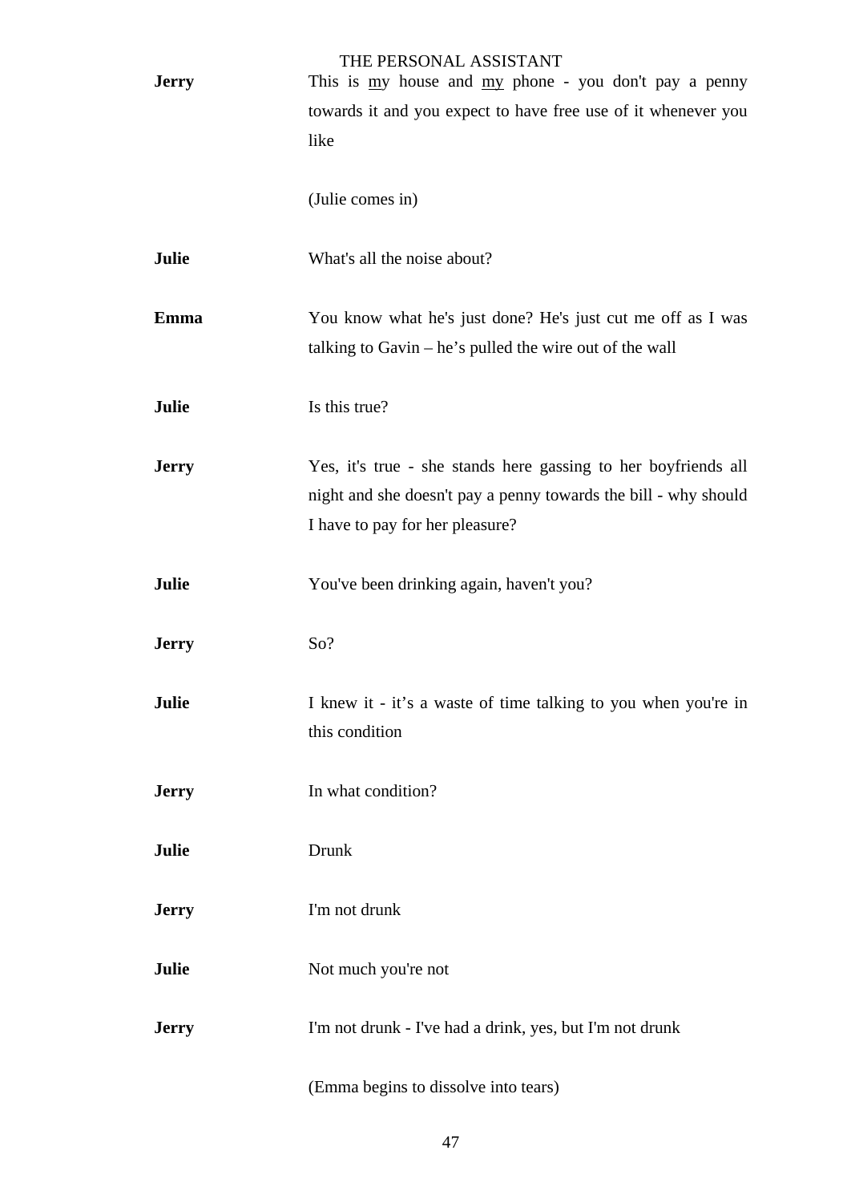**Jerry** This is <u>my</u> house and <u>my</u> phone - you don't pay a penny towards it and you expect to have free use of it whenever you like

(Julie comes in)

**Julie** What's all the noise about?

**Emma** You know what he's just done? He's just cut me off as I was talking to Gavin – he's pulled the wire out of the wall

**Julie** Is this true?

**Jerry** Yes, it's true - she stands here gassing to her boyfriends all night and she doesn't pay a penny towards the bill - why should I have to pay for her pleasure?

**Julie** You've been drinking again, haven't you?

**Jerry** So?

**Julie** I knew it - it's a waste of time talking to you when you're in this condition

**Jerry** In what condition?

**Julie** Drunk

**Jerry** I'm not drunk

**Julie** Not much you're not

**Jerry** I'm not drunk - I've had a drink, yes, but I'm not drunk

(Emma begins to dissolve into tears)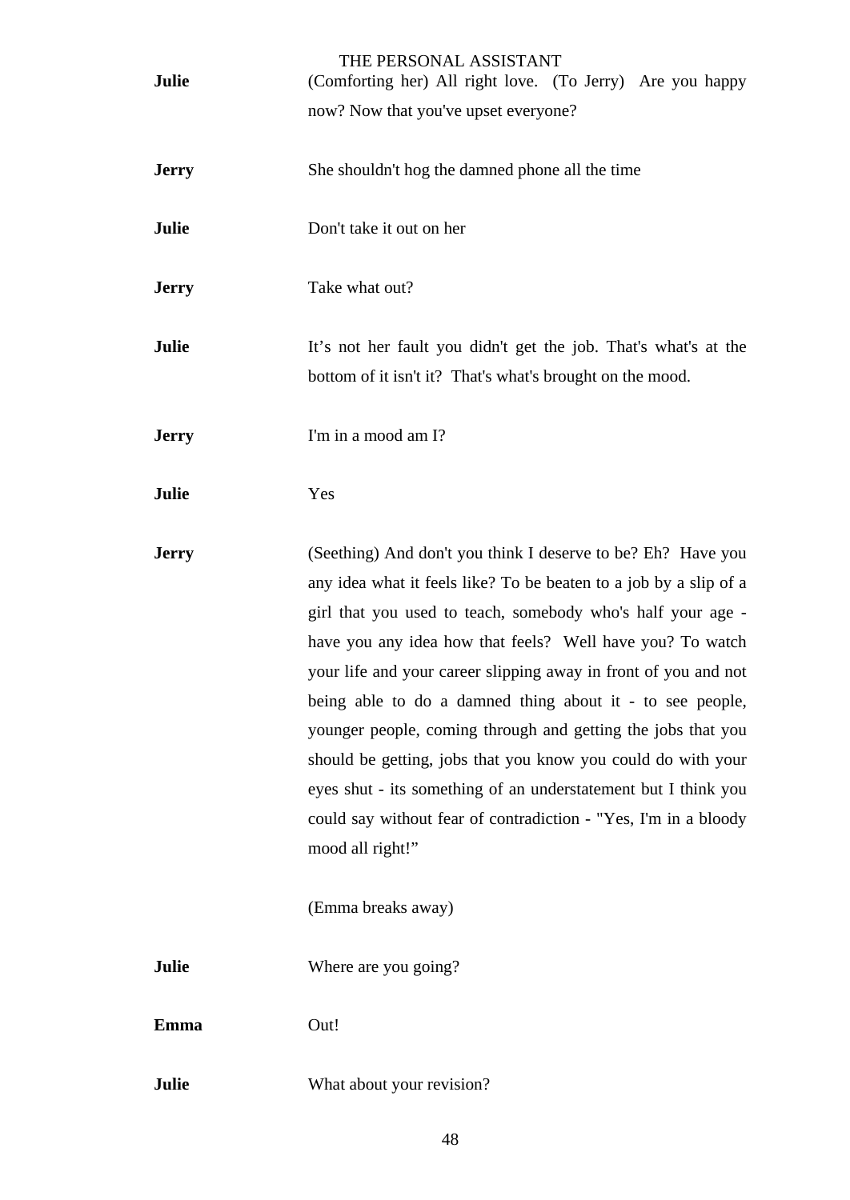**Julie** (Comforting her) All right love. (To Jerry) Are you happy now? Now that you've upset everyone?

**Jerry** She shouldn't hog the damned phone all the time

**Julie** Don't take it out on her

**Jerry** Take what out?

**Julie** It's not her fault you didn't get the job. That's what's at the bottom of it isn't it? That's what's brought on the mood.

**Jerry** I'm in a mood am I?

**Julie** Yes

**Jerry** (Seething) And don't you think I deserve to be? Eh? Have you any idea what it feels like? To be beaten to a job by a slip of a girl that you used to teach, somebody who's half your age - have you any idea how that feels? Well have you? To watch your life and your career slipping away in front of you and not being able to do a damned thing about it - to see people, younger people, coming through and getting the jobs that you should be getting, jobs that you know you could do with your eyes shut - its something of an understatement but I think you could say without fear of contradiction - "Yes, I'm in a bloody mood all right!"

(Emma breaks away)

**Julie** Where are you going?

**Emma** Out!

**Julie** What about your revision?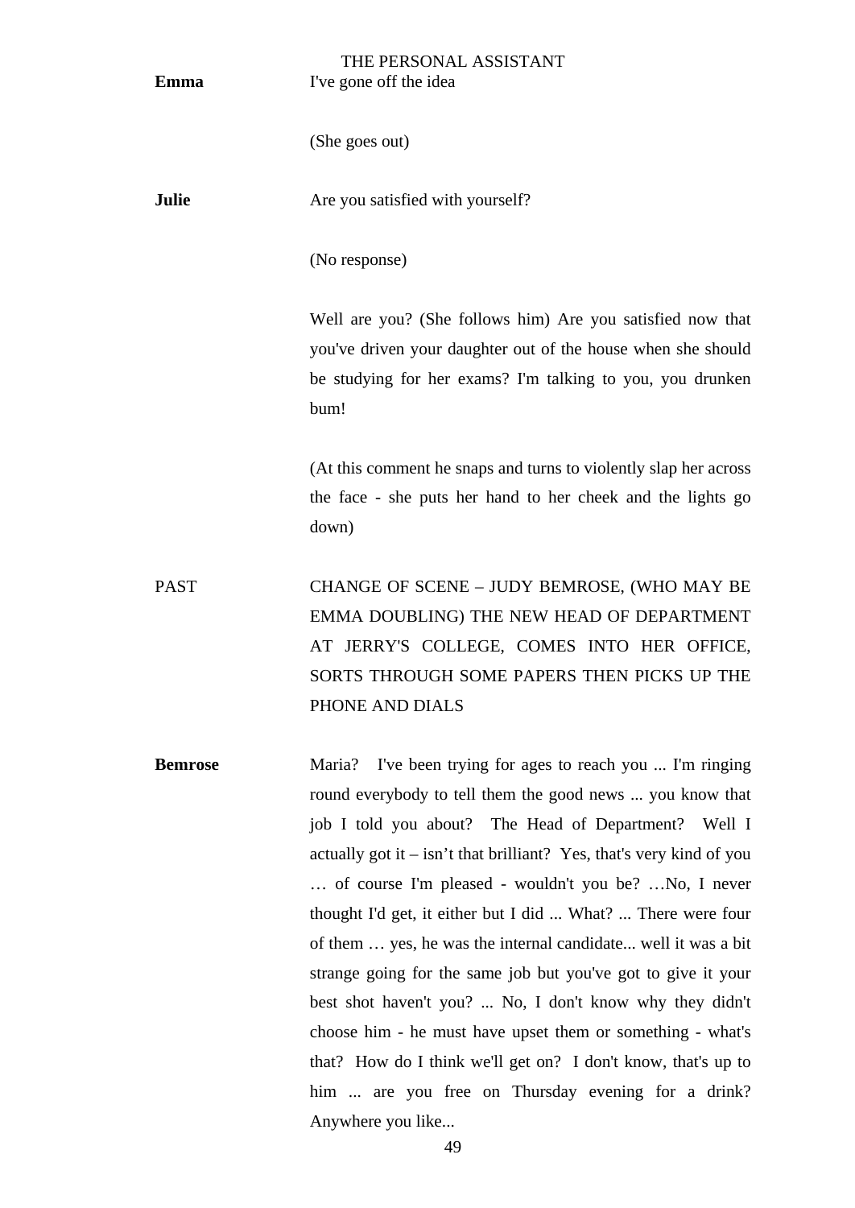**Emma** I've gone off the idea

(She goes out)

**Julie** Are you satisfied with yourself?

(No response)

Well are you? (She follows him) Are you satisfied now that you've driven your daughter out of the house when she should be studying for her exams? I'm talking to you, you drunken bum!

(At this comment he snaps and turns to violently slap her across the face - she puts her hand to her cheek and the lights go down)

PAST CHANGE OF SCENE – JUDY BEMROSE, (WHO MAY BE EMMA DOUBLING) THE NEW HEAD OF DEPARTMENT AT JERRY'S COLLEGE, COMES INTO HER OFFICE, SORTS THROUGH SOME PAPERS THEN PICKS UP THE PHONE AND DIALS

**Bemrose** Maria? I've been trying for ages to reach you ... I'm ringing round everybody to tell them the good news ... you know that job I told you about? The Head of Department? Well I actually got it – isn't that brilliant? Yes, that's very kind of you … of course I'm pleased - wouldn't you be? …No, I never thought I'd get, it either but I did ... What? ... There were four of them … yes, he was the internal candidate... well it was a bit strange going for the same job but you've got to give it your best shot haven't you? ... No, I don't know why they didn't choose him - he must have upset them or something - what's that? How do I think we'll get on? I don't know, that's up to him ... are you free on Thursday evening for a drink? Anywhere you like...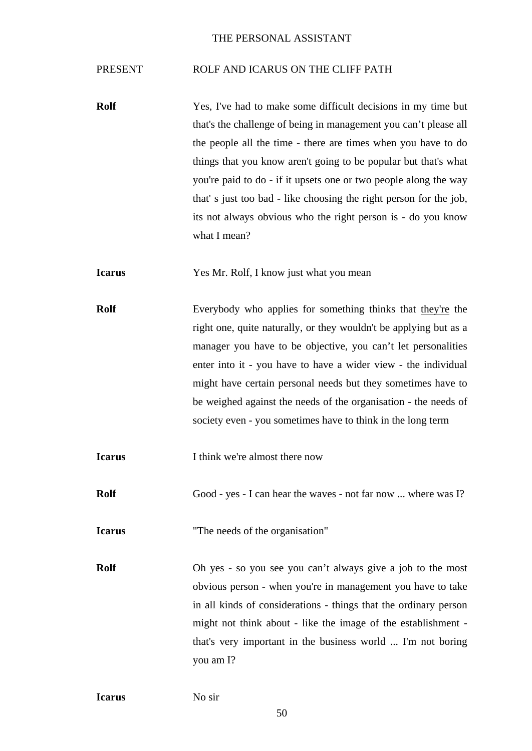PRESENT ROLF AND ICARUS ON THE CLIFF PATH

**Rolf** Yes, I've had to make some difficult decisions in my time but that's the challenge of being in management you can't please all the people all the time - there are times when you have to do things that you know aren't going to be popular but that's what you're paid to do - if it upsets one or two people along the way that' s just too bad - like choosing the right person for the job, its not always obvious who the right person is - do you know what I mean?

**Icarus** Yes Mr. Rolf, I know just what you mean

**Rolf** Everybody who applies for something thinks that <u>they're</u> the right one, quite naturally, or they wouldn't be applying but as a manager you have to be objective, you can't let personalities enter into it - you have to have a wider view - the individual might have certain personal needs but they sometimes have to be weighed against the needs of the organisation - the needs of society even - you sometimes have to think in the long term

**Icarus** I think we're almost there now

**Rolf** Good - yes - I can hear the waves - not far now ... where was I?

**Icarus** "The needs of the organisation"

**Rolf** Oh yes - so you see you can't always give a job to the most obvious person - when you're in management you have to take in all kinds of considerations - things that the ordinary person might not think about - like the image of the establishment - that's very important in the business world ... I'm not boring you am I?

**Icarus** No sir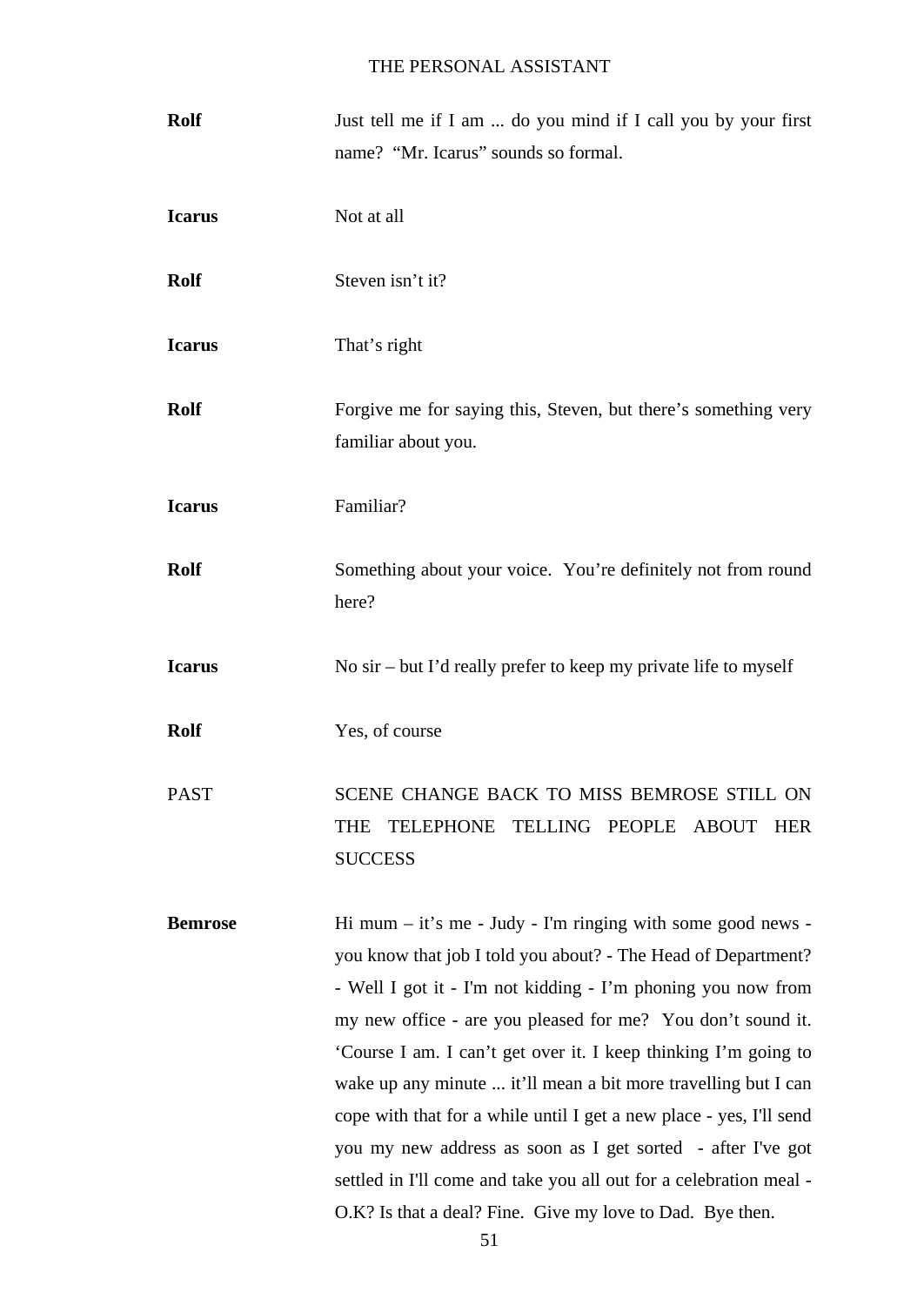**Rolf** Just tell me if I am ... do you mind if I call you by your first name? “Mr. Icarus” sounds so formal.

**Icarus** Not at all

**Rolf** Steven isn’t it?

**Icarus** That’s right

**Rolf** Forgive me for saying this, Steven, but there’s something very familiar about you.

**Icarus** Familiar?

**Rolf** Something about your voice. You’re definitely not from round here?

**Icarus** No sir – but I’d really prefer to keep my private life to myself

**Rolf** Yes, of course

PAST SCENE CHANGE BACK TO MISS BEMROSE STILL ON THE TELEPHONE TELLING PEOPLE ABOUT HER SUCCESS

**Bemrose** Hi mum – it’s me - Judy - I'm ringing with some good news - you know that job I told you about? - The Head of Department? - Well I got it - I'm not kidding - I’m phoning you now from my new office - are you pleased for me? You don’t sound it. ‘Course I am. I can’t get over it. I keep thinking I’m going to wake up any minute ... it’ll mean a bit more travelling but I can cope with that for a while until I get a new place - yes, I'll send you my new address as soon as I get sorted - after I've got settled in I'll come and take you all out for a celebration meal - O.K? Is that a deal? Fine. Give my love to Dad. Bye then.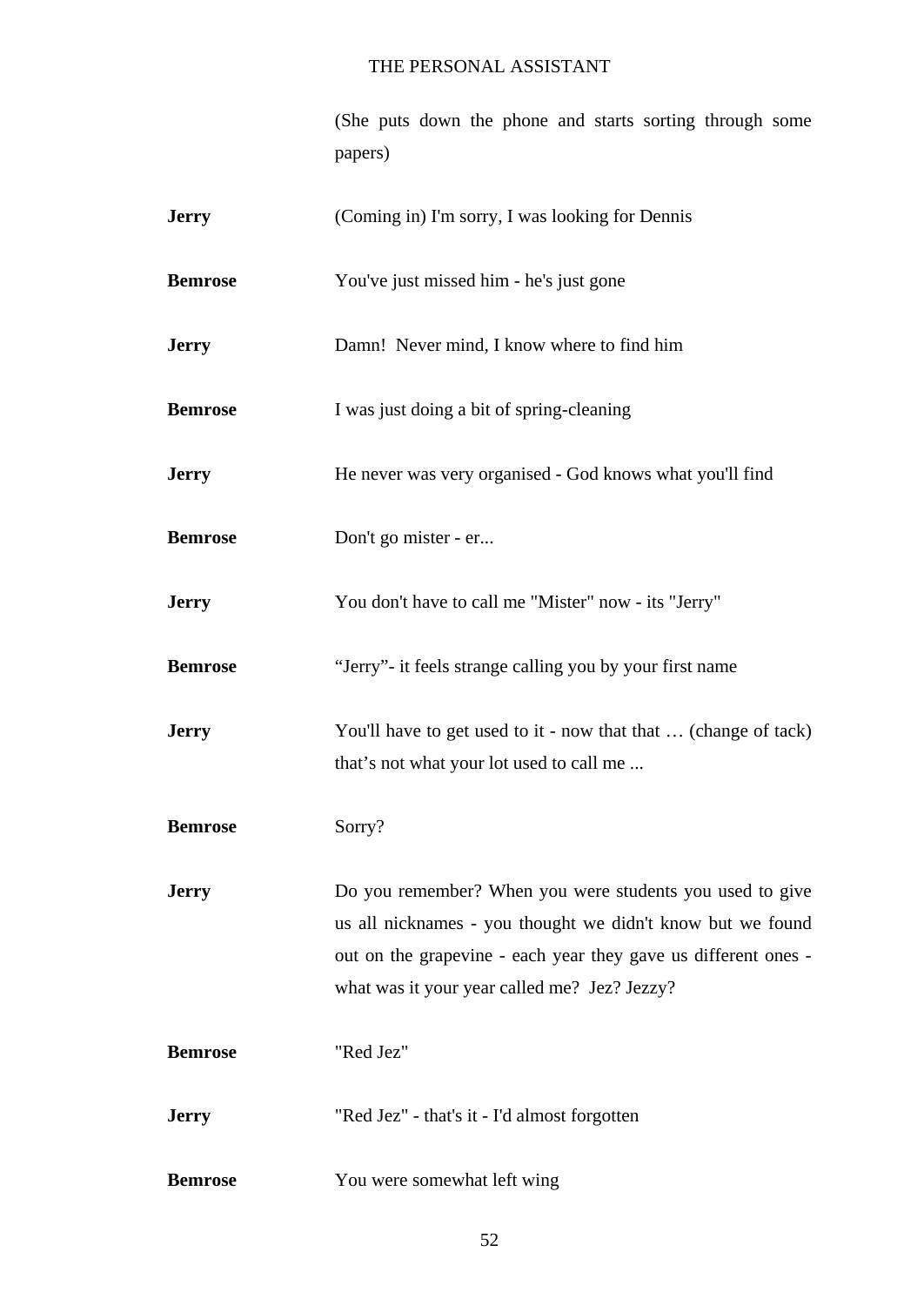(She puts down the phone and starts sorting through some papers)

**Jerry** (Coming in) I'm sorry, I was looking for Dennis

**Bemrose** You've just missed him - he's just gone

**Jerry** Damn! Never mind, I know where to find him

**Bemrose** I was just doing a bit of spring-cleaning

**Jerry** He never was very organised - God knows what you'll find

**Bemrose** Don't go mister - er...

**Jerry** You don't have to call me "Mister" now - its "Jerry"

**Bemrose** "Jerry"- it feels strange calling you by your first name

**Jerry** You'll have to get used to it - now that that … (change of tack) that's not what your lot used to call me ...

**Bemrose** Sorry?

**Jerry** Do you remember? When you were students you used to give us all nicknames - you thought we didn't know but we found out on the grapevine - each year they gave us different ones - what was it your year called me? Jez? Jezzy?

**Bemrose** "Red Jez"

**Jerry** "Red Jez" - that's it - I'd almost forgotten

**Bemrose** You were somewhat left wing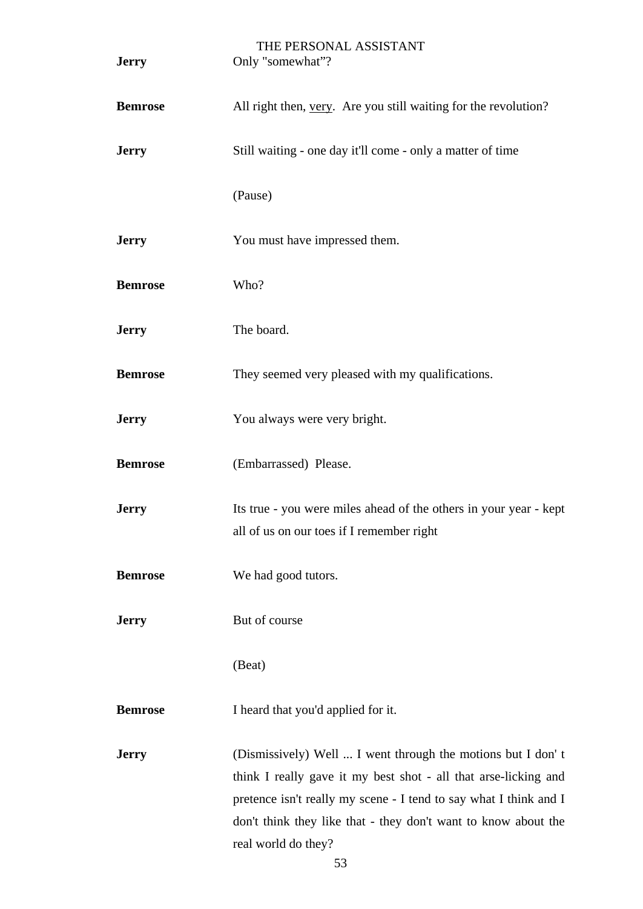**Jerry** Only "somewhat”?

**Bemrose** All right then, <u>very</u>. Are you still waiting for the revolution?

**Jerry** Still waiting - one day it'll come - only a matter of time

(Pause)

**Jerry** You must have impressed them.

**Bemrose** Who?

**Jerry** The board.

**Bemrose** They seemed very pleased with my qualifications.

**Jerry** You always were very bright.

**Bemrose** (Embarrassed) Please.

**Jerry** Its true - you were miles ahead of the others in your year - kept all of us on our toes if I remember right

**Bemrose** We had good tutors.

**Jerry** But of course

(Beat)

**Bemrose** I heard that you'd applied for it.

**Jerry** (Dismissively) Well ... I went through the motions but I don' t think I really gave it my best shot - all that arse-licking and pretence isn't really my scene - I tend to say what I think and I don't think they like that - they don't want to know about the real world do they?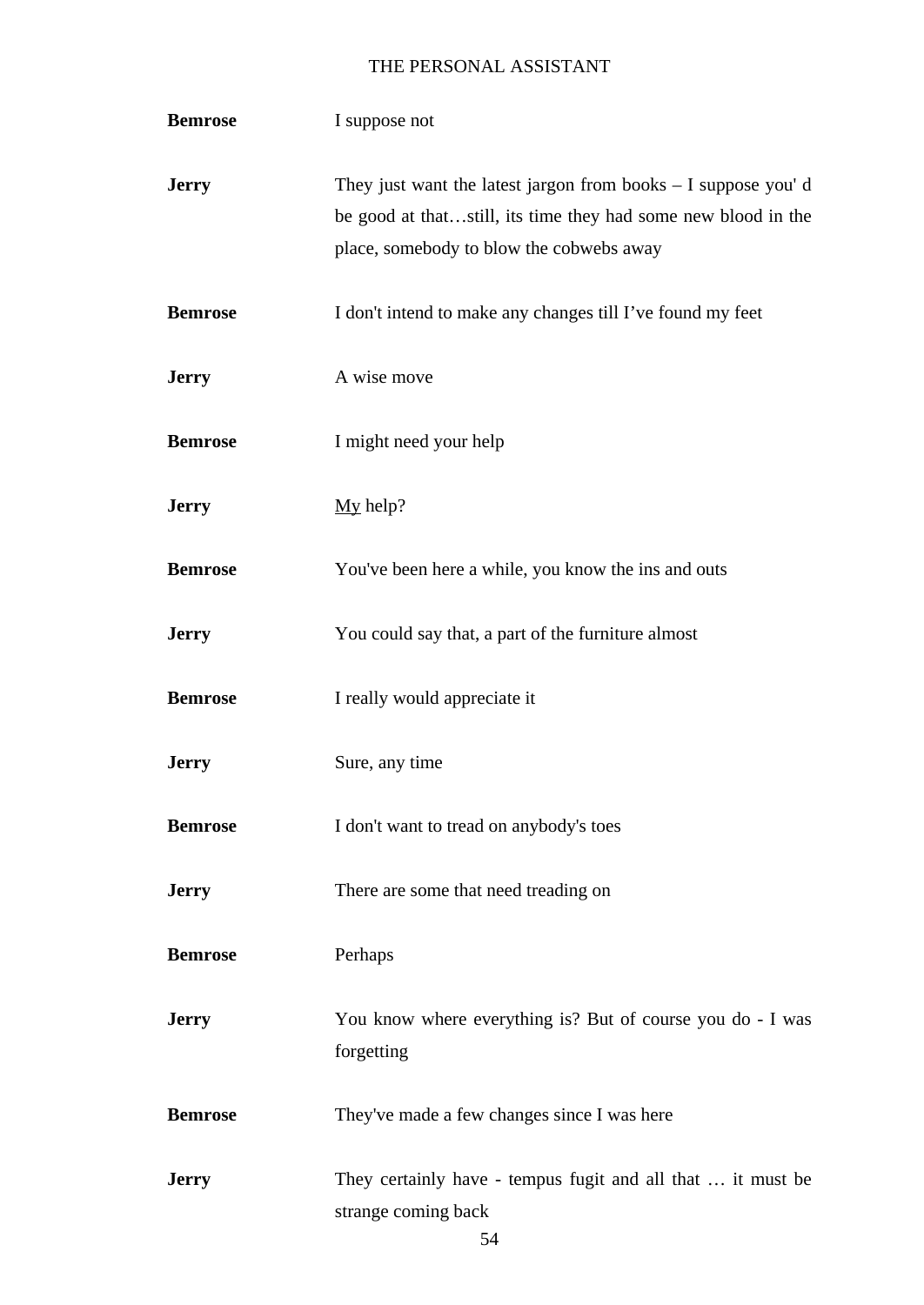**Bemrose** I suppose not

**Jerry** They just want the latest jargon from books – I suppose you' d be good at that…still, its time they had some new blood in the place, somebody to blow the cobwebs away

**Bemrose** I don't intend to make any changes till I've found my feet

**Jerry** A wise move

**Bemrose** I might need your help

**Jerry** <u>My</u> help?

**Bemrose** You've been here a while, you know the ins and outs

**Jerry** You could say that, a part of the furniture almost

**Bemrose** I really would appreciate it

**Jerry** Sure, any time

**Bemrose** I don't want to tread on anybody's toes

**Jerry** There are some that need treading on

**Bemrose** Perhaps

**Jerry** You know where everything is? But of course you do - I was forgetting

**Bemrose** They've made a few changes since I was here

**Jerry** They certainly have - tempus fugit and all that … it must be strange coming back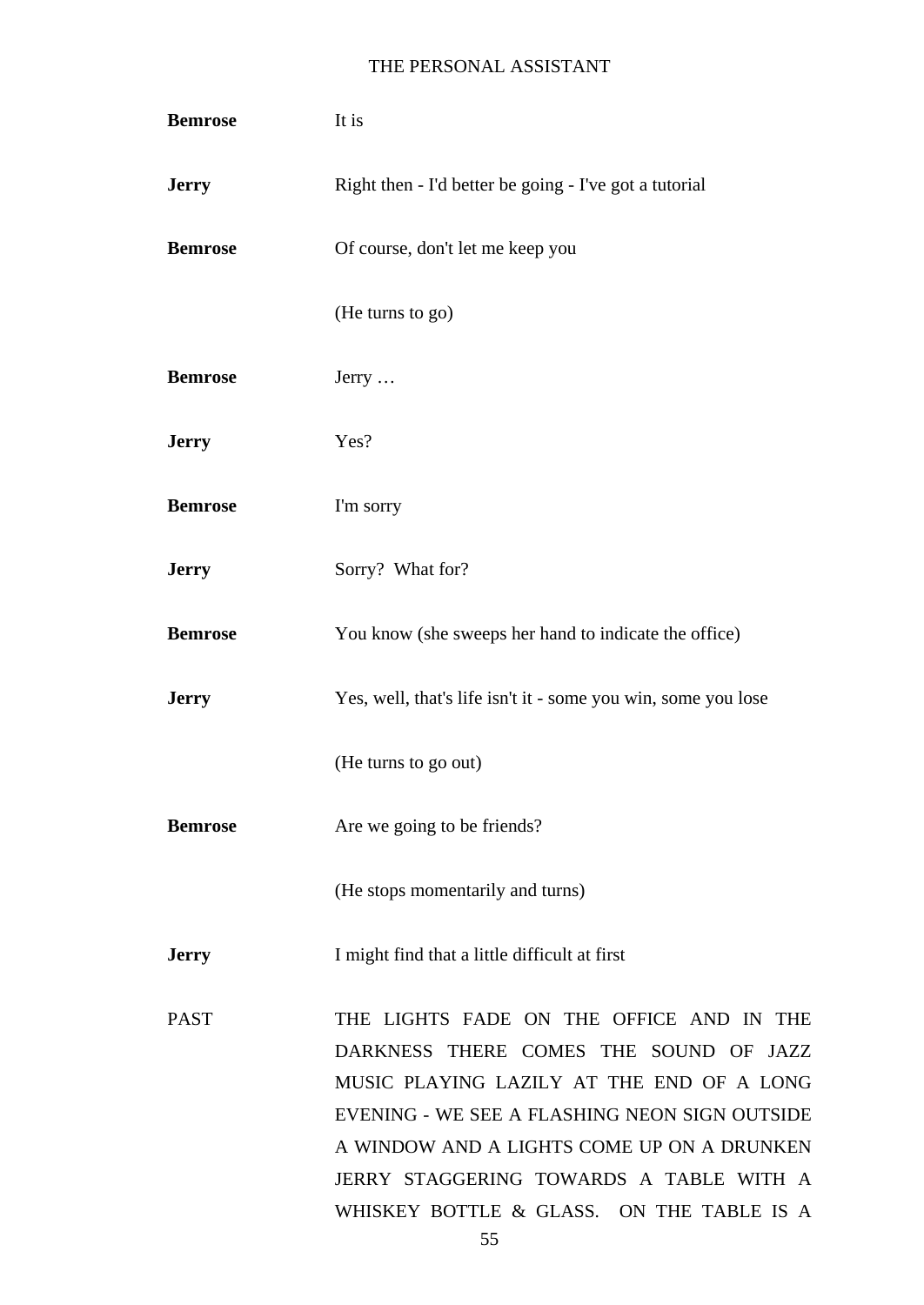**Bemrose** It is

**Jerry** Right then - I'd better be going - I've got a tutorial

**Bemrose** Of course, don't let me keep you

(He turns to go)

**Bemrose** Jerry …

**Jerry** Yes?

**Bemrose** I'm sorry

**Jerry** Sorry? What for?

**Bemrose** You know (she sweeps her hand to indicate the office)

**Jerry** Yes, well, that's life isn't it - some you win, some you lose

(He turns to go out)

**Bemrose** Are we going to be friends?

(He stops momentarily and turns)

**Jerry** I might find that a little difficult at first

PAST THE LIGHTS FADE ON THE OFFICE AND IN THE DARKNESS THERE COMES THE SOUND OF JAZZ MUSIC PLAYING LAZILY AT THE END OF A LONG EVENING - WE SEE A FLASHING NEON SIGN OUTSIDE A WINDOW AND A LIGHTS COME UP ON A DRUNKEN JERRY STAGGERING TOWARDS A TABLE WITH A WHISKEY BOTTLE & GLASS. ON THE TABLE IS A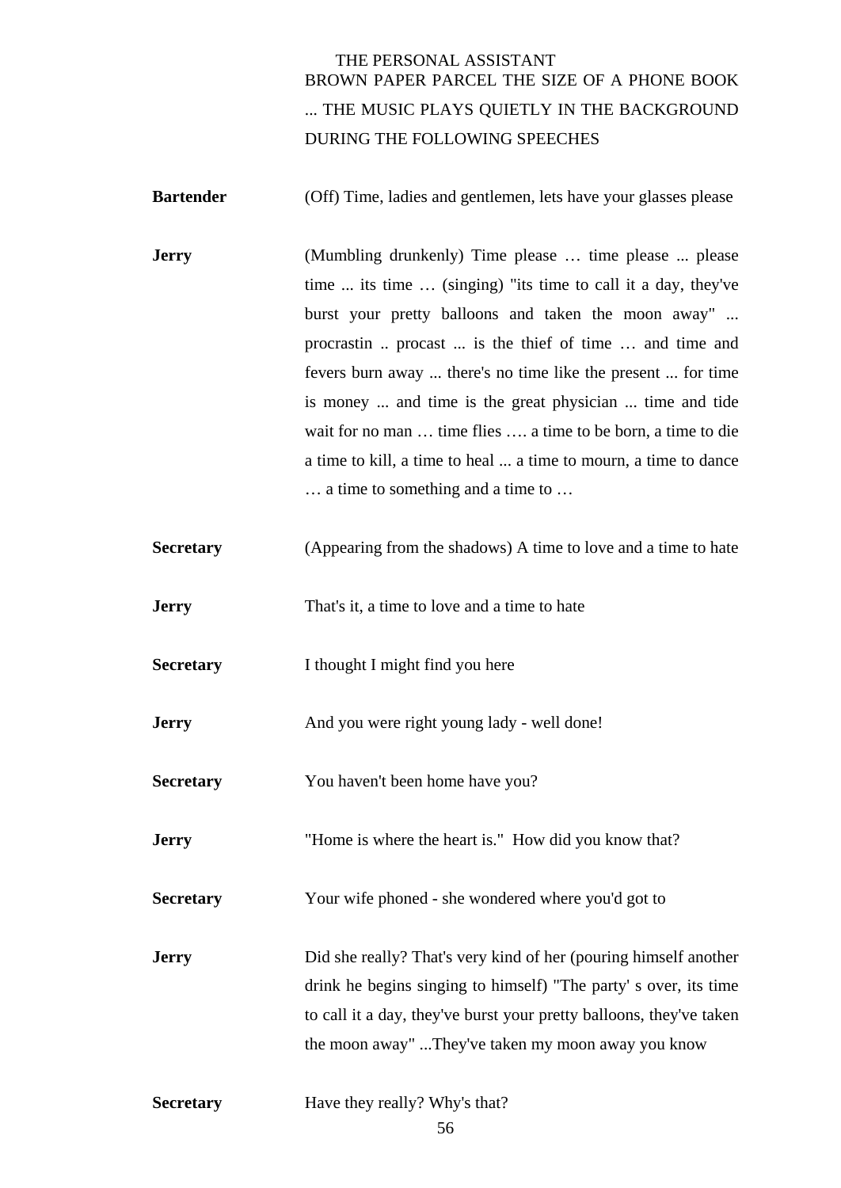THE PERSONAL ASSISTANT BROWN PAPER PARCEL THE SIZE OF A PHONE BOOK ... THE MUSIC PLAYS QUIETLY IN THE BACKGROUND DURING THE FOLLOWING SPEECHES

**Bartender** (Off) Time, ladies and gentlemen, lets have your glasses please

**Jerry** (Mumbling drunkenly) Time please … time please ... please time ... its time … (singing) "its time to call it a day, they've burst your pretty balloons and taken the moon away" ... procrastin .. procast ... is the thief of time … and time and fevers burn away ... there's no time like the present ... for time is money ... and time is the great physician ... time and tide wait for no man … time flies …. a time to be born, a time to die a time to kill, a time to heal ... a time to mourn, a time to dance … a time to something and a time to …

**Secretary** (Appearing from the shadows) A time to love and a time to hate

**Jerry** That's it, a time to love and a time to hate

**Secretary** I thought I might find you here

**Jerry** And you were right young lady - well done!

**Secretary** You haven't been home have you?

**Jerry** "Home is where the heart is." How did you know that?

**Secretary** Your wife phoned - she wondered where you'd got to

**Jerry** Did she really? That's very kind of her (pouring himself another drink he begins singing to himself) "The party' s over, its time to call it a day, they've burst your pretty balloons, they've taken the moon away" ...They've taken my moon away you know

**Secretary** Have they really? Why's that?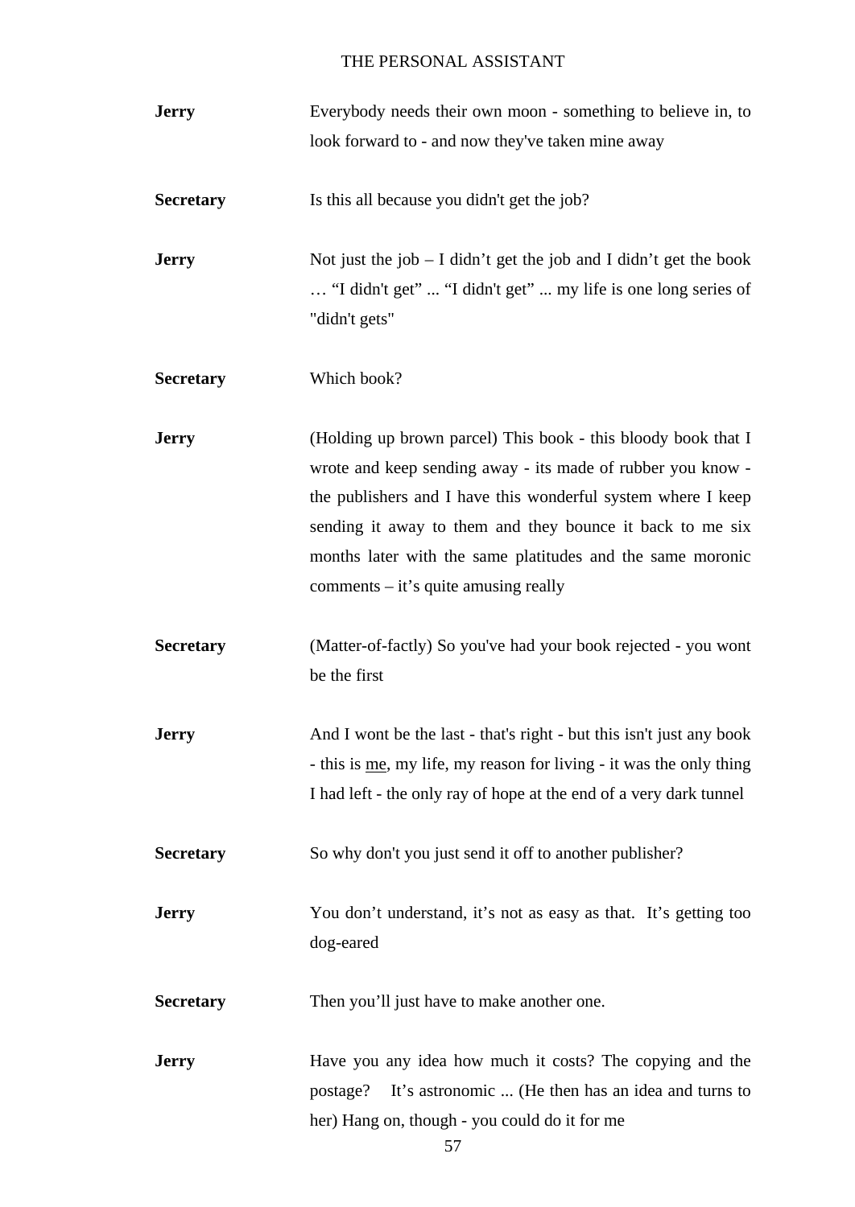**Jerry** Everybody needs their own moon - something to believe in, to look forward to - and now they've taken mine away

**Secretary** Is this all because you didn't get the job?

**Jerry** Not just the job – I didn't get the job and I didn't get the book … "I didn't get" ... "I didn't get" ... my life is one long series of "didn't gets"

**Secretary** Which book?

**Jerry** (Holding up brown parcel) This book - this bloody book that I wrote and keep sending away - its made of rubber you know - the publishers and I have this wonderful system where I keep sending it away to them and they bounce it back to me six months later with the same platitudes and the same moronic comments – it's quite amusing really

**Secretary** (Matter-of-factly) So you've had your book rejected - you wont be the first

**Jerry** And I wont be the last - that's right - but this isn't just any book - this is <u>me</u>, my life, my reason for living - it was the only thing I had left - the only ray of hope at the end of a very dark tunnel

**Secretary** So why don't you just send it off to another publisher?

**Jerry** You don't understand, it's not as easy as that. It's getting too dog-eared

**Secretary** Then you'll just have to make another one.

**Jerry** Have you any idea how much it costs? The copying and the postage? It's astronomic ... (He then has an idea and turns to her) Hang on, though - you could do it for me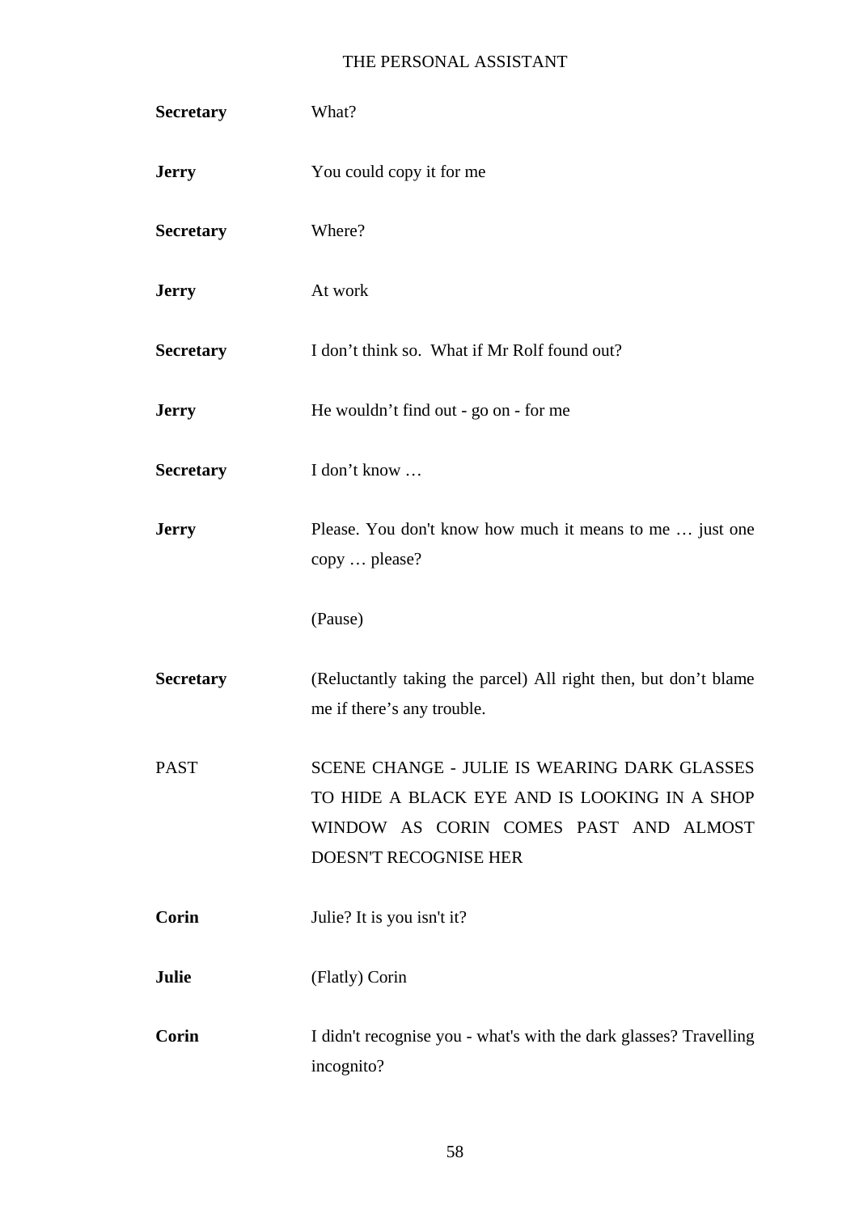**Secretary** What?

**Jerry** You could copy it for me

**Secretary** Where?

**Jerry** At work

**Secretary** I don't think so. What if Mr Rolf found out?

**Jerry** He wouldn't find out - go on - for me

**Secretary** I don't know …

**Jerry** Please. You don't know how much it means to me … just one copy … please?

(Pause)

**Secretary** (Reluctantly taking the parcel) All right then, but don't blame me if there's any trouble.

PAST SCENE CHANGE - JULIE IS WEARING DARK GLASSES TO HIDE A BLACK EYE AND IS LOOKING IN A SHOP WINDOW AS CORIN COMES PAST AND ALMOST DOESN'T RECOGNISE HER

**Corin** Julie? It is you isn't it?

**Julie** (Flatly) Corin

**Corin** I didn't recognise you - what's with the dark glasses? Travelling incognito?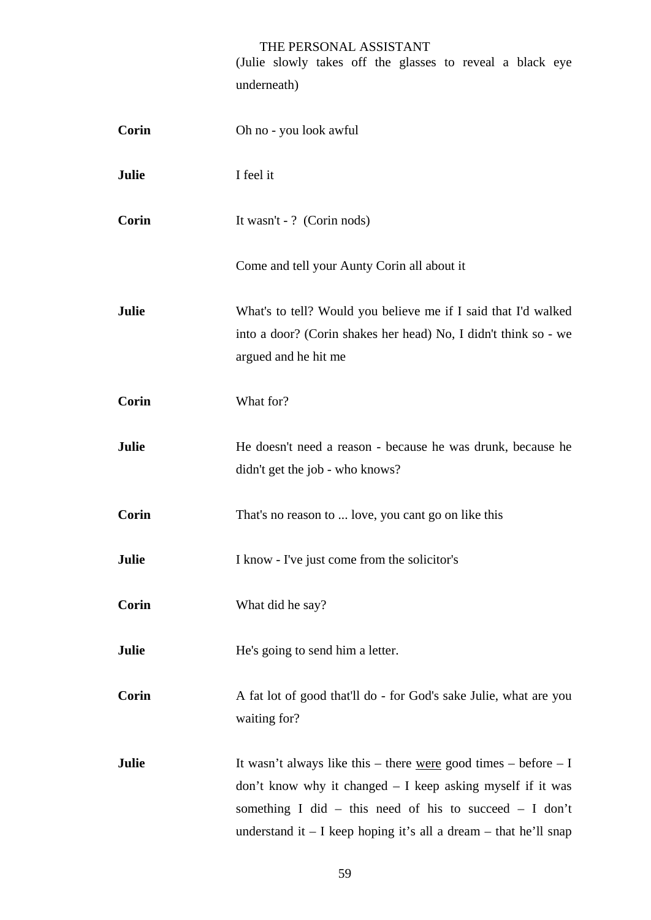(Julie slowly takes off the glasses to reveal a black eye underneath)

**Corin** Oh no - you look awful

**Julie** I feel it

**Corin** It wasn't - ? (Corin nods)

Come and tell your Aunty Corin all about it

**Julie** What's to tell? Would you believe me if I said that I'd walked into a door? (Corin shakes her head) No, I didn't think so - we argued and he hit me

**Corin** What for?

**Julie** He doesn't need a reason - because he was drunk, because he didn't get the job - who knows?

**Corin** That's no reason to ... love, you cant go on like this

**Julie** I know - I've just come from the solicitor's

**Corin** What did he say?

**Julie** He's going to send him a letter.

**Corin** A fat lot of good that'll do - for God's sake Julie, what are you waiting for?

**Julie** It wasn’t always like this – there <u>were</u> good times – before – I don’t know why it changed – I keep asking myself if it was something I did – this need of his to succeed – I don’t understand it – I keep hoping it’s all a dream – that he’ll snap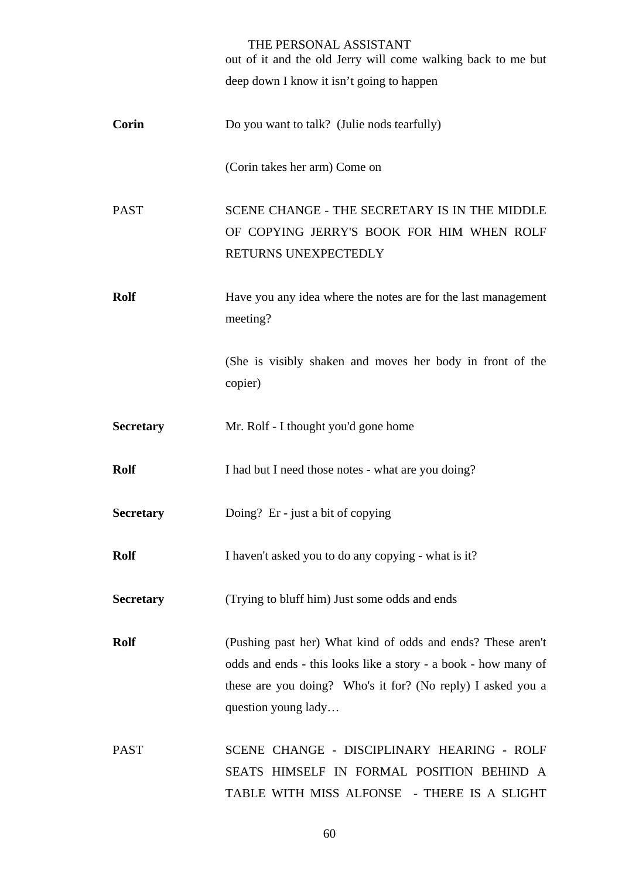out of it and the old Jerry will come walking back to me but deep down I know it isn't going to happen

**Corin** Do you want to talk? (Julie nods tearfully)

(Corin takes her arm) Come on

PAST SCENE CHANGE - THE SECRETARY IS IN THE MIDDLE OF COPYING JERRY'S BOOK FOR HIM WHEN ROLF RETURNS UNEXPECTEDLY

**Rolf** Have you any idea where the notes are for the last management meeting?

(She is visibly shaken and moves her body in front of the copier)

**Secretary** Mr. Rolf - I thought you'd gone home

**Rolf** I had but I need those notes - what are you doing?

**Secretary** Doing? Er - just a bit of copying

**Rolf** I haven't asked you to do any copying - what is it?

**Secretary** (Trying to bluff him) Just some odds and ends

**Rolf** (Pushing past her) What kind of odds and ends? These aren't odds and ends - this looks like a story - a book - how many of these are you doing? Who's it for? (No reply) I asked you a question young lady…

PAST SCENE CHANGE - DISCIPLINARY HEARING - ROLF SEATS HIMSELF IN FORMAL POSITION BEHIND A TABLE WITH MISS ALFONSE - THERE IS A SLIGHT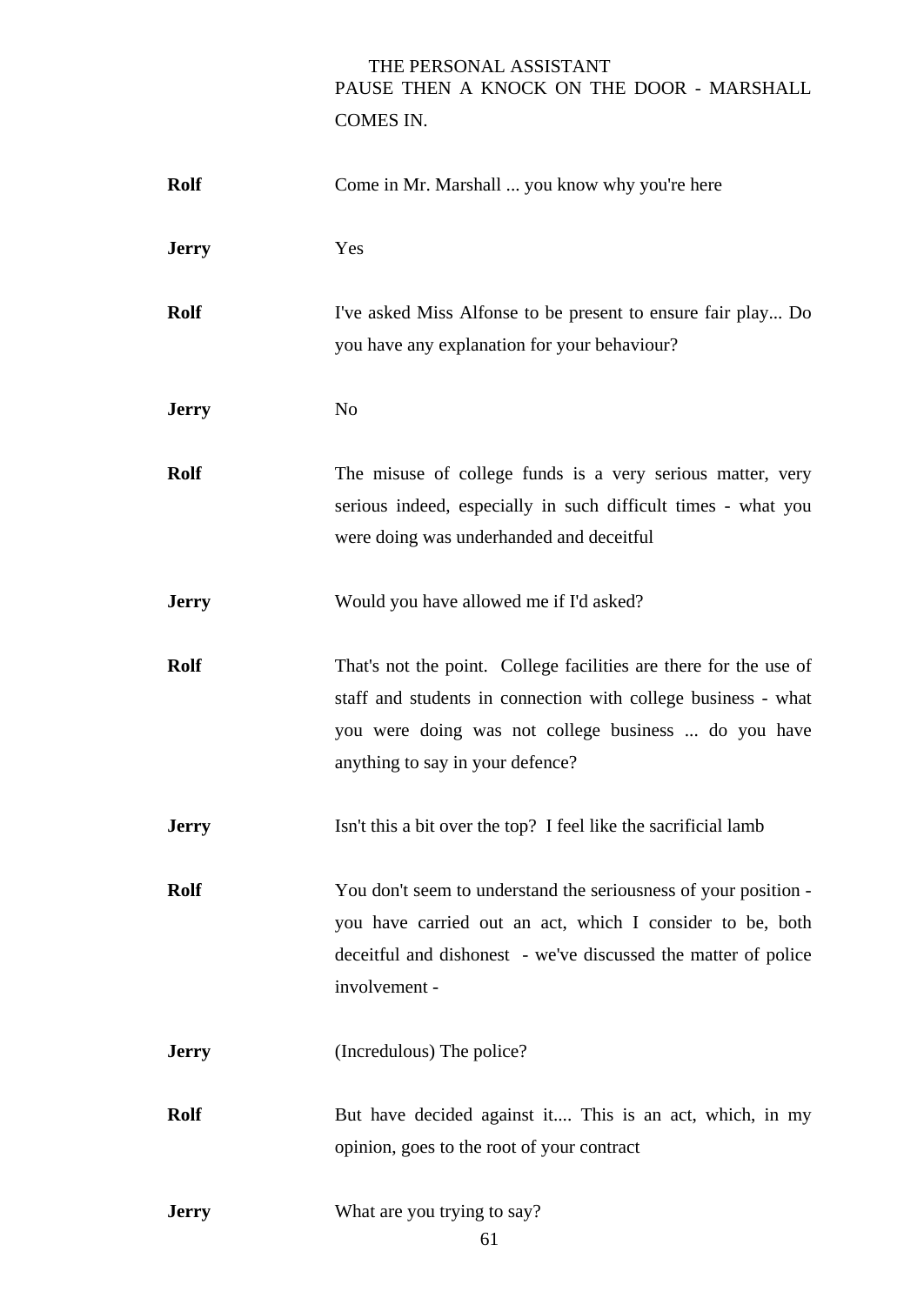PAUSE THEN A KNOCK ON THE DOOR - MARSHALL COMES IN.

**Rolf** Come in Mr. Marshall ... you know why you're here

**Jerry** Yes

**Rolf** I've asked Miss Alfonse to be present to ensure fair play... Do you have any explanation for your behaviour?

**Jerry** No

**Rolf** The misuse of college funds is a very serious matter, very serious indeed, especially in such difficult times - what you were doing was underhanded and deceitful

**Jerry** Would you have allowed me if I'd asked?

**Rolf** That's not the point. College facilities are there for the use of staff and students in connection with college business - what you were doing was not college business ... do you have anything to say in your defence?

**Jerry** Isn't this a bit over the top? I feel like the sacrificial lamb

**Rolf** You don't seem to understand the seriousness of your position - you have carried out an act, which I consider to be, both deceitful and dishonest - we've discussed the matter of police involvement -

**Jerry** (Incredulous) The police?

**Rolf** But have decided against it.... This is an act, which, in my opinion, goes to the root of your contract

**Jerry** What are you trying to say?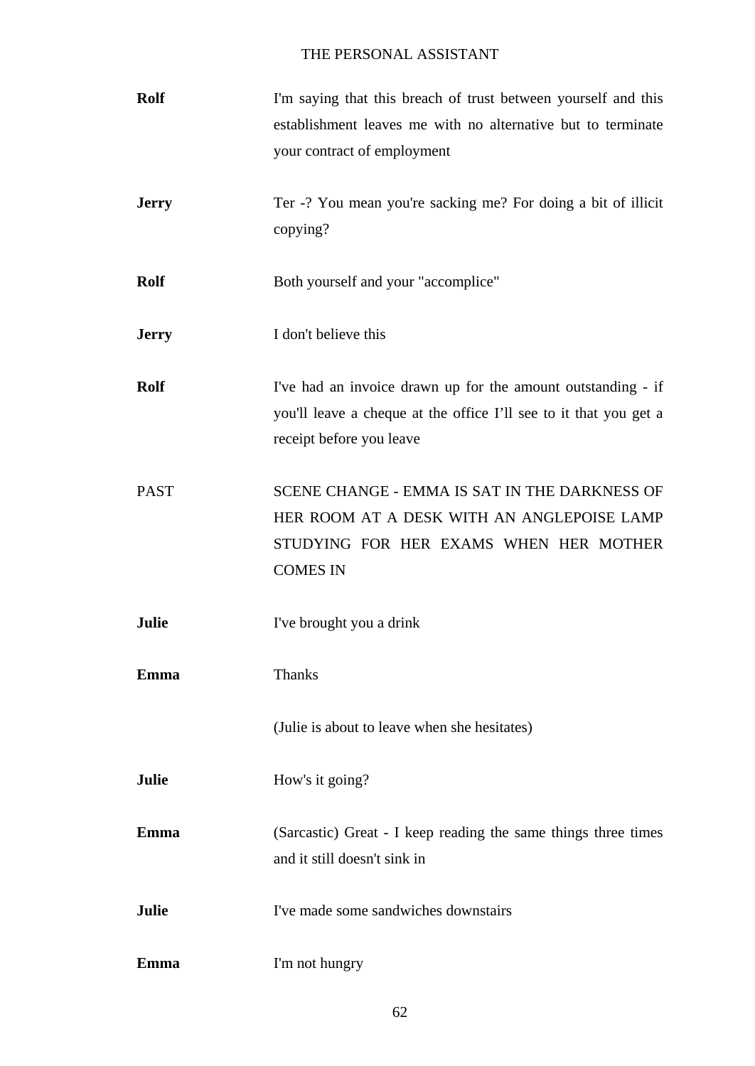**Rolf** I'm saying that this breach of trust between yourself and this establishment leaves me with no alternative but to terminate your contract of employment

**Jerry** Ter -? You mean you're sacking me? For doing a bit of illicit copying?

**Rolf** Both yourself and your "accomplice"

**Jerry** I don't believe this

**Rolf** I've had an invoice drawn up for the amount outstanding - if you'll leave a cheque at the office I'll see to it that you get a receipt before you leave

PAST SCENE CHANGE - EMMA IS SAT IN THE DARKNESS OF HER ROOM AT A DESK WITH AN ANGLEPOISE LAMP STUDYING FOR HER EXAMS WHEN HER MOTHER COMES IN

**Julie** I've brought you a drink

**Emma** Thanks

(Julie is about to leave when she hesitates)

**Julie** How's it going?

**Emma** (Sarcastic) Great - I keep reading the same things three times and it still doesn't sink in

**Julie** I've made some sandwiches downstairs

**Emma** I'm not hungry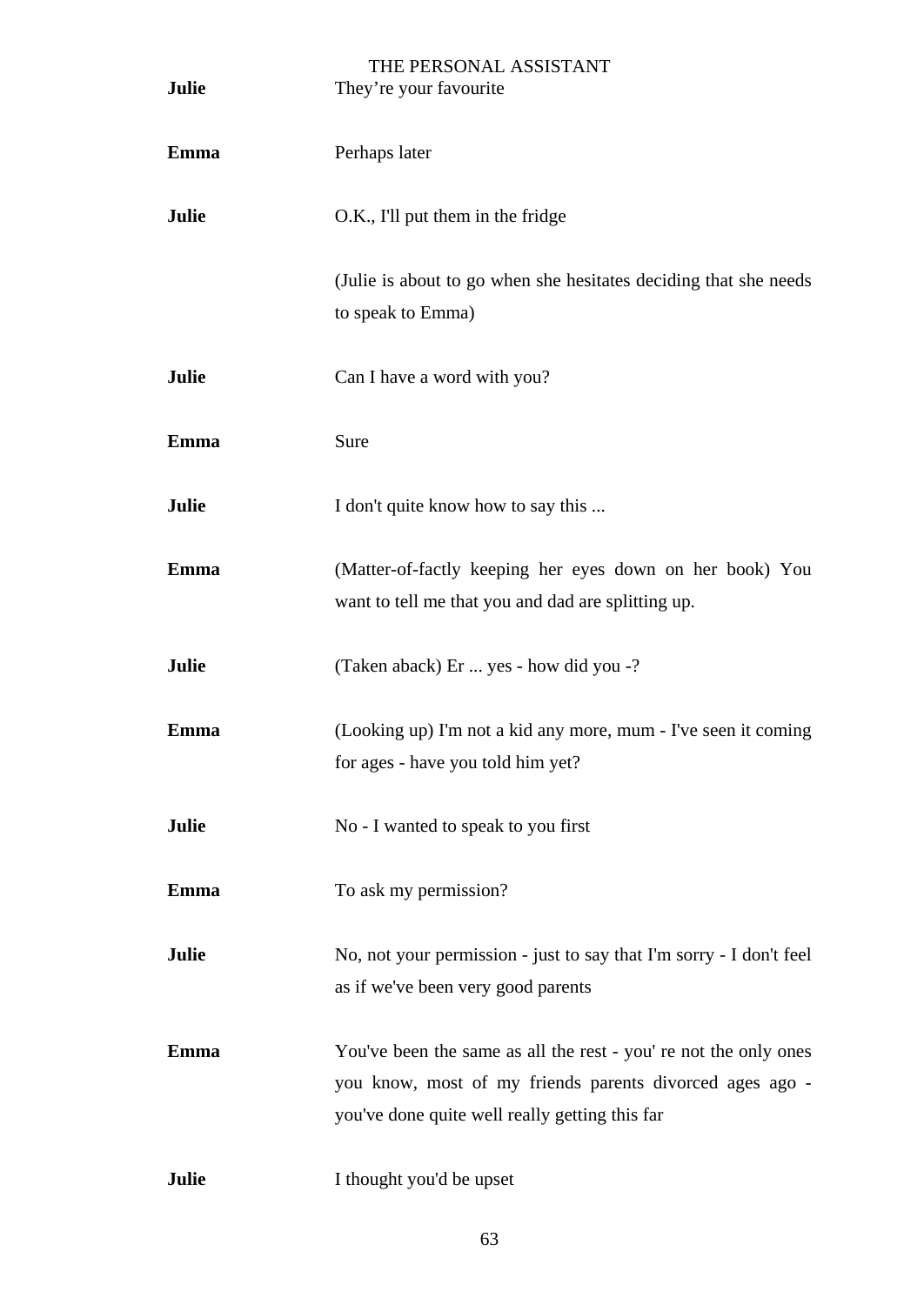**Julie** They're your favourite

**Emma** Perhaps later

**Julie** O.K., I'll put them in the fridge

(Julie is about to go when she hesitates deciding that she needs to speak to Emma)

**Julie** Can I have a word with you?

**Emma** Sure

**Julie** I don't quite know how to say this ...

**Emma** (Matter-of-factly keeping her eyes down on her book) You want to tell me that you and dad are splitting up.

**Julie** (Taken aback) Er ... yes - how did you -?

**Emma** (Looking up) I'm not a kid any more, mum - I've seen it coming for ages - have you told him yet?

**Julie** No - I wanted to speak to you first

**Emma** To ask my permission?

**Julie** No, not your permission - just to say that I'm sorry - I don't feel as if we've been very good parents

**Emma** You've been the same as all the rest - you' re not the only ones you know, most of my friends parents divorced ages ago - you've done quite well really getting this far

**Julie** I thought you'd be upset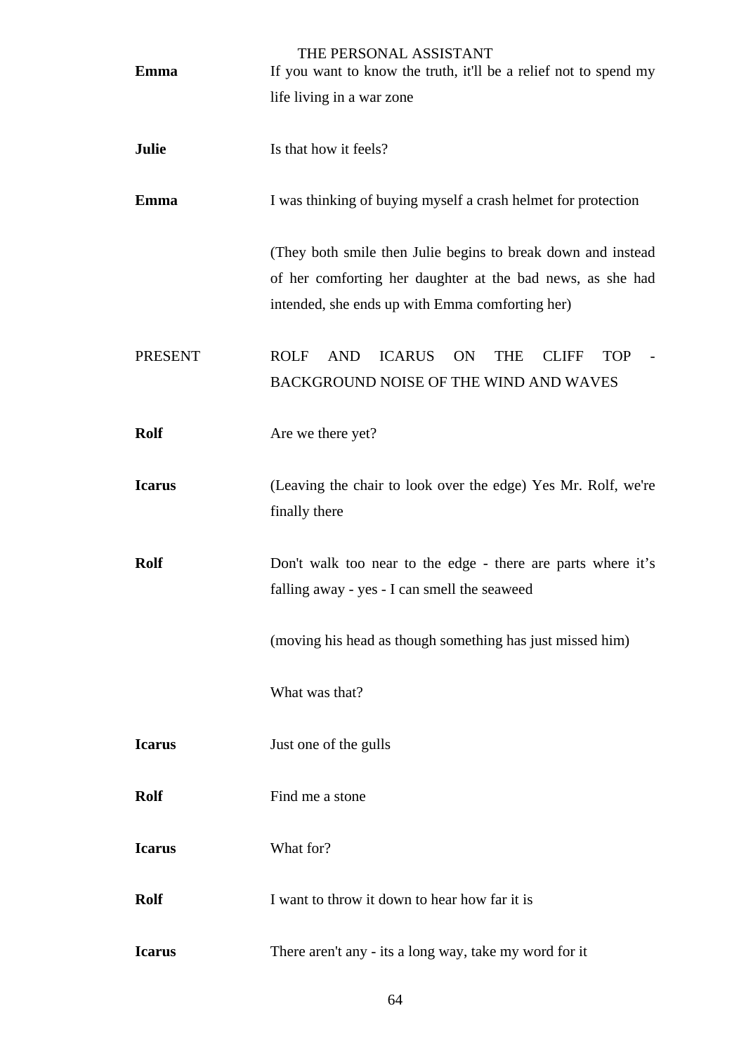**Emma** If you want to know the truth, it'll be a relief not to spend my life living in a war zone

**Julie** Is that how it feels?

**Emma** I was thinking of buying myself a crash helmet for protection

(They both smile then Julie begins to break down and instead of her comforting her daughter at the bad news, as she had intended, she ends up with Emma comforting her)

PRESENT ROLF AND ICARUS ON THE CLIFF TOP - BACKGROUND NOISE OF THE WIND AND WAVES

**Rolf** Are we there yet?

**Icarus** (Leaving the chair to look over the edge) Yes Mr. Rolf, we're finally there

**Rolf** Don't walk too near to the edge - there are parts where it’s falling away - yes - I can smell the seaweed

(moving his head as though something has just missed him)

What was that?

**Icarus** Just one of the gulls

**Rolf** Find me a stone

**Icarus** What for?

**Rolf** I want to throw it down to hear how far it is

**Icarus** There aren't any - its a long way, take my word for it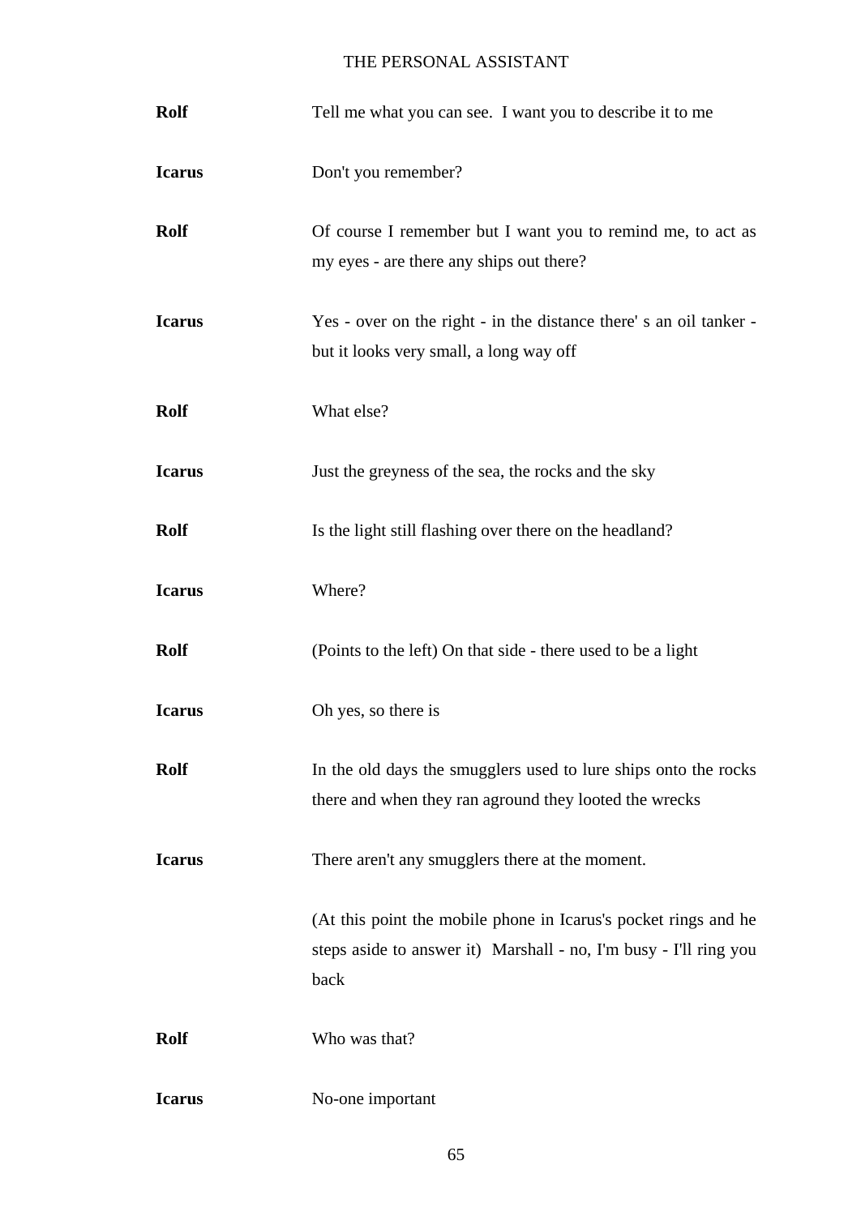**Rolf** Tell me what you can see. I want you to describe it to me

**Icarus** Don't you remember?

**Rolf** Of course I remember but I want you to remind me, to act as my eyes - are there any ships out there?

**Icarus** Yes - over on the right - in the distance there' s an oil tanker - but it looks very small, a long way off

**Rolf** What else?

**Icarus** Just the greyness of the sea, the rocks and the sky

**Rolf** Is the light still flashing over there on the headland?

**Icarus** Where?

**Rolf** (Points to the left) On that side - there used to be a light

**Icarus** Oh yes, so there is

**Rolf** In the old days the smugglers used to lure ships onto the rocks there and when they ran aground they looted the wrecks

**Icarus** There aren't any smugglers there at the moment.

(At this point the mobile phone in Icarus's pocket rings and he steps aside to answer it) Marshall - no, I'm busy - I'll ring you back

**Rolf** Who was that?

**Icarus** No-one important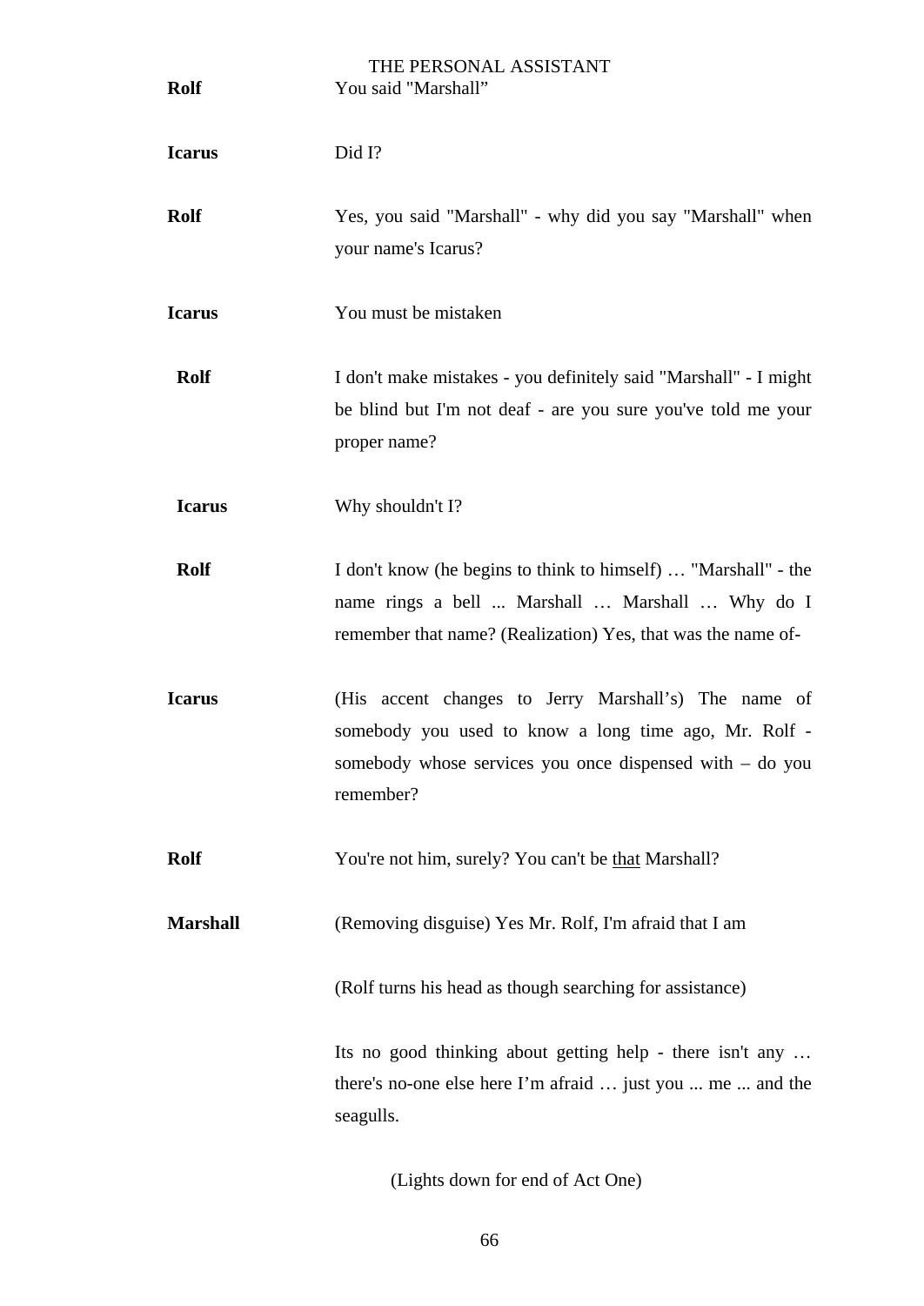**Rolf** You said "Marshall”

**Icarus** Did I?

**Rolf** Yes, you said "Marshall" - why did you say "Marshall" when your name's Icarus?

**Icarus** You must be mistaken

**Rolf** I don't make mistakes - you definitely said "Marshall" - I might be blind but I'm not deaf - are you sure you've told me your proper name?

**Icarus** Why shouldn't I?

**Rolf** I don't know (he begins to think to himself) … "Marshall" - the name rings a bell ... Marshall … Marshall … Why do I remember that name? (Realization) Yes, that was the name of-

**Icarus** (His accent changes to Jerry Marshall’s) The name of somebody you used to know a long time ago, Mr. Rolf - somebody whose services you once dispensed with – do you remember?

**Rolf** You're not him, surely? You can't be <u>that</u> Marshall?

**Marshall** (Removing disguise) Yes Mr. Rolf, I'm afraid that I am

(Rolf turns his head as though searching for assistance)

Its no good thinking about getting help - there isn't any … there's no-one else here I’m afraid … just you ... me ... and the seagulls.

(Lights down for end of Act One)